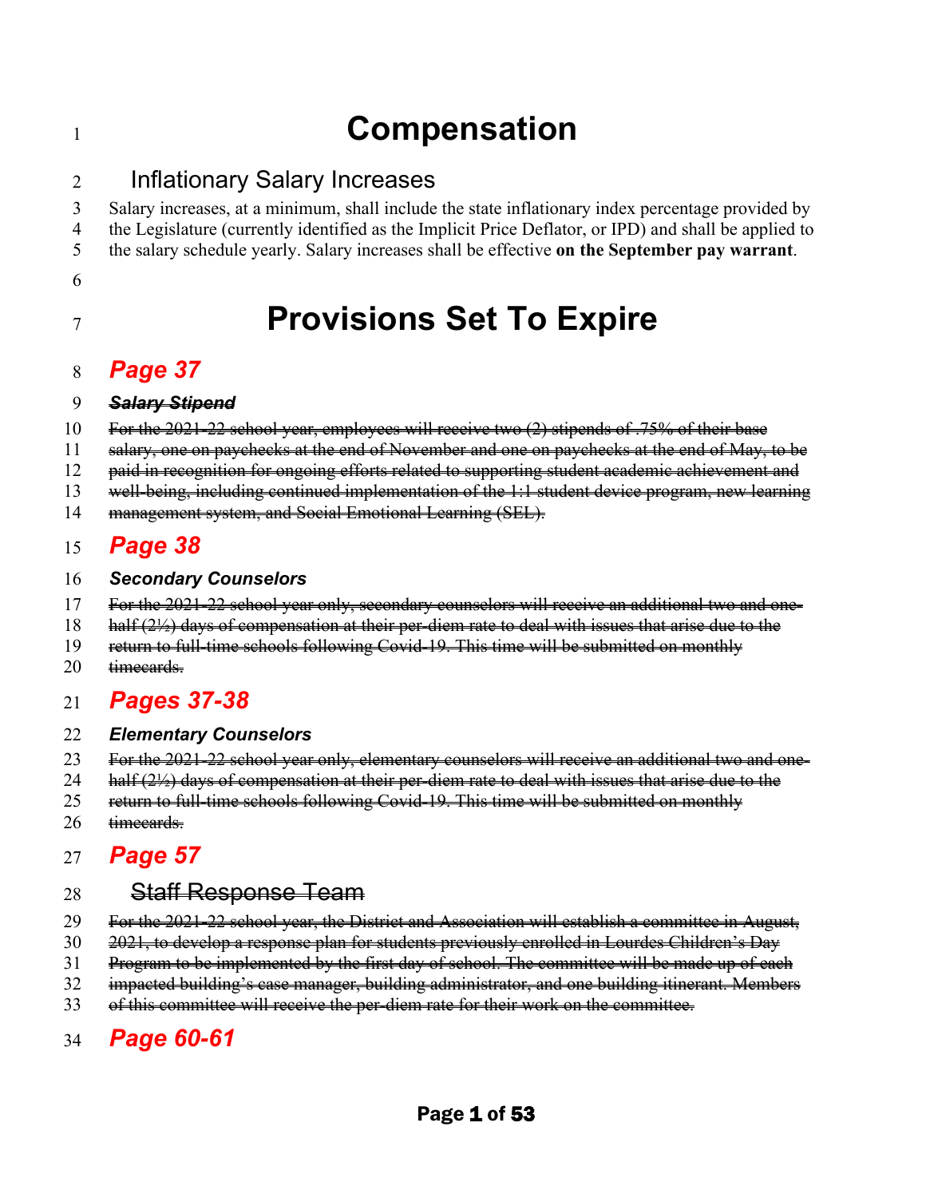# Compensation

## Inflationary Salary Increases

Salary increases, at a minimum, shall include the state inflationary index percentage provided by the Legislature (currently identified as the Implicit Price Deflator, or IPD) and shall be applied to the salary schedule yearly. Salary increases shall be effective **on the September pay warrant**.

# Provisions Set To Expire

## *Page 37*

### ~~*Salary Stipend*~~

~~For the 2021-22 school year, employees will receive two (2) stipends of .75% of their base salary, one on paychecks at the end of November and one on paychecks at the end of May, to be paid in recognition for ongoing efforts related to supporting student academic achievement and well-being, including continued implementation of the 1:1 student device program, new learning management system, and Social Emotional Learning (SEL).~~

## *Page 38*

### *Secondary Counselors*

~~For the 2021-22 school year only, secondary counselors will receive an additional two and one-half (2½) days of compensation at their per-diem rate to deal with issues that arise due to the return to full-time schools following Covid-19. This time will be submitted on monthly timecards.~~

## *Pages 37-38*

### *Elementary Counselors*

~~For the 2021-22 school year only, elementary counselors will receive an additional two and one-half (2½) days of compensation at their per-diem rate to deal with issues that arise due to the return to full-time schools following Covid-19. This time will be submitted on monthly timecards.~~

## *Page 57*

### ~~Staff Response Team~~

~~For the 2021-22 school year, the District and Association will establish a committee in August, 2021, to develop a response plan for students previously enrolled in Lourdes Children's Day Program to be implemented by the first day of school. The committee will be made up of each impacted building's case manager, building administrator, and one building itinerant. Members of this committee will receive the per-diem rate for their work on the committee.~~

## *Page 60-61*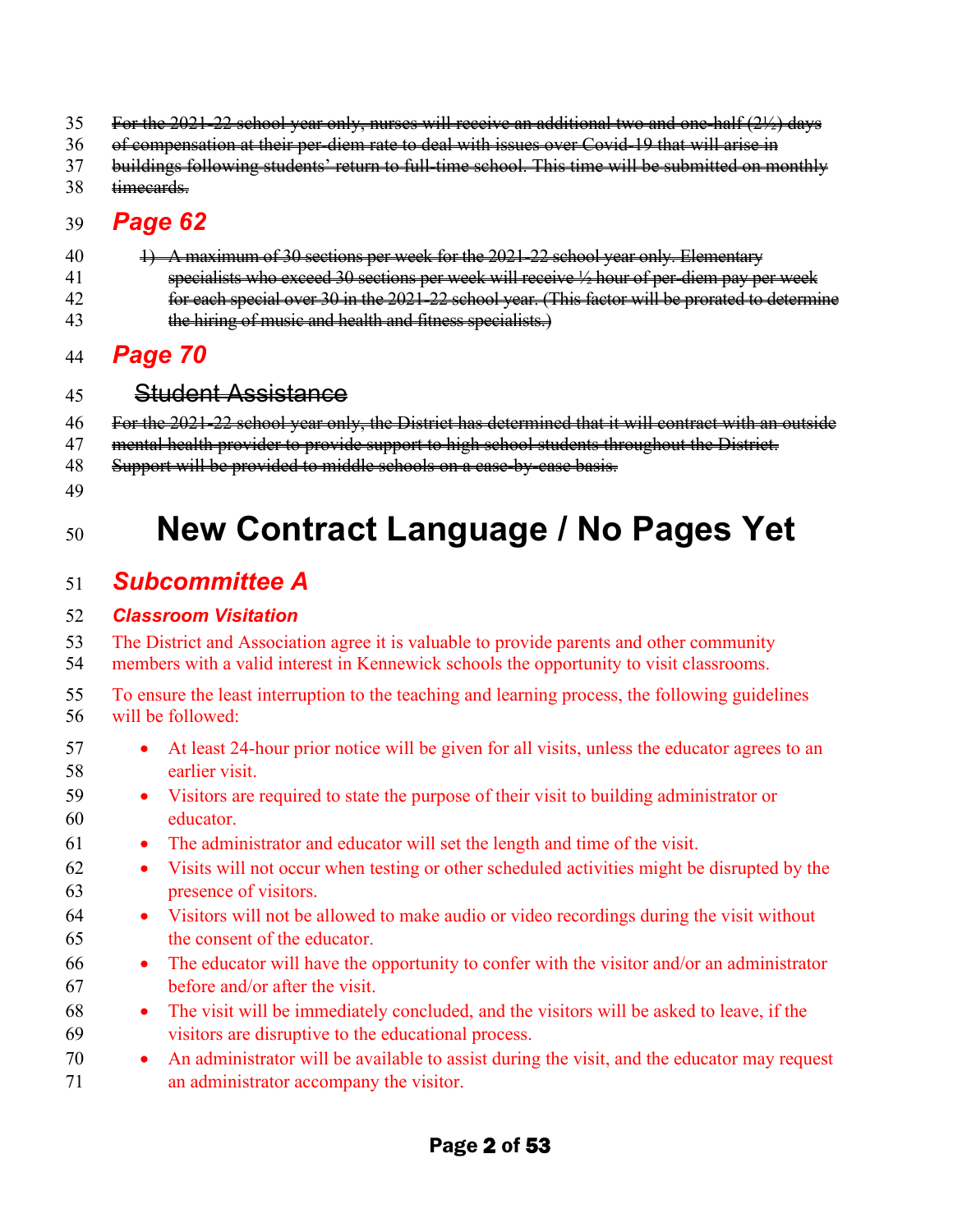~~For the 2021-22 school year only, nurses will receive an additional two and one-half (2½) days of compensation at their per-diem rate to deal with issues over Covid-19 that will arise in buildings following students' return to full-time school. This time will be submitted on monthly timecards.~~

## *Page 62*

~~1) A maximum of 30 sections per week for the 2021-22 school year only. Elementary specialists who exceed 30 sections per week will receive ½ hour of per-diem pay per week for each special over 30 in the 2021-22 school year. (This factor will be prorated to determine the hiring of music and health and fitness specialists.)~~

## *Page 70*

### ~~Student Assistance~~

~~For the 2021-22 school year only, the District has determined that it will contract with an outside mental health provider to provide support to high school students throughout the District. Support will be provided to middle schools on a case-by-case basis.~~

# New Contract Language / No Pages Yet

## *Subcommittee A*

### *Classroom Visitation*

The District and Association agree it is valuable to provide parents and other community members with a valid interest in Kennewick schools the opportunity to visit classrooms.

To ensure the least interruption to the teaching and learning process, the following guidelines will be followed:

- At least 24-hour prior notice will be given for all visits, unless the educator agrees to an earlier visit.
- Visitors are required to state the purpose of their visit to building administrator or educator.
- The administrator and educator will set the length and time of the visit.
- Visits will not occur when testing or other scheduled activities might be disrupted by the presence of visitors.
- Visitors will not be allowed to make audio or video recordings during the visit without the consent of the educator.
- The educator will have the opportunity to confer with the visitor and/or an administrator before and/or after the visit.
- The visit will be immediately concluded, and the visitors will be asked to leave, if the visitors are disruptive to the educational process.
- An administrator will be available to assist during the visit, and the educator may request an administrator accompany the visitor.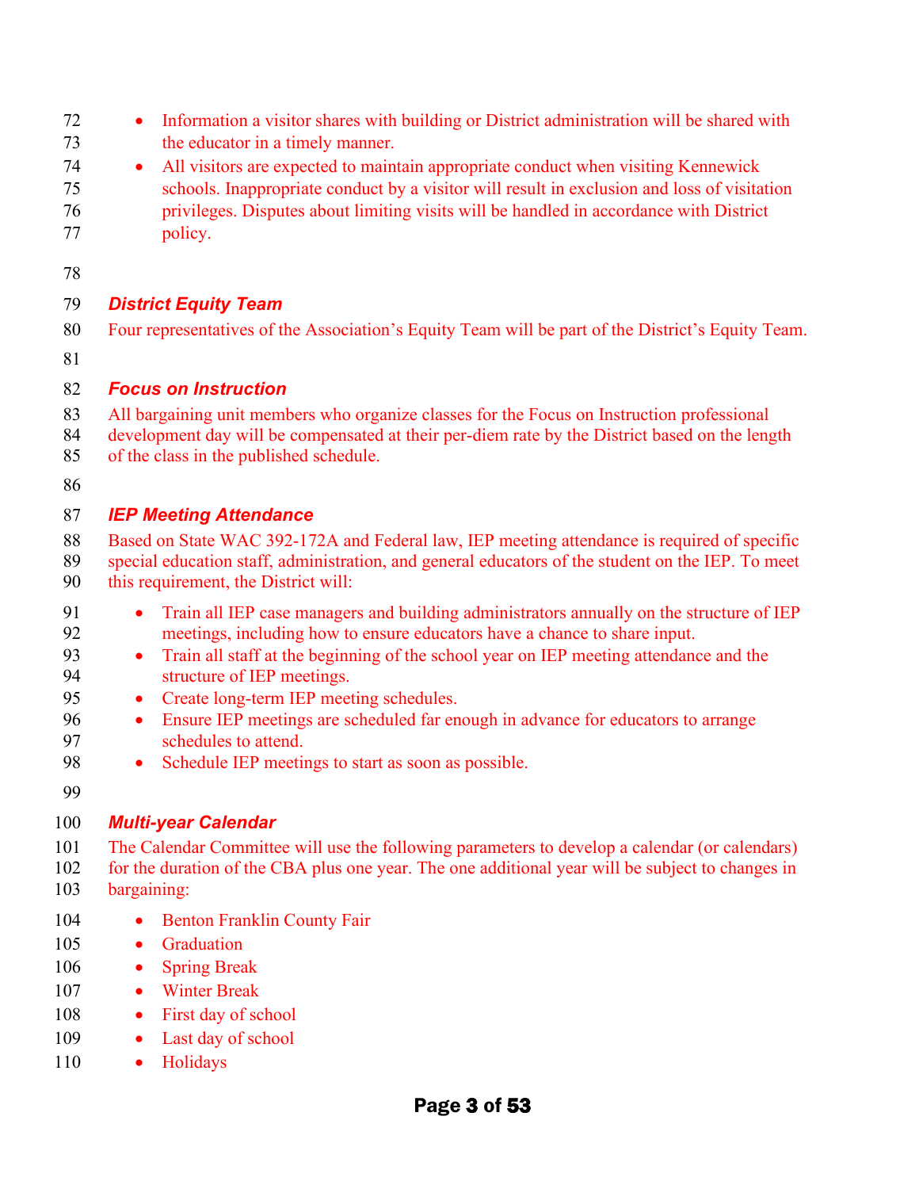- Information a visitor shares with building or District administration will be shared with the educator in a timely manner.
- All visitors are expected to maintain appropriate conduct when visiting Kennewick schools. Inappropriate conduct by a visitor will result in exclusion and loss of visitation privileges. Disputes about limiting visits will be handled in accordance with District policy.

### ***District Equity Team***

Four representatives of the Association's Equity Team will be part of the District's Equity Team.

### ***Focus on Instruction***

All bargaining unit members who organize classes for the Focus on Instruction professional development day will be compensated at their per-diem rate by the District based on the length of the class in the published schedule.

### ***IEP Meeting Attendance***

Based on State WAC 392-172A and Federal law, IEP meeting attendance is required of specific special education staff, administration, and general educators of the student on the IEP. To meet this requirement, the District will:

- Train all IEP case managers and building administrators annually on the structure of IEP meetings, including how to ensure educators have a chance to share input.
- Train all staff at the beginning of the school year on IEP meeting attendance and the structure of IEP meetings.
- Create long-term IEP meeting schedules.
- Ensure IEP meetings are scheduled far enough in advance for educators to arrange schedules to attend.
- Schedule IEP meetings to start as soon as possible.

### ***Multi-year Calendar***

The Calendar Committee will use the following parameters to develop a calendar (or calendars) for the duration of the CBA plus one year. The one additional year will be subject to changes in bargaining:

- Benton Franklin County Fair
- Graduation
- Spring Break
- Winter Break
- First day of school
- Last day of school
- Holidays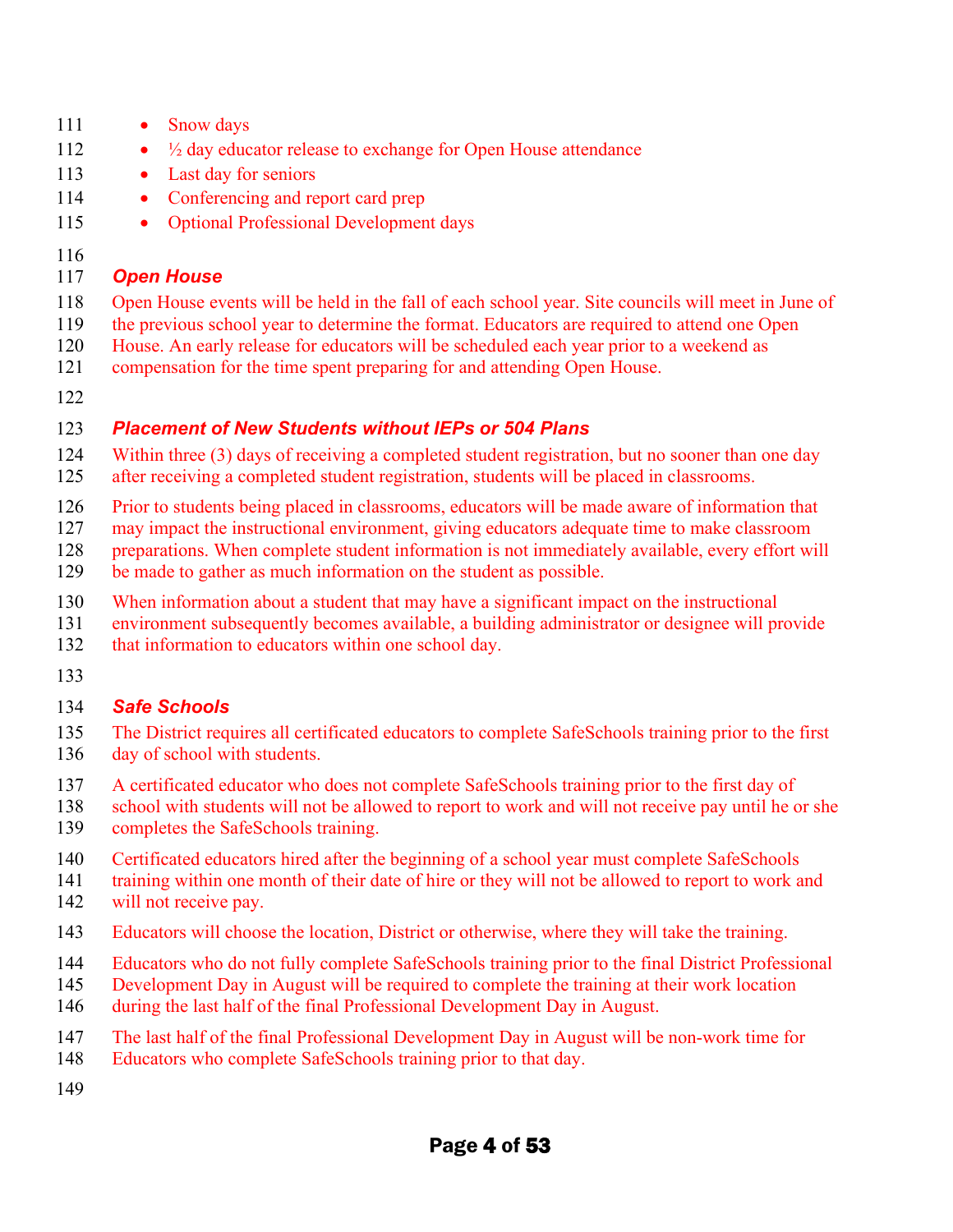- Snow days
- ½ day educator release to exchange for Open House attendance
- Last day for seniors
- Conferencing and report card prep
- Optional Professional Development days

### *Open House*

Open House events will be held in the fall of each school year. Site councils will meet in June of the previous school year to determine the format. Educators are required to attend one Open House. An early release for educators will be scheduled each year prior to a weekend as compensation for the time spent preparing for and attending Open House.

### *Placement of New Students without IEPs or 504 Plans*

Within three (3) days of receiving a completed student registration, but no sooner than one day after receiving a completed student registration, students will be placed in classrooms.

Prior to students being placed in classrooms, educators will be made aware of information that may impact the instructional environment, giving educators adequate time to make classroom preparations. When complete student information is not immediately available, every effort will be made to gather as much information on the student as possible.

When information about a student that may have a significant impact on the instructional environment subsequently becomes available, a building administrator or designee will provide that information to educators within one school day.

### *Safe Schools*

The District requires all certificated educators to complete SafeSchools training prior to the first day of school with students.

A certificated educator who does not complete SafeSchools training prior to the first day of school with students will not be allowed to report to work and will not receive pay until he or she completes the SafeSchools training.

Certificated educators hired after the beginning of a school year must complete SafeSchools training within one month of their date of hire or they will not be allowed to report to work and will not receive pay.

Educators will choose the location, District or otherwise, where they will take the training.

Educators who do not fully complete SafeSchools training prior to the final District Professional Development Day in August will be required to complete the training at their work location during the last half of the final Professional Development Day in August.

The last half of the final Professional Development Day in August will be non-work time for Educators who complete SafeSchools training prior to that day.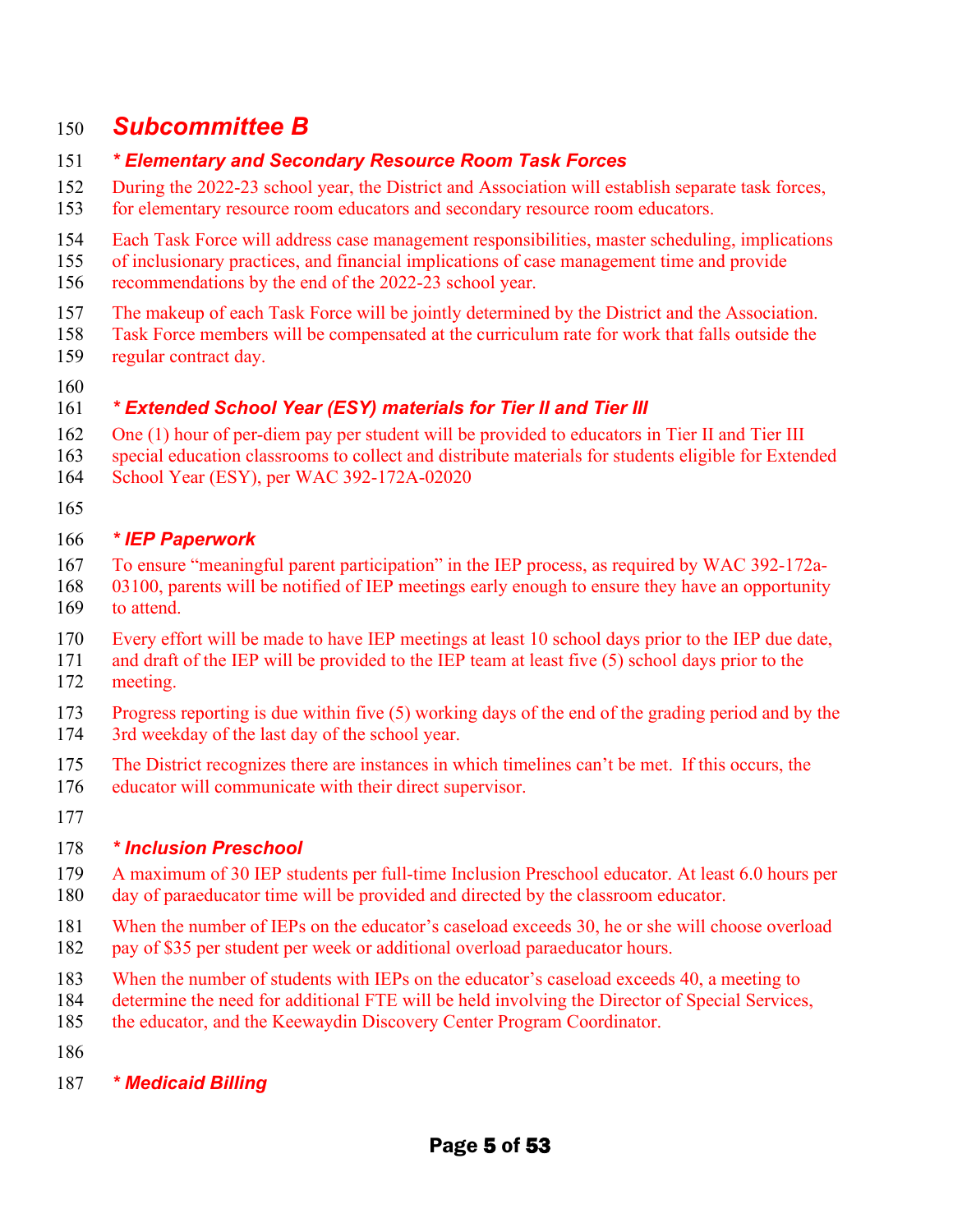## Subcommittee B

### * Elementary and Secondary Resource Room Task Forces

During the 2022-23 school year, the District and Association will establish separate task forces, for elementary resource room educators and secondary resource room educators.

Each Task Force will address case management responsibilities, master scheduling, implications of inclusionary practices, and financial implications of case management time and provide recommendations by the end of the 2022-23 school year.

The makeup of each Task Force will be jointly determined by the District and the Association. Task Force members will be compensated at the curriculum rate for work that falls outside the regular contract day.

### * Extended School Year (ESY) materials for Tier II and Tier III

One (1) hour of per-diem pay per student will be provided to educators in Tier II and Tier III special education classrooms to collect and distribute materials for students eligible for Extended School Year (ESY), per WAC 392-172A-02020

### * IEP Paperwork

To ensure "meaningful parent participation" in the IEP process, as required by WAC 392-172a-03100, parents will be notified of IEP meetings early enough to ensure they have an opportunity to attend.

Every effort will be made to have IEP meetings at least 10 school days prior to the IEP due date, and draft of the IEP will be provided to the IEP team at least five (5) school days prior to the meeting.

Progress reporting is due within five (5) working days of the end of the grading period and by the 3rd weekday of the last day of the school year.

The District recognizes there are instances in which timelines can't be met. If this occurs, the educator will communicate with their direct supervisor.

### * Inclusion Preschool

A maximum of 30 IEP students per full-time Inclusion Preschool educator. At least 6.0 hours per day of paraeducator time will be provided and directed by the classroom educator.

When the number of IEPs on the educator's caseload exceeds 30, he or she will choose overload pay of $35 per student per week or additional overload paraeducator hours.

When the number of students with IEPs on the educator's caseload exceeds 40, a meeting to determine the need for additional FTE will be held involving the Director of Special Services, the educator, and the Keewaydin Discovery Center Program Coordinator.

### * Medicaid Billing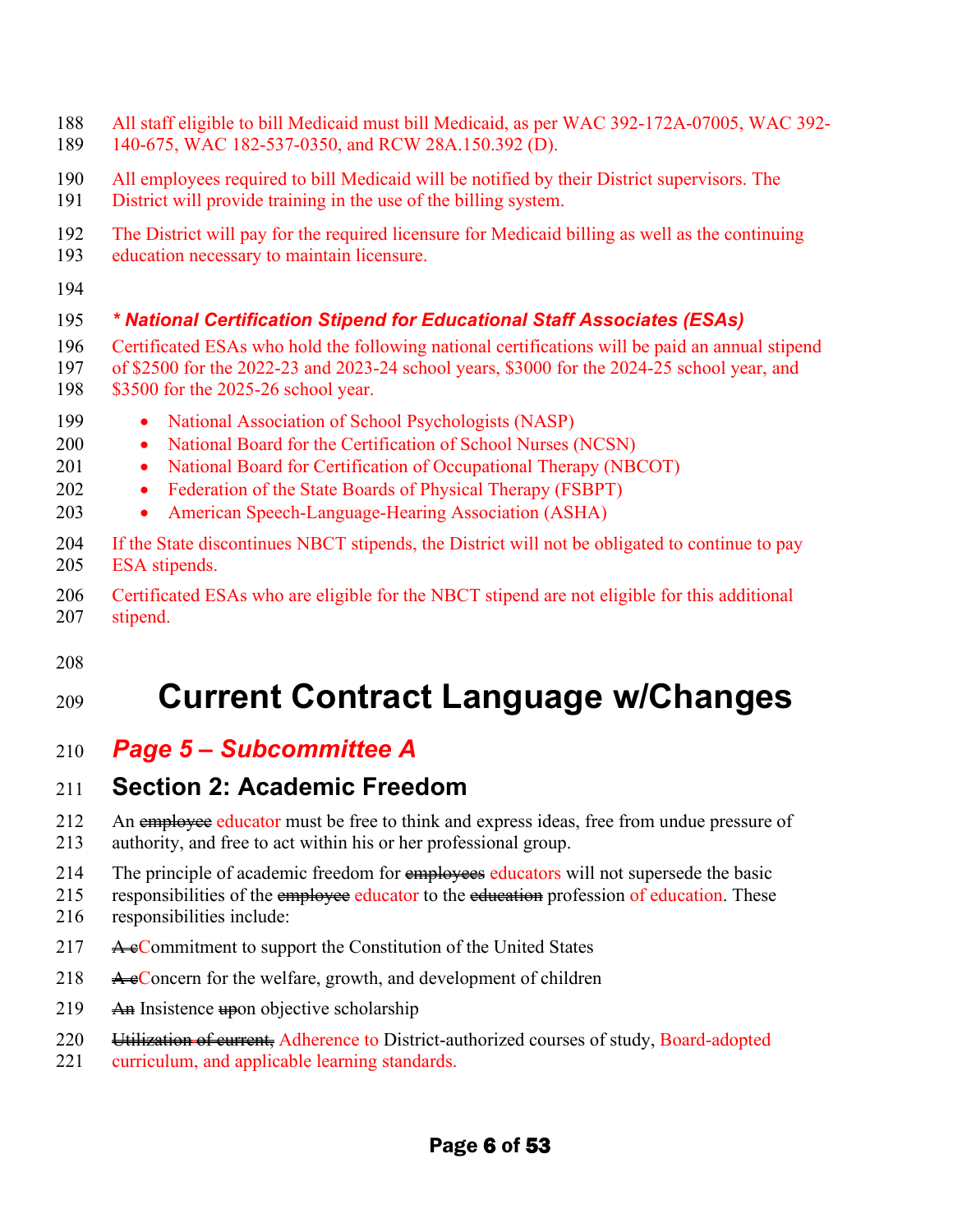All staff eligible to bill Medicaid must bill Medicaid, as per WAC 392-172A-07005, WAC 392-140-675, WAC 182-537-0350, and RCW 28A.150.392 (D).

All employees required to bill Medicaid will be notified by their District supervisors. The District will provide training in the use of the billing system.

The District will pay for the required licensure for Medicaid billing as well as the continuing education necessary to maintain licensure.

***\* National Certification Stipend for Educational Staff Associates (ESAs)***

Certificated ESAs who hold the following national certifications will be paid an annual stipend of $2500 for the 2022-23 and 2023-24 school years, $3000 for the 2024-25 school year, and $3500 for the 2025-26 school year.

- National Association of School Psychologists (NASP)
- National Board for the Certification of School Nurses (NCSN)
- National Board for Certification of Occupational Therapy (NBCOT)
- Federation of the State Boards of Physical Therapy (FSBPT)
- American Speech-Language-Hearing Association (ASHA)

If the State discontinues NBCT stipends, the District will not be obligated to continue to pay ESA stipends.

Certificated ESAs who are eligible for the NBCT stipend are not eligible for this additional stipend.

# Current Contract Language w/Changes

## *Page 5 – Subcommittee A*

## Section 2: Academic Freedom

An ~~employee~~ educator must be free to think and express ideas, free from undue pressure of authority, and free to act within his or her professional group.

The principle of academic freedom for ~~employees~~ educators will not supersede the basic responsibilities of the ~~employee~~ educator to the ~~education~~ profession of education. These responsibilities include:

~~A c~~Commitment to support the Constitution of the United States

~~A c~~Concern for the welfare, growth, and development of children

~~An~~ Insistence ~~up~~on objective scholarship

~~Utilization of current,~~ Adherence to District-authorized courses of study, Board-adopted curriculum, and applicable learning standards.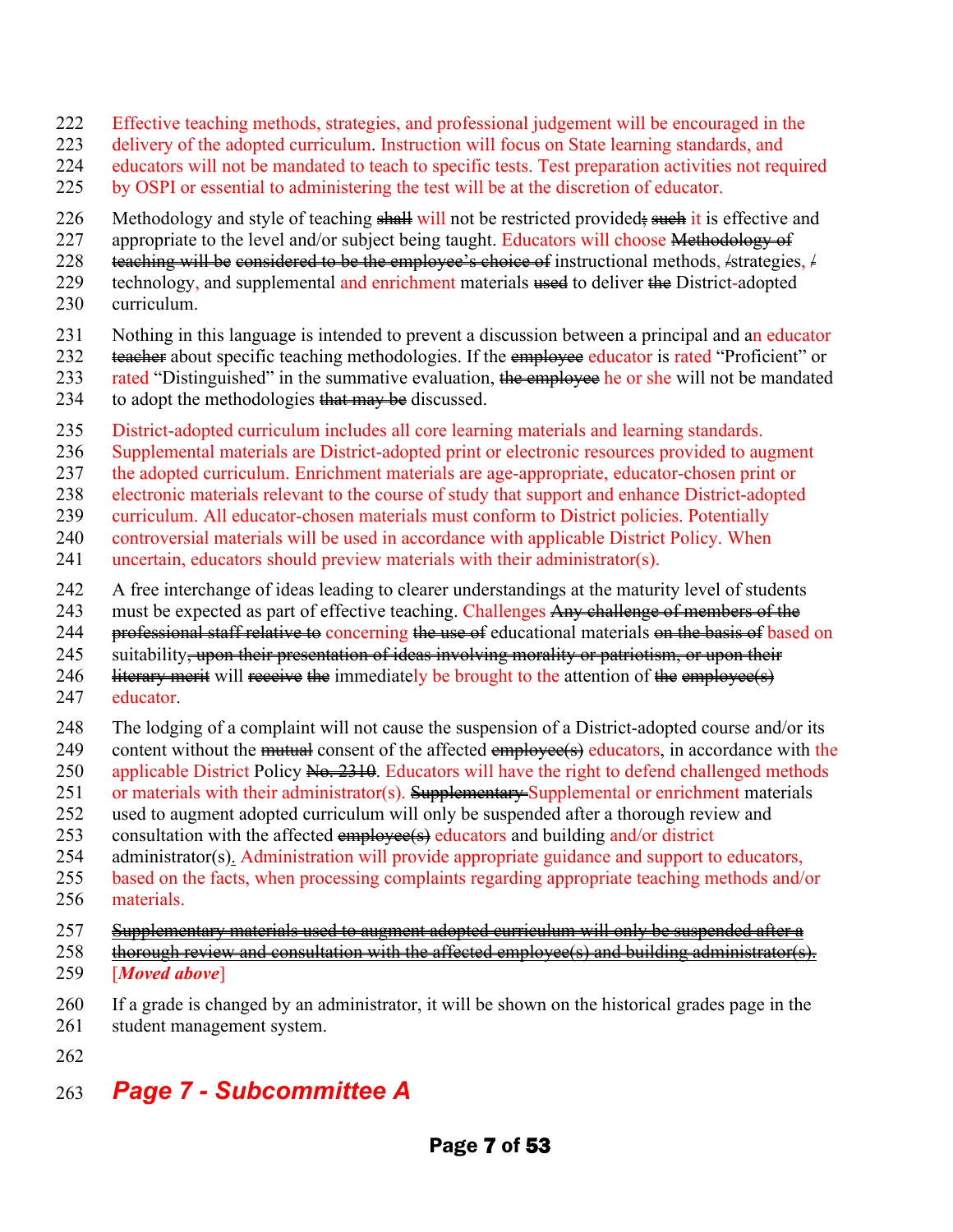222 Effective teaching methods, strategies, and professional judgement will be encouraged in the
223 delivery of the adopted curriculum. Instruction will focus on State learning standards, and
224 educators will not be mandated to teach to specific tests. Test preparation activities not required
225 by OSPI or essential to administering the test will be at the discretion of educator.

226 Methodology and style of teaching ~~shall~~ will not be restricted provided~~; such~~ it is effective and
227 appropriate to the level and/or subject being taught. Educators will choose ~~Methodology of~~
228 ~~teaching will be considered to be the employee's choice of~~ instructional methods, ~~/~~strategies, ~~/~~
229 technology, and supplemental and enrichment materials ~~used~~ to deliver ~~the~~ District-adopted
230 curriculum.

231 Nothing in this language is intended to prevent a discussion between a principal and an educator
232 ~~teacher~~ about specific teaching methodologies. If the ~~employee~~ educator is rated "Proficient" or
233 rated "Distinguished" in the summative evaluation, ~~the employee~~ he or she will not be mandated
234 to adopt the methodologies ~~that may be~~ discussed.

235 District-adopted curriculum includes all core learning materials and learning standards.
236 Supplemental materials are District-adopted print or electronic resources provided to augment
237 the adopted curriculum. Enrichment materials are age-appropriate, educator-chosen print or
238 electronic materials relevant to the course of study that support and enhance District-adopted
239 curriculum. All educator-chosen materials must conform to District policies. Potentially
240 controversial materials will be used in accordance with applicable District Policy. When
241 uncertain, educators should preview materials with their administrator(s).

242 A free interchange of ideas leading to clearer understandings at the maturity level of students
243 must be expected as part of effective teaching. Challenges ~~Any challenge of members of the~~
244 ~~professional staff relative to~~ concerning ~~the use of~~ educational materials ~~on the basis of~~ based on
245 suitability~~, upon their presentation of ideas involving morality or patriotism, or upon their~~
246 ~~literary merit~~ will ~~receive the~~ immediately be brought to the attention of ~~the employee(s)~~
247 educator.

248 The lodging of a complaint will not cause the suspension of a District-adopted course and/or its
249 content without the ~~mutual~~ consent of the affected ~~employee(s)~~ educators, in accordance with the
250 applicable District Policy ~~No. 2310~~. Educators will have the right to defend challenged methods
251 or materials with their administrator(s). ~~Supplementary~~ Supplemental or enrichment materials
252 used to augment adopted curriculum will only be suspended after a thorough review and
253 consultation with the affected ~~employee(s)~~ educators and building and/or district
254 administrator(s). Administration will provide appropriate guidance and support to educators,
255 based on the facts, when processing complaints regarding appropriate teaching methods and/or
256 materials.

257 ~~Supplementary materials used to augment adopted curriculum will only be suspended after a~~
258 ~~thorough review and consultation with the affected employee(s) and building administrator(s).~~
259 [***Moved above***]

260 If a grade is changed by an administrator, it will be shown on the historical grades page in the
261 student management system.

262

263 ***Page 7 - Subcommittee A***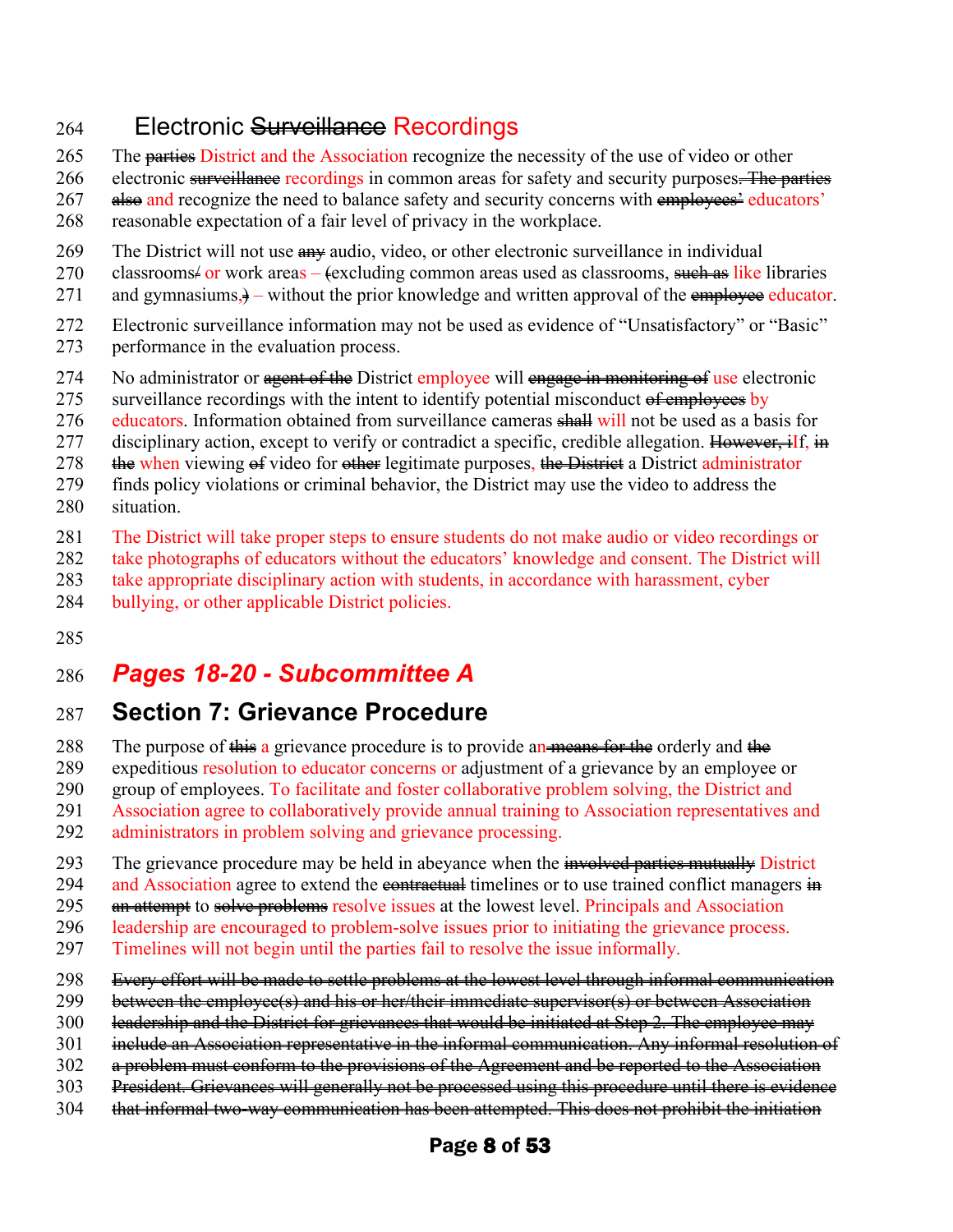## Electronic ~~Surveillance~~ Recordings

The ~~parties~~ District and the Association recognize the necessity of the use of video or other electronic ~~surveillance~~ recordings in common areas for safety and security purposes~~. The parties also~~ and recognize the need to balance safety and security concerns with ~~employees'~~ educators' reasonable expectation of a fair level of privacy in the workplace.

The District will not use ~~any~~ audio, video, or other electronic surveillance in individual classrooms~~/~~ or work areas – ~~(~~excluding common areas used as classrooms, ~~such as~~ like libraries and gymnasiums,~~)~~ – without the prior knowledge and written approval of the ~~employee~~ educator.

Electronic surveillance information may not be used as evidence of "Unsatisfactory" or "Basic" performance in the evaluation process.

No administrator or ~~agent of the~~ District employee will ~~engage in monitoring of~~ use electronic surveillance recordings with the intent to identify potential misconduct ~~of employees~~ by educators. Information obtained from surveillance cameras ~~shall~~ will not be used as a basis for disciplinary action, except to verify or contradict a specific, credible allegation. ~~However, i~~If, ~~in the~~ when viewing ~~of~~ video for ~~other~~ legitimate purposes, ~~the District~~ a District administrator finds policy violations or criminal behavior, the District may use the video to address the situation.

The District will take proper steps to ensure students do not make audio or video recordings or take photographs of educators without the educators' knowledge and consent. The District will take appropriate disciplinary action with students, in accordance with harassment, cyber bullying, or other applicable District policies.

## *Pages 18-20 - Subcommittee A*

## Section 7: Grievance Procedure

The purpose of ~~this~~ a grievance procedure is to provide a~~n~~ ~~means for the~~ orderly and ~~the~~ expeditious resolution to educator concerns or adjustment of a grievance by an employee or group of employees. To facilitate and foster collaborative problem solving, the District and Association agree to collaboratively provide annual training to Association representatives and administrators in problem solving and grievance processing.

The grievance procedure may be held in abeyance when the ~~involved parties mutually~~ District and Association agree to extend the ~~contractual~~ timelines or to use trained conflict managers ~~in an attempt~~ to ~~solve problems~~ resolve issues at the lowest level. Principals and Association leadership are encouraged to problem-solve issues prior to initiating the grievance process. Timelines will not begin until the parties fail to resolve the issue informally.

~~Every effort will be made to settle problems at the lowest level through informal communication between the employee(s) and his or her/their immediate supervisor(s) or between Association leadership and the District for grievances that would be initiated at Step 2. The employee may include an Association representative in the informal communication. Any informal resolution of a problem must conform to the provisions of the Agreement and be reported to the Association President. Grievances will generally not be processed using this procedure until there is evidence that informal two-way communication has been attempted. This does not prohibit the initiation~~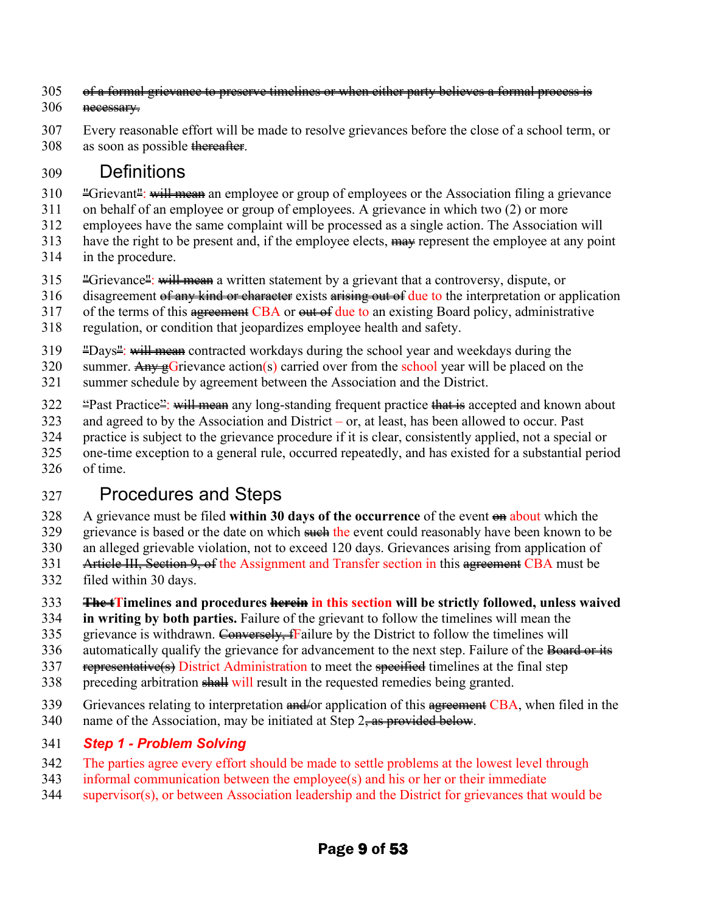~~of a formal grievance to preserve timelines or when either party believes a formal process is necessary.~~

Every reasonable effort will be made to resolve grievances before the close of a school term, or as soon as possible ~~thereafter~~.

## Definitions

~~"~~Grievant~~"~~: ~~will mean~~ an employee or group of employees or the Association filing a grievance on behalf of an employee or group of employees. A grievance in which two (2) or more employees have the same complaint will be processed as a single action. The Association will have the right to be present and, if the employee elects, ~~may~~ represent the employee at any point in the procedure.

~~"~~Grievance~~"~~: ~~will mean~~ a written statement by a grievant that a controversy, dispute, or disagreement ~~of any kind or character~~ exists ~~arising out of~~ due to the interpretation or application of the terms of this ~~agreement~~ CBA or ~~out of~~ due to an existing Board policy, administrative regulation, or condition that jeopardizes employee health and safety.

~~"~~Days~~"~~: ~~will mean~~ contracted workdays during the school year and weekdays during the summer. ~~Any g~~Grievance action(s) carried over from the school year will be placed on the summer schedule by agreement between the Association and the District.

~~"~~Past Practice~~"~~: ~~will mean~~ any long-standing frequent practice ~~that is~~ accepted and known about and agreed to by the Association and District – or, at least, has been allowed to occur. Past practice is subject to the grievance procedure if it is clear, consistently applied, not a special or one-time exception to a general rule, occurred repeatedly, and has existed for a substantial period of time.

## Procedures and Steps

A grievance must be filed **within 30 days of the occurrence** of the event ~~on~~ about which the grievance is based or the date on which ~~such~~ the event could reasonably have been known to be an alleged grievable violation, not to exceed 120 days. Grievances arising from application of ~~Article III, Section 9, of~~ the Assignment and Transfer section in this ~~agreement~~ CBA must be filed within 30 days.

**~~The t~~Timelines and procedures ~~herein~~ in this section will be strictly followed, unless waived in writing by both parties.** Failure of the grievant to follow the timelines will mean the grievance is withdrawn. ~~Conversely, f~~Failure by the District to follow the timelines will automatically qualify the grievance for advancement to the next step. Failure of the ~~Board or its representative(s)~~ District Administration to meet the ~~specified~~ timelines at the final step preceding arbitration ~~shall~~ will result in the requested remedies being granted.

Grievances relating to interpretation ~~and/~~or application of this ~~agreement~~ CBA, when filed in the name of the Association, may be initiated at Step 2~~, as provided below~~.

### *Step 1 - Problem Solving*

The parties agree every effort should be made to settle problems at the lowest level through informal communication between the employee(s) and his or her or their immediate supervisor(s), or between Association leadership and the District for grievances that would be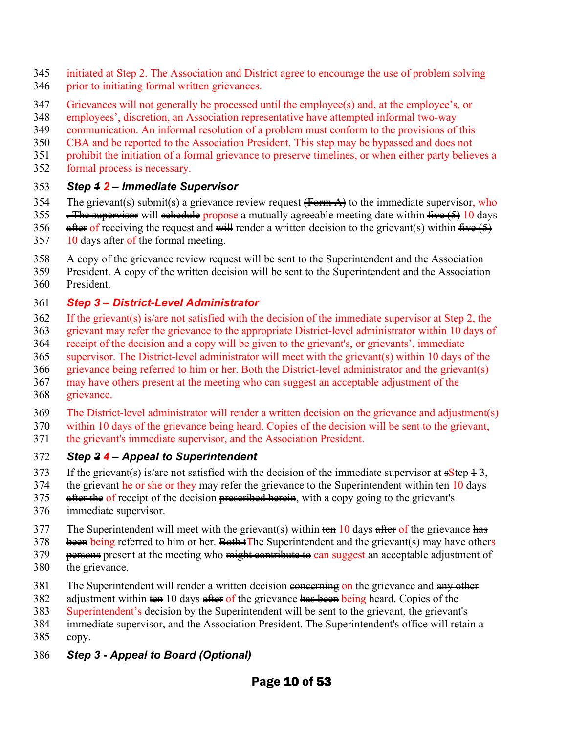initiated at Step 2. The Association and District agree to encourage the use of problem solving prior to initiating formal written grievances.

Grievances will not generally be processed until the employee(s) and, at the employee's, or employees', discretion, an Association representative have attempted informal two-way communication. An informal resolution of a problem must conform to the provisions of this CBA and be reported to the Association President. This step may be bypassed and does not prohibit the initiation of a formal grievance to preserve timelines, or when either party believes a formal process is necessary.

### *Step ~~1~~ 2 – Immediate Supervisor*

The grievant(s) submit(s) a grievance review request ~~(Form A)~~ to the immediate supervisor, who ~~. The supervisor~~ will ~~schedule~~ propose a mutually agreeable meeting date within ~~five (5)~~ 10 days ~~after~~ of receiving the request and ~~will~~ render a written decision to the grievant(s) within ~~five (5)~~ 10 days ~~after~~ of the formal meeting.

A copy of the grievance review request will be sent to the Superintendent and the Association President. A copy of the written decision will be sent to the Superintendent and the Association President.

### *Step 3 – District-Level Administrator*

If the grievant(s) is/are not satisfied with the decision of the immediate supervisor at Step 2, the grievant may refer the grievance to the appropriate District-level administrator within 10 days of receipt of the decision and a copy will be given to the grievant's, or grievants', immediate supervisor. The District-level administrator will meet with the grievant(s) within 10 days of the grievance being referred to him or her. Both the District-level administrator and the grievant(s) may have others present at the meeting who can suggest an acceptable adjustment of the grievance.

The District-level administrator will render a written decision on the grievance and adjustment(s) within 10 days of the grievance being heard. Copies of the decision will be sent to the grievant, the grievant's immediate supervisor, and the Association President.

### *Step ~~2~~ 4 – Appeal to Superintendent*

If the grievant(s) is/are not satisfied with the decision of the immediate supervisor at ~~s~~Step ~~1~~ 3, ~~the grievant~~ he or she or they may refer the grievance to the Superintendent within ~~ten~~ 10 days ~~after the~~ of receipt of the decision ~~prescribed herein~~, with a copy going to the grievant's immediate supervisor.

The Superintendent will meet with the grievant(s) within ~~ten~~ 10 days ~~after~~ of the grievance ~~has been~~ being referred to him or her. ~~Both t~~The Superintendent and the grievant(s) may have others ~~persons~~ present at the meeting who ~~might contribute to~~ can suggest an acceptable adjustment of the grievance.

The Superintendent will render a written decision ~~concerning~~ on the grievance and ~~any other~~ adjustment within ~~ten~~ 10 days ~~after~~ of the grievance ~~has been~~ being heard. Copies of the Superintendent's decision ~~by the Superintendent~~ will be sent to the grievant, the grievant's immediate supervisor, and the Association President. The Superintendent's office will retain a copy.

### ~~*Step 3 - Appeal to Board (Optional)*~~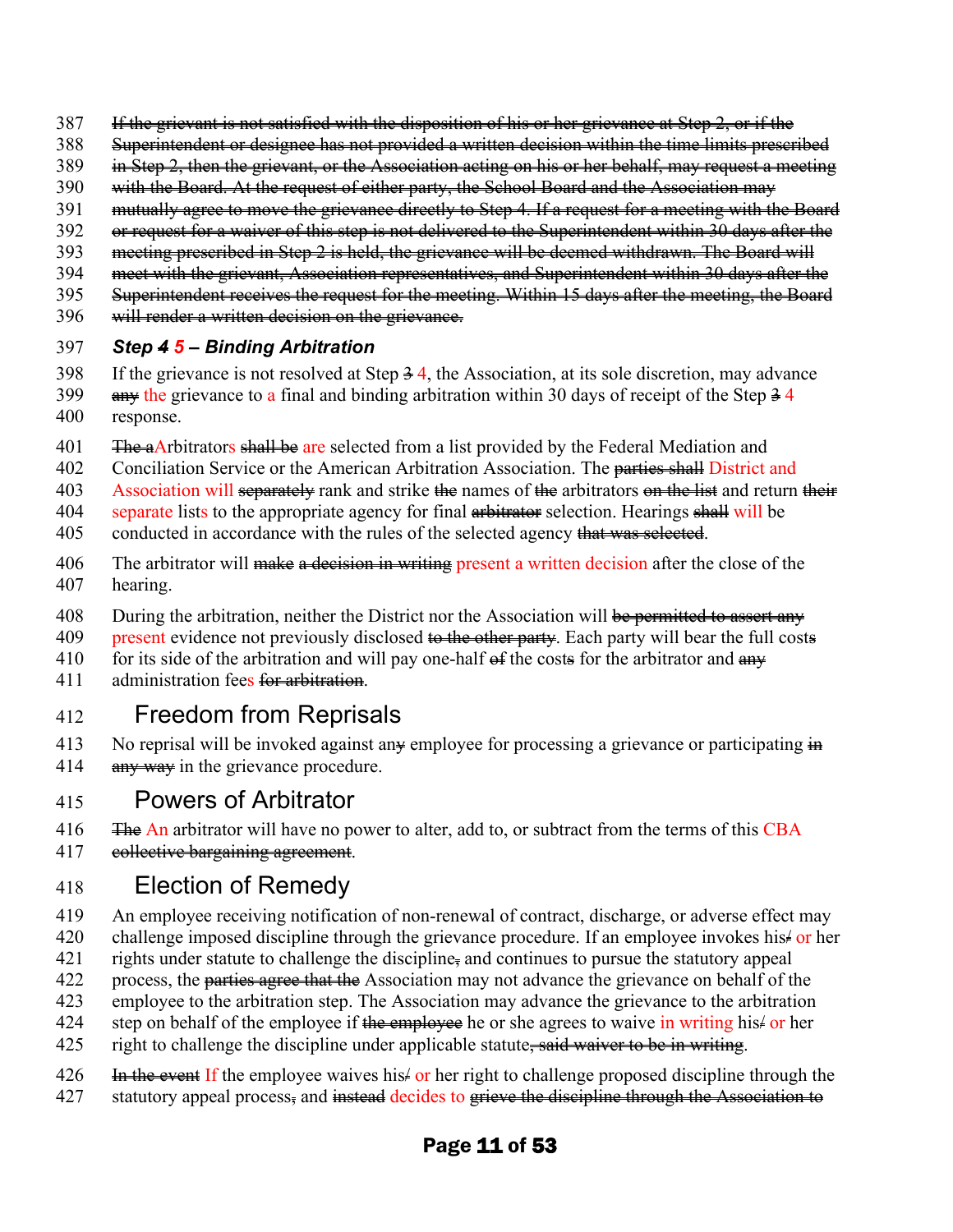~~If the grievant is not satisfied with the disposition of his or her grievance at Step 2, or if the Superintendent or designee has not provided a written decision within the time limits prescribed in Step 2, then the grievant, or the Association acting on his or her behalf, may request a meeting with the Board. At the request of either party, the School Board and the Association may mutually agree to move the grievance directly to Step 4. If a request for a meeting with the Board or request for a waiver of this step is not delivered to the Superintendent within 30 days after the meeting prescribed in Step 2 is held, the grievance will be deemed withdrawn. The Board will meet with the grievant, Association representatives, and Superintendent within 30 days after the Superintendent receives the request for the meeting. Within 15 days after the meeting, the Board will render a written decision on the grievance.~~

***Step ~~4~~ 5 – Binding Arbitration***

If the grievance is not resolved at Step ~~3~~ 4, the Association, at its sole discretion, may advance ~~any~~ the grievance to a final and binding arbitration within 30 days of receipt of the Step ~~3~~ 4 response.

~~The a~~Arbitrators ~~shall be~~ are selected from a list provided by the Federal Mediation and Conciliation Service or the American Arbitration Association. The ~~parties shall~~ District and Association will ~~separately~~ rank and strike ~~the~~ names of ~~the~~ arbitrators ~~on the list~~ and return ~~their~~ separate lists to the appropriate agency for final ~~arbitrator~~ selection. Hearings ~~shall~~ will be conducted in accordance with the rules of the selected agency ~~that was selected~~.

The arbitrator will ~~make~~ ~~a decision in writing~~ present a written decision after the close of the hearing.

During the arbitration, neither the District nor the Association will ~~be permitted to assert any~~ present evidence not previously disclosed ~~to the other party~~. Each party will bear the full cost~~s~~ for its side of the arbitration and will pay one-half ~~of~~ the cost~~s~~ for the arbitrator and ~~any~~ administration fees ~~for arbitration~~.

## Freedom from Reprisals

No reprisal will be invoked against an~~y~~ employee for processing a grievance or participating ~~in any way~~ in the grievance procedure.

## Powers of Arbitrator

~~The~~ An arbitrator will have no power to alter, add to, or subtract from the terms of this CBA ~~collective bargaining agreement~~.

## Election of Remedy

An employee receiving notification of non-renewal of contract, discharge, or adverse effect may challenge imposed discipline through the grievance procedure. If an employee invokes his~~/~~ or her rights under statute to challenge the discipline~~,~~ and continues to pursue the statutory appeal process, the ~~parties agree that the~~ Association may not advance the grievance on behalf of the employee to the arbitration step. The Association may advance the grievance to the arbitration step on behalf of the employee if ~~the employee~~ he or she agrees to waive in writing his~~/~~ or her right to challenge the discipline under applicable statute~~, said waiver to be in writing~~.

~~In the event~~ If the employee waives his~~/~~ or her right to challenge proposed discipline through the statutory appeal process~~,~~ and ~~instead~~ decides to ~~grieve the discipline through the Association to~~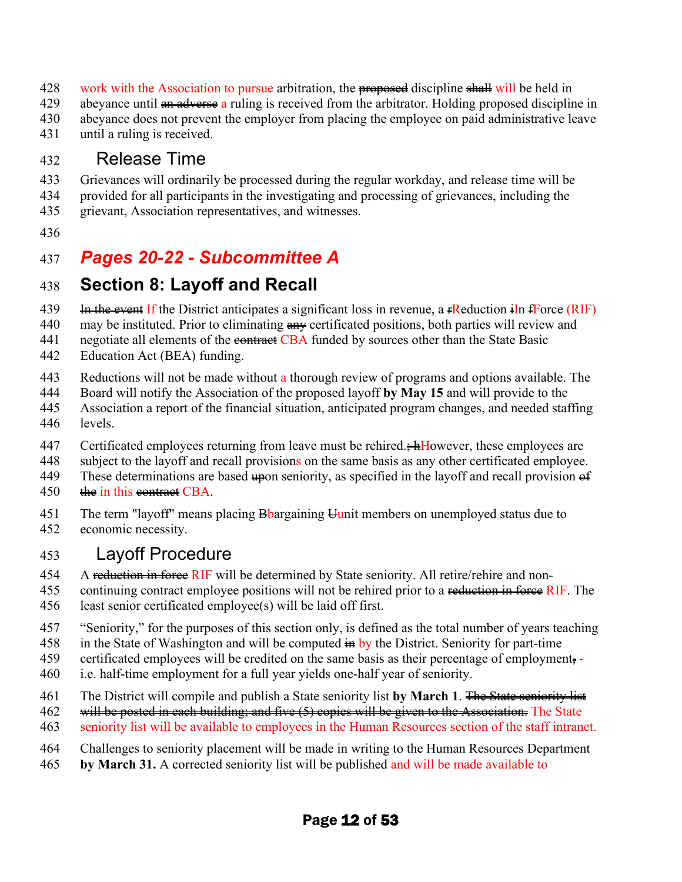work with the Association to pursue arbitration, the ~~proposed~~ discipline ~~shall~~ will be held in abeyance until ~~an adverse~~ a ruling is received from the arbitrator. Holding proposed discipline in abeyance does not prevent the employer from placing the employee on paid administrative leave until a ruling is received.

### Release Time

Grievances will ordinarily be processed during the regular workday, and release time will be provided for all participants in the investigating and processing of grievances, including the grievant, Association representatives, and witnesses.

## *Pages 20-22 - Subcommittee A*

## Section 8: Layoff and Recall

~~In the event~~ If the District anticipates a significant loss in revenue, a ~~r~~Reduction ~~i~~In ~~f~~Force (RIF) may be instituted. Prior to eliminating ~~any~~ certificated positions, both parties will review and negotiate all elements of the ~~contract~~ CBA funded by sources other than the State Basic Education Act (BEA) funding.

Reductions will not be made without a thorough review of programs and options available. The Board will notify the Association of the proposed layoff **by May 15** and will provide to the Association a report of the financial situation, anticipated program changes, and needed staffing levels.

Certificated employees returning from leave must be rehired.~~; h~~However, these employees are subject to the layoff and recall provisions on the same basis as any other certificated employee. These determinations are based ~~up~~on seniority, as specified in the layoff and recall provision ~~of the~~ in this ~~contract~~ CBA.

The term "layoff" means placing ~~B~~bargaining ~~U~~unit members on unemployed status due to economic necessity.

### Layoff Procedure

A ~~reduction in force~~ RIF will be determined by State seniority. All retire/rehire and non-continuing contract employee positions will not be rehired prior to a ~~reduction in force~~ RIF. The least senior certificated employee(s) will be laid off first.

"Seniority," for the purposes of this section only, is defined as the total number of years teaching in the State of Washington and will be computed ~~in~~ by the District. Seniority for part-time certificated employees will be credited on the same basis as their percentage of employment~~,~~ - i.e. half-time employment for a full year yields one-half year of seniority.

The District will compile and publish a State seniority list **by March 1**. ~~The State seniority list will be posted in each building; and five (5) copies will be given to the Association.~~ The State seniority list will be available to employees in the Human Resources section of the staff intranet.

Challenges to seniority placement will be made in writing to the Human Resources Department **by March 31.** A corrected seniority list will be published and will be made available to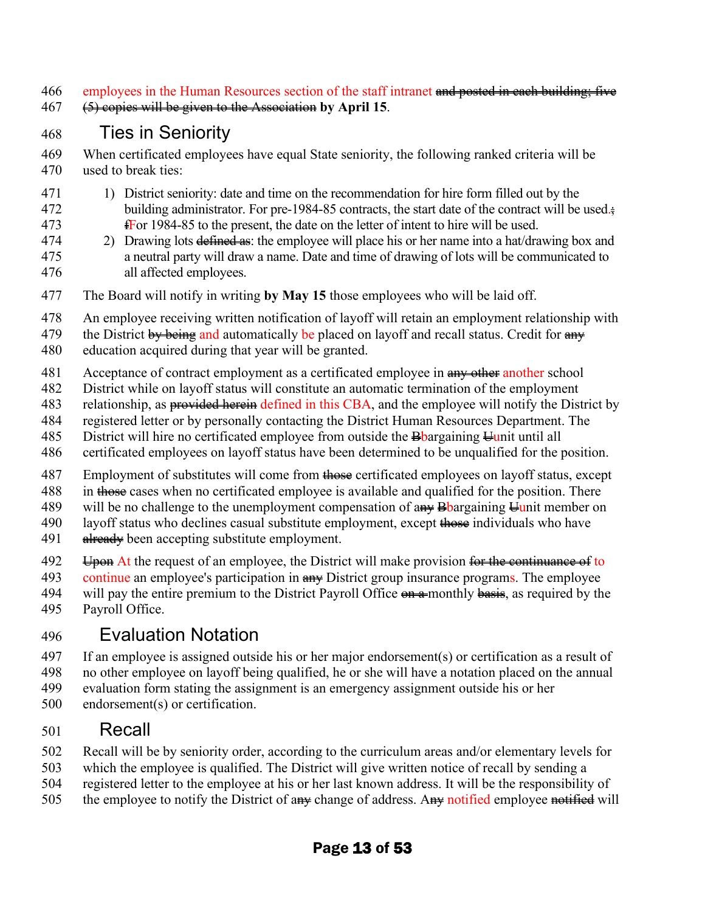employees in the Human Resources section of the staff intranet ~~and posted in each building; five (5) copies will be given to the Association~~ **by April 15**.

## Ties in Seniority

When certificated employees have equal State seniority, the following ranked criteria will be used to break ties:

1) District seniority: date and time on the recommendation for hire form filled out by the building administrator. For pre-1984-85 contracts, the start date of the contract will be used.~~;~~ ~~f~~For 1984-85 to the present, the date on the letter of intent to hire will be used.
2) Drawing lots ~~defined as~~: the employee will place his or her name into a hat/drawing box and a neutral party will draw a name. Date and time of drawing of lots will be communicated to all affected employees.

The Board will notify in writing **by May 15** those employees who will be laid off.

An employee receiving written notification of layoff will retain an employment relationship with the District ~~by being~~ and automatically be placed on layoff and recall status. Credit for ~~any~~ education acquired during that year will be granted.

Acceptance of contract employment as a certificated employee in ~~any other~~ another school District while on layoff status will constitute an automatic termination of the employment relationship, as ~~provided herein~~ defined in this CBA, and the employee will notify the District by registered letter or by personally contacting the District Human Resources Department. The District will hire no certificated employee from outside the ~~B~~bargaining ~~U~~unit until all certificated employees on layoff status have been determined to be unqualified for the position.

Employment of substitutes will come from ~~those~~ certificated employees on layoff status, except in ~~those~~ cases when no certificated employee is available and qualified for the position. There will be no challenge to the unemployment compensation of a~~ny~~ ~~B~~bargaining ~~U~~unit member on layoff status who declines casual substitute employment, except ~~those~~ individuals who have ~~already~~ been accepting substitute employment.

~~Upon~~ At the request of an employee, the District will make provision ~~for the continuance of~~ to continue an employee's participation in ~~any~~ District group insurance programs. The employee will pay the entire premium to the District Payroll Office ~~on a~~ monthly ~~basis~~, as required by the Payroll Office.

## Evaluation Notation

If an employee is assigned outside his or her major endorsement(s) or certification as a result of no other employee on layoff being qualified, he or she will have a notation placed on the annual evaluation form stating the assignment is an emergency assignment outside his or her endorsement(s) or certification.

## Recall

Recall will be by seniority order, according to the curriculum areas and/or elementary levels for which the employee is qualified. The District will give written notice of recall by sending a registered letter to the employee at his or her last known address. It will be the responsibility of the employee to notify the District of a~~ny~~ change of address. A~~ny~~ notified employee ~~notified~~ will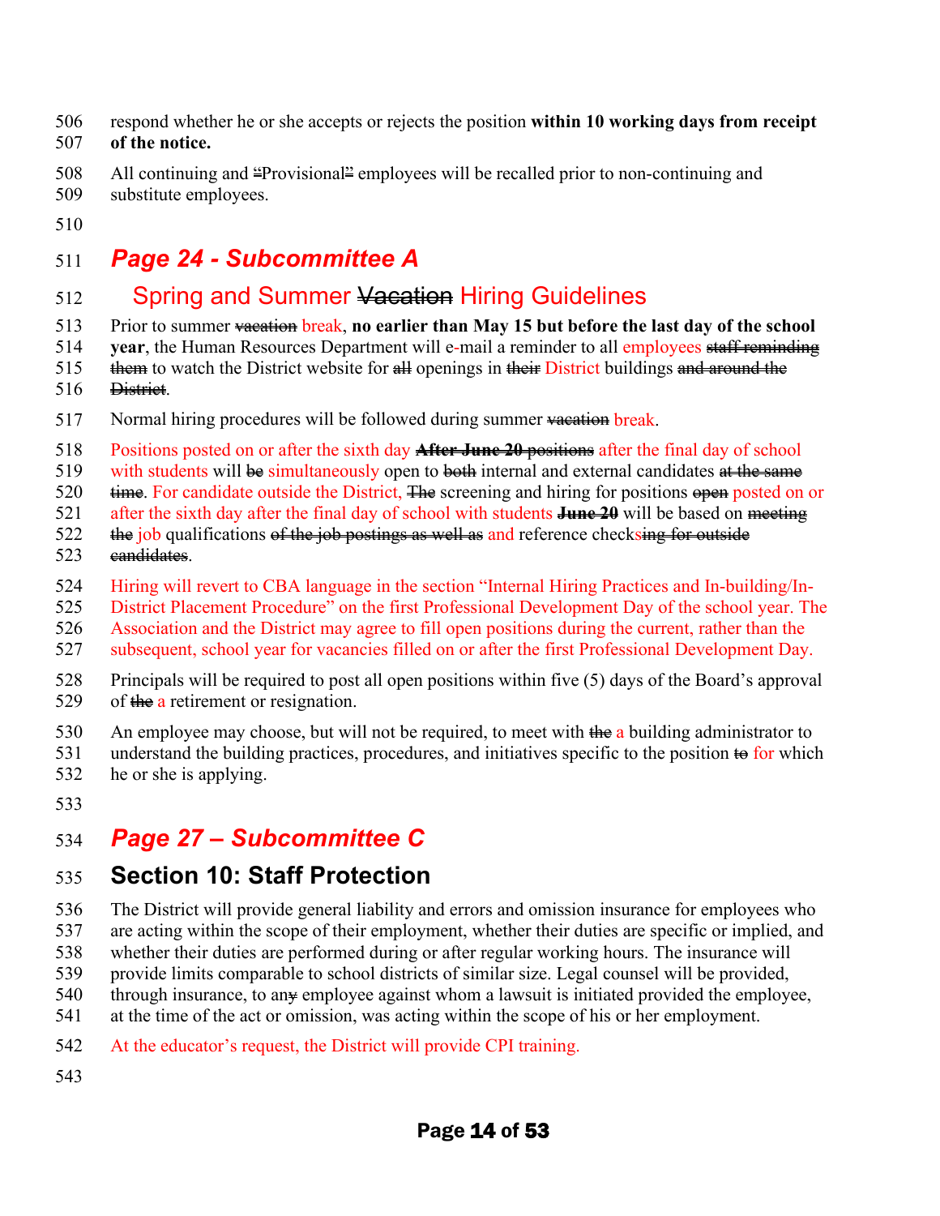respond whether he or she accepts or rejects the position **within 10 working days from receipt of the notice.**

All continuing and "Provisional" employees will be recalled prior to non-continuing and substitute employees.

## *Page 24 - Subcommittee A*

### Spring and Summer ~~Vacation~~ Hiring Guidelines

Prior to summer ~~vacation~~ break, **no earlier than May 15 but before the last day of the school year**, the Human Resources Department will e-mail a reminder to all employees ~~staff reminding them~~ to watch the District website for ~~all~~ openings in ~~their~~ District buildings ~~and around the District~~.

Normal hiring procedures will be followed during summer ~~vacation~~ break.

Positions posted on or after the sixth day ~~**After June 20** positions~~ after the final day of school with students will ~~be~~ simultaneously open to ~~both~~ internal and external candidates ~~at the same time~~. For candidate outside the District, ~~The~~ screening and hiring for positions ~~open~~ posted on or after the sixth day after the final day of school with students ~~**June 20**~~ will be based on ~~meeting the~~ job qualifications ~~of the job postings as well as~~ and reference checks~~ing for outside candidates~~.

Hiring will revert to CBA language in the section "Internal Hiring Practices and In-building/In-District Placement Procedure" on the first Professional Development Day of the school year. The Association and the District may agree to fill open positions during the current, rather than the subsequent, school year for vacancies filled on or after the first Professional Development Day.

Principals will be required to post all open positions within five (5) days of the Board's approval of ~~the~~ a retirement or resignation.

An employee may choose, but will not be required, to meet with ~~the~~ a building administrator to understand the building practices, procedures, and initiatives specific to the position ~~to~~ for which he or she is applying.

## *Page 27 – Subcommittee C*

## Section 10: Staff Protection

The District will provide general liability and errors and omission insurance for employees who are acting within the scope of their employment, whether their duties are specific or implied, and whether their duties are performed during or after regular working hours. The insurance will provide limits comparable to school districts of similar size. Legal counsel will be provided, through insurance, to an~~y~~ employee against whom a lawsuit is initiated provided the employee, at the time of the act or omission, was acting within the scope of his or her employment.

At the educator's request, the District will provide CPI training.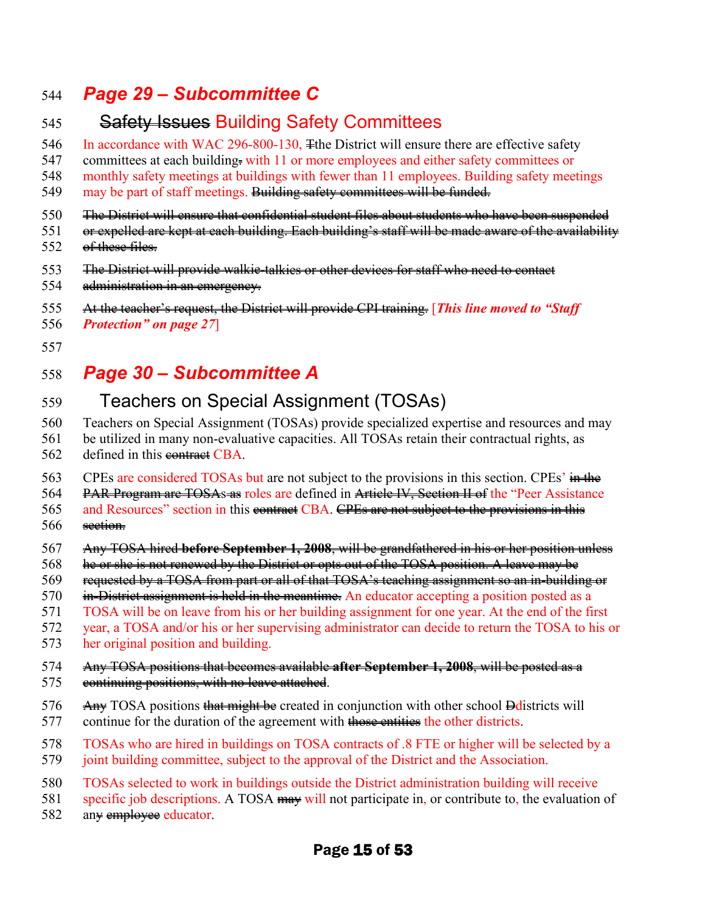## *Page 29 – Subcommittee C*

### ~~Safety Issues~~ Building Safety Committees

In accordance with WAC 296-800-130, ~~T~~the District will ensure there are effective safety committees at each building~~.~~ with 11 or more employees and either safety committees or monthly safety meetings at buildings with fewer than 11 employees. Building safety meetings may be part of staff meetings. ~~Building safety committees will be funded.~~

~~The District will ensure that confidential student files about students who have been suspended or expelled are kept at each building. Each building's staff will be made aware of the availability of these files.~~

~~The District will provide walkie-talkies or other devices for staff who need to contact administration in an emergency.~~

~~At the teacher's request, the District will provide CPI training.~~ [***This line moved to "Staff Protection" on page 27***]

## *Page 30 – Subcommittee A*

### Teachers on Special Assignment (TOSAs)

Teachers on Special Assignment (TOSAs) provide specialized expertise and resources and may be utilized in many non-evaluative capacities. All TOSAs retain their contractual rights, as defined in this ~~contract~~ CBA.

CPEs are considered TOSAs but are not subject to the provisions in this section. CPEs' ~~in the PAR Program are TOSAs as~~ roles are defined in ~~Article IV, Section II of~~ the "Peer Assistance and Resources" section in this ~~contract~~ CBA. ~~CPEs are not subject to the provisions in this section.~~

~~Any TOSA hired **before September 1, 2008**, will be grandfathered in his or her position unless he or she is not renewed by the District or opts out of the TOSA position. A leave may be requested by a TOSA from part or all of that TOSA's teaching assignment so an in-building or in-District assignment is held in the meantime.~~ An educator accepting a position posted as a TOSA will be on leave from his or her building assignment for one year. At the end of the first year, a TOSA and/or his or her supervising administrator can decide to return the TOSA to his or her original position and building.

~~Any TOSA positions that becomes available **after September 1, 2008**, will be posted as a continuing positions, with no leave attached~~.

~~Any~~ TOSA positions ~~that might be~~ created in conjunction with other school ~~D~~districts will continue for the duration of the agreement with ~~those entities~~ the other districts.

TOSAs who are hired in buildings on TOSA contracts of .8 FTE or higher will be selected by a joint building committee, subject to the approval of the District and the Association.

TOSAs selected to work in buildings outside the District administration building will receive specific job descriptions. A TOSA ~~may~~ will not participate in, or contribute to, the evaluation of an~~y~~ ~~employee~~ educator.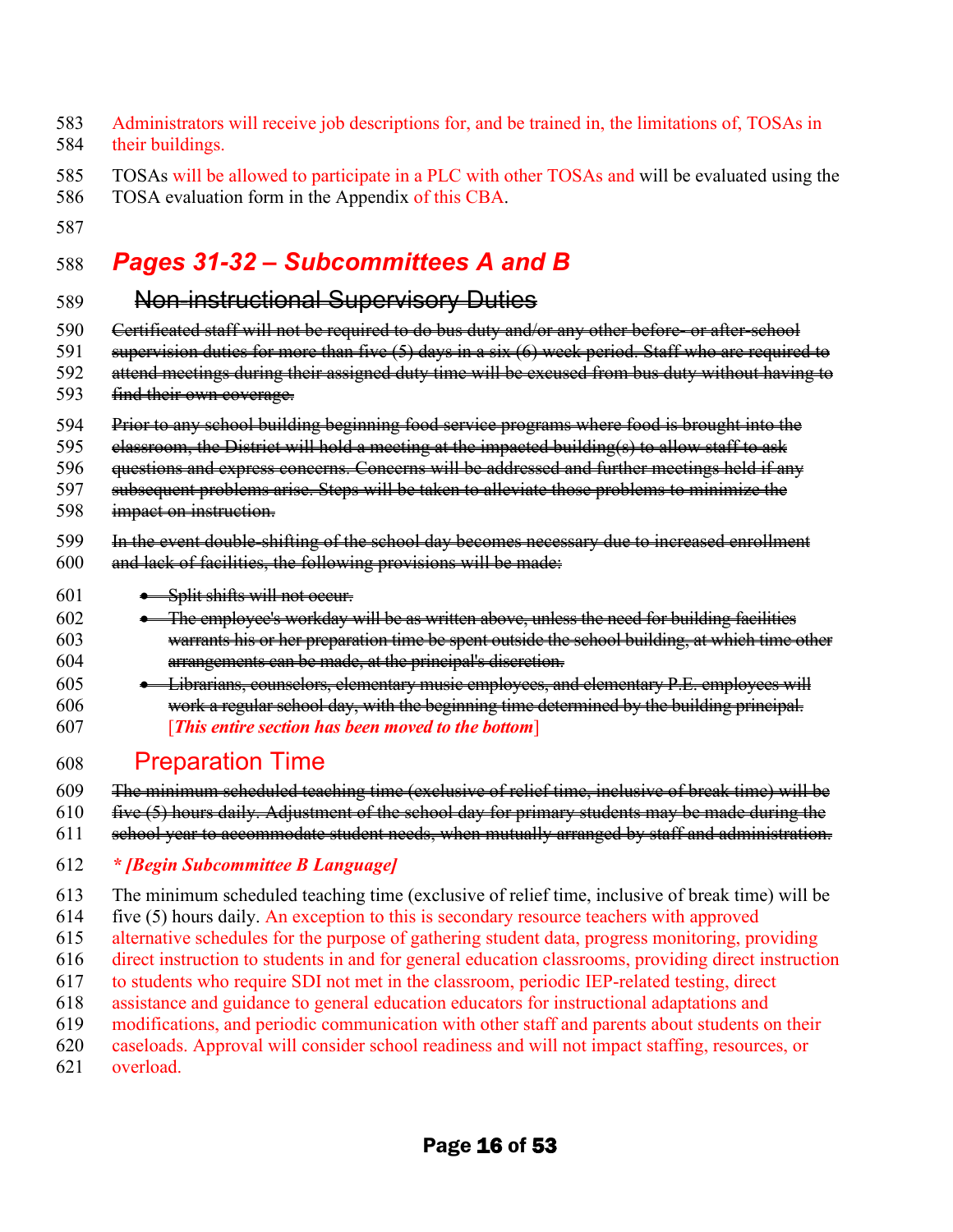Administrators will receive job descriptions for, and be trained in, the limitations of, TOSAs in their buildings.

TOSAs will be allowed to participate in a PLC with other TOSAs and will be evaluated using the TOSA evaluation form in the Appendix of this CBA.

## *Pages 31-32 – Subcommittees A and B*

### ~~Non-instructional Supervisory Duties~~

~~Certificated staff will not be required to do bus duty and/or any other before- or after-school supervision duties for more than five (5) days in a six (6) week period. Staff who are required to attend meetings during their assigned duty time will be excused from bus duty without having to find their own coverage.~~

~~Prior to any school building beginning food service programs where food is brought into the classroom, the District will hold a meeting at the impacted building(s) to allow staff to ask questions and express concerns. Concerns will be addressed and further meetings held if any subsequent problems arise. Steps will be taken to alleviate those problems to minimize the impact on instruction.~~

~~In the event double-shifting of the school day becomes necessary due to increased enrollment and lack of facilities, the following provisions will be made:~~

- ~~Split shifts will not occur.~~
- ~~The employee's workday will be as written above, unless the need for building facilities warrants his or her preparation time be spent outside the school building, at which time other arrangements can be made, at the principal's discretion.~~
- ~~Librarians, counselors, elementary music employees, and elementary P.E. employees will work a regular school day, with the beginning time determined by the building principal.~~ [***This entire section has been moved to the bottom***]

### Preparation Time

~~The minimum scheduled teaching time (exclusive of relief time, inclusive of break time) will be five (5) hours daily. Adjustment of the school day for primary students may be made during the school year to accommodate student needs, when mutually arranged by staff and administration.~~

***\* [Begin Subcommittee B Language]***

The minimum scheduled teaching time (exclusive of relief time, inclusive of break time) will be five (5) hours daily. An exception to this is secondary resource teachers with approved alternative schedules for the purpose of gathering student data, progress monitoring, providing direct instruction to students in and for general education classrooms, providing direct instruction to students who require SDI not met in the classroom, periodic IEP-related testing, direct assistance and guidance to general education educators for instructional adaptations and modifications, and periodic communication with other staff and parents about students on their caseloads. Approval will consider school readiness and will not impact staffing, resources, or overload.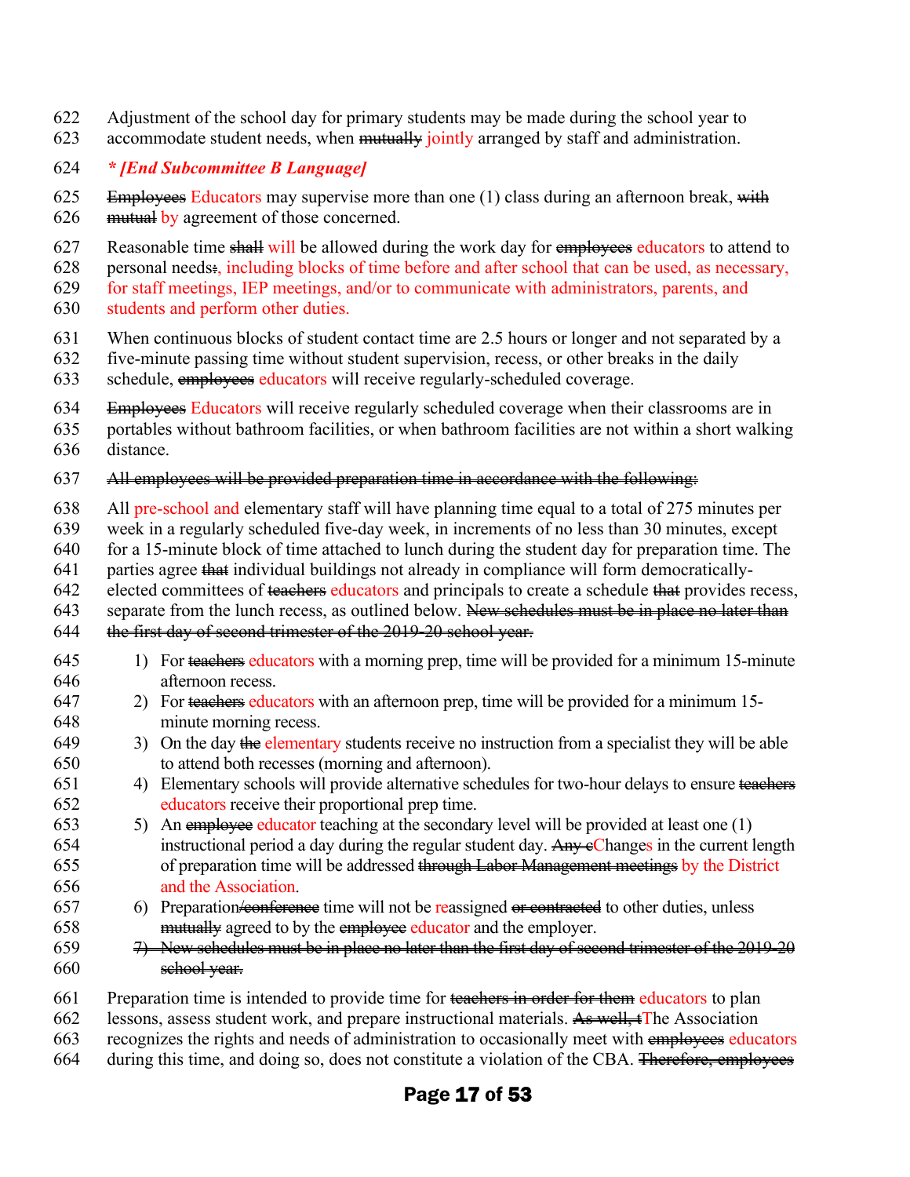622 Adjustment of the school day for primary students may be made during the school year to
623 accommodate student needs, when ~~mutually~~ jointly arranged by staff and administration.

624 ***\* [End Subcommittee B Language]***

625 ~~Employees~~ Educators may supervise more than one (1) class during an afternoon break, ~~with~~
626 ~~mutual~~ by agreement of those concerned.

627 Reasonable time ~~shall~~ will be allowed during the work day for ~~employees~~ educators to attend to
628 personal needs~~.~~, including blocks of time before and after school that can be used, as necessary,
629 for staff meetings, IEP meetings, and/or to communicate with administrators, parents, and
630 students and perform other duties.

631 When continuous blocks of student contact time are 2.5 hours or longer and not separated by a
632 five-minute passing time without student supervision, recess, or other breaks in the daily
633 schedule, ~~employees~~ educators will receive regularly-scheduled coverage.

634 ~~Employees~~ Educators will receive regularly scheduled coverage when their classrooms are in
635 portables without bathroom facilities, or when bathroom facilities are not within a short walking
636 distance.

637 ~~All employees will be provided preparation time in accordance with the following:~~

638 All pre-school and elementary staff will have planning time equal to a total of 275 minutes per
639 week in a regularly scheduled five-day week, in increments of no less than 30 minutes, except
640 for a 15-minute block of time attached to lunch during the student day for preparation time. The
641 parties agree ~~that~~ individual buildings not already in compliance will form democratically-
642 elected committees of ~~teachers~~ educators and principals to create a schedule ~~that~~ provides recess,
643 separate from the lunch recess, as outlined below. ~~New schedules must be in place no later than~~
644 ~~the first day of second trimester of the 2019-20 school year.~~

645 1) For ~~teachers~~ educators with a morning prep, time will be provided for a minimum 15-minute
646 afternoon recess.
647 2) For ~~teachers~~ educators with an afternoon prep, time will be provided for a minimum 15-
648 minute morning recess.
649 3) On the day ~~the~~ elementary students receive no instruction from a specialist they will be able
650 to attend both recesses (morning and afternoon).
651 4) Elementary schools will provide alternative schedules for two-hour delays to ensure ~~teachers~~
652 educators receive their proportional prep time.
653 5) An ~~employee~~ educator teaching at the secondary level will be provided at least one (1)
654 instructional period a day during the regular student day. ~~Any c~~Changes in the current length
655 of preparation time will be addressed ~~through Labor Management meetings~~ by the District
656 and the Association.
657 6) Preparation~~/conference~~ time will not be reassigned ~~or contracted~~ to other duties, unless
658 ~~mutually~~ agreed to by the ~~employee~~ educator and the employer.
659 ~~7) New schedules must be in place no later than the first day of second trimester of the 2019-20~~
660 ~~school year.~~

661 Preparation time is intended to provide time for ~~teachers in order for them~~ educators to plan
662 lessons, assess student work, and prepare instructional materials. ~~As well, t~~The Association
663 recognizes the rights and needs of administration to occasionally meet with ~~employees~~ educators
664 during this time, and doing so, does not constitute a violation of the CBA. ~~Therefore, employees~~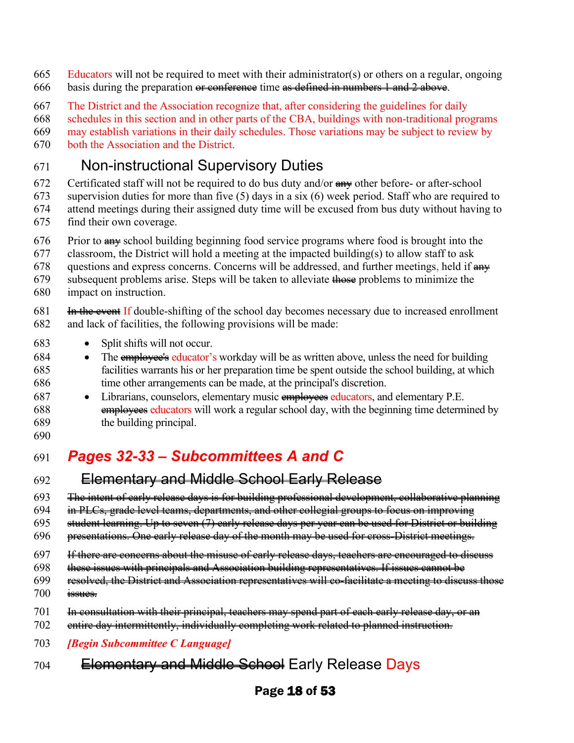Educators will not be required to meet with their administrator(s) or others on a regular, ongoing basis during the preparation ~~or conference~~ time ~~as defined in numbers 1 and 2 above~~.

The District and the Association recognize that, after considering the guidelines for daily schedules in this section and in other parts of the CBA, buildings with non-traditional programs may establish variations in their daily schedules. Those variations may be subject to review by both the Association and the District.

## Non-instructional Supervisory Duties

Certificated staff will not be required to do bus duty and/or ~~any~~ other before- or after-school supervision duties for more than five (5) days in a six (6) week period. Staff who are required to attend meetings during their assigned duty time will be excused from bus duty without having to find their own coverage.

Prior to ~~any~~ school building beginning food service programs where food is brought into the classroom, the District will hold a meeting at the impacted building(s) to allow staff to ask questions and express concerns. Concerns will be addressed, and further meetings, held if ~~any~~ subsequent problems arise. Steps will be taken to alleviate ~~those~~ problems to minimize the impact on instruction.

~~In the event~~ If double-shifting of the school day becomes necessary due to increased enrollment and lack of facilities, the following provisions will be made:

- Split shifts will not occur.
- The ~~employee's~~ educator's workday will be as written above, unless the need for building facilities warrants his or her preparation time be spent outside the school building, at which time other arrangements can be made, at the principal's discretion.
- Librarians, counselors, elementary music ~~employees~~ educators, and elementary P.E. ~~employees~~ educators will work a regular school day, with the beginning time determined by the building principal.

# *Pages 32-33 – Subcommittees A and C*

## ~~Elementary and Middle School Early Release~~

~~The intent of early release days is for building professional development, collaborative planning in PLCs, grade level teams, departments, and other collegial groups to focus on improving student learning. Up to seven (7) early release days per year can be used for District or building presentations. One early release day of the month may be used for cross-District meetings.~~

~~If there are concerns about the misuse of early release days, teachers are encouraged to discuss these issues with principals and Association building representatives. If issues cannot be resolved, the District and Association representatives will co-facilitate a meeting to discuss those issues.~~

~~In consultation with their principal, teachers may spend part of each early release day, or an entire day intermittently, individually completing work related to planned instruction.~~

***[Begin Subcommittee C Language]***

## ~~Elementary and Middle School~~ Early Release Days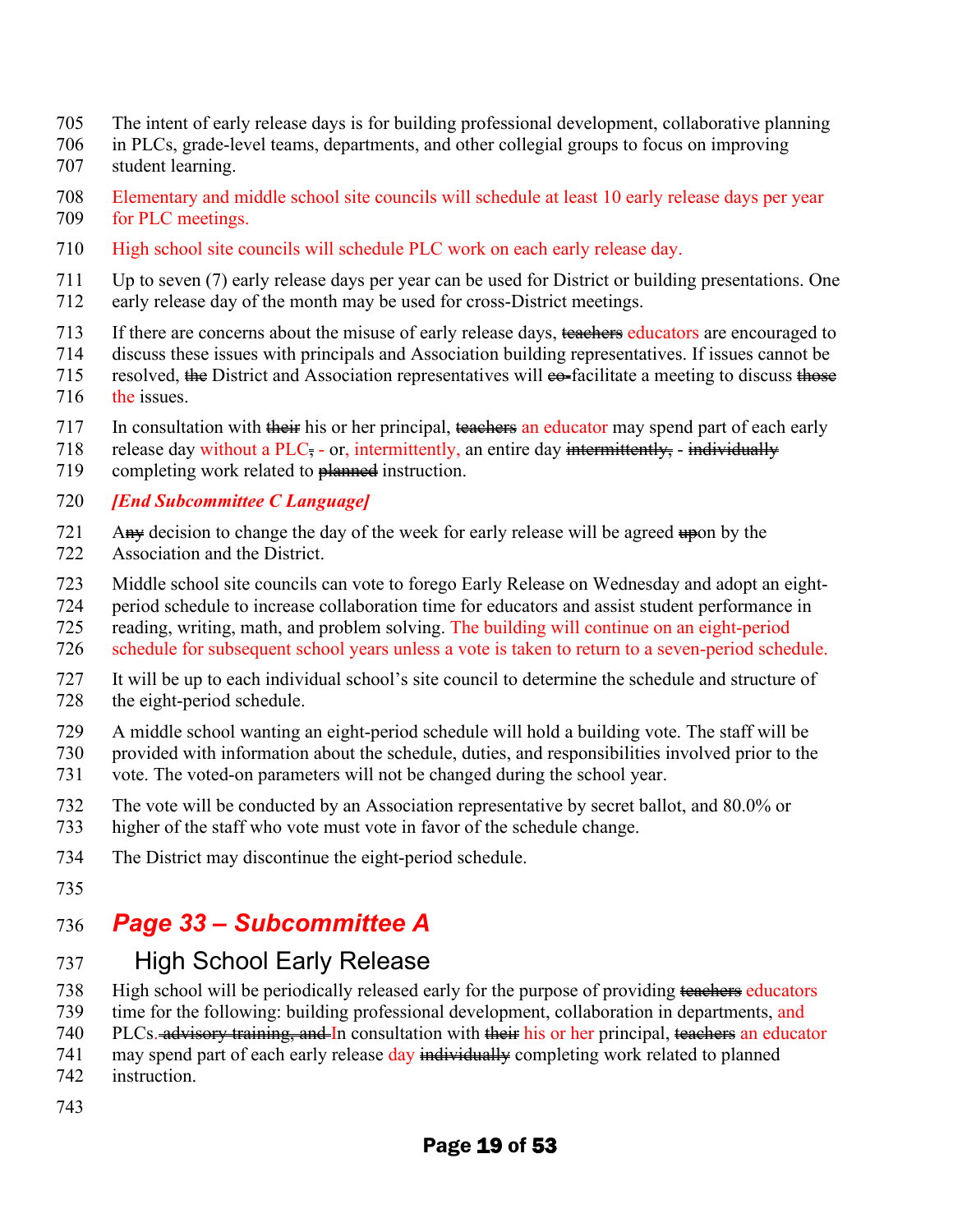The intent of early release days is for building professional development, collaborative planning in PLCs, grade-level teams, departments, and other collegial groups to focus on improving student learning.

Elementary and middle school site councils will schedule at least 10 early release days per year for PLC meetings.

High school site councils will schedule PLC work on each early release day.

Up to seven (7) early release days per year can be used for District or building presentations. One early release day of the month may be used for cross-District meetings.

If there are concerns about the misuse of early release days, ~~teachers~~ educators are encouraged to discuss these issues with principals and Association building representatives. If issues cannot be resolved, ~~the~~ District and Association representatives will ~~co-~~facilitate a meeting to discuss ~~those~~ the issues.

In consultation with ~~their~~ his or her principal, ~~teachers~~ an educator may spend part of each early release day without a PLC~~,~~ - or, intermittently, an entire day ~~intermittently,~~ - ~~individually~~ completing work related to ~~planned~~ instruction.

***[End Subcommittee C Language]***

A~~ny~~ decision to change the day of the week for early release will be agreed ~~up~~on by the Association and the District.

Middle school site councils can vote to forego Early Release on Wednesday and adopt an eight-period schedule to increase collaboration time for educators and assist student performance in reading, writing, math, and problem solving. The building will continue on an eight-period schedule for subsequent school years unless a vote is taken to return to a seven-period schedule.

It will be up to each individual school's site council to determine the schedule and structure of the eight-period schedule.

A middle school wanting an eight-period schedule will hold a building vote. The staff will be provided with information about the schedule, duties, and responsibilities involved prior to the vote. The voted-on parameters will not be changed during the school year.

The vote will be conducted by an Association representative by secret ballot, and 80.0% or higher of the staff who vote must vote in favor of the schedule change.

The District may discontinue the eight-period schedule.

## *Page 33 – Subcommittee A*

### High School Early Release

High school will be periodically released early for the purpose of providing ~~teachers~~ educators time for the following: building professional development, collaboration in departments, and PLCs.~~ advisory training, and~~ In consultation with ~~their~~ his or her principal, ~~teachers~~ an educator may spend part of each early release day ~~individually~~ completing work related to planned instruction.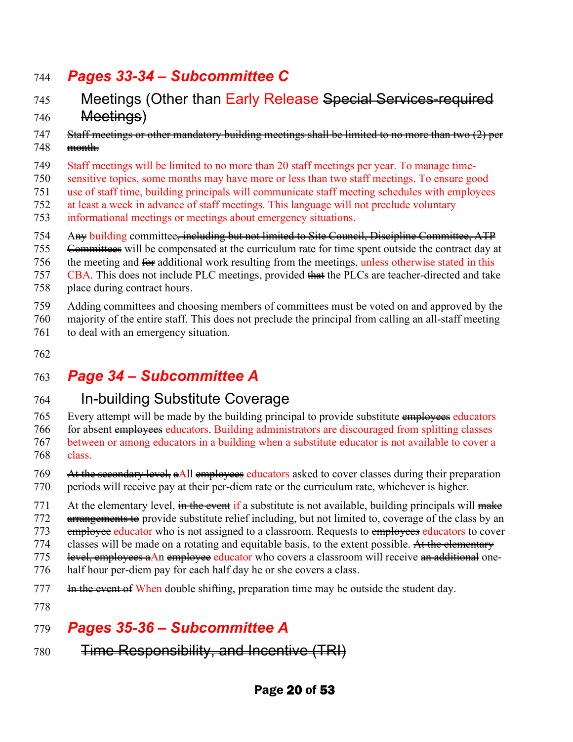## *Pages 33-34 – Subcommittee C*

### Meetings (Other than Early Release ~~Special Services-required Meetings~~)

~~Staff meetings or other mandatory building meetings shall be limited to no more than two (2) per month.~~

Staff meetings will be limited to no more than 20 staff meetings per year. To manage time-sensitive topics, some months may have more or less than two staff meetings. To ensure good use of staff time, building principals will communicate staff meeting schedules with employees at least a week in advance of staff meetings. This language will not preclude voluntary informational meetings or meetings about emergency situations.

A~~ny~~ building committee~~, including but not limited to Site Council, Discipline Committee, ATP Committees~~ will be compensated at the curriculum rate for time spent outside the contract day at the meeting and ~~for~~ additional work resulting from the meetings, unless otherwise stated in this CBA. This does not include PLC meetings, provided ~~that~~ the PLCs are teacher-directed and take place during contract hours.

Adding committees and choosing members of committees must be voted on and approved by the majority of the entire staff. This does not preclude the principal from calling an all-staff meeting to deal with an emergency situation.

## *Page 34 – Subcommittee A*

### In-building Substitute Coverage

Every attempt will be made by the building principal to provide substitute ~~employees~~ educators for absent ~~employees~~ educators. Building administrators are discouraged from splitting classes between or among educators in a building when a substitute educator is not available to cover a class.

~~At the secondary level, a~~All ~~employees~~ educators asked to cover classes during their preparation periods will receive pay at their per-diem rate or the curriculum rate, whichever is higher.

At the elementary level, ~~in the event~~ if a substitute is not available, building principals will ~~make arrangements to~~ provide substitute relief including, but not limited to, coverage of the class by an ~~employee~~ educator who is not assigned to a classroom. Requests to ~~employees~~ educators to cover classes will be made on a rotating and equitable basis, to the extent possible. ~~At the elementary level, employees a~~An ~~employee~~ educator who covers a classroom will receive ~~an additional~~ one-half hour per-diem pay for each half day he or she covers a class.

~~In the event of~~ When double shifting, preparation time may be outside the student day.

## *Pages 35-36 – Subcommittee A*

### ~~Time Responsibility, and Incentive (TRI)~~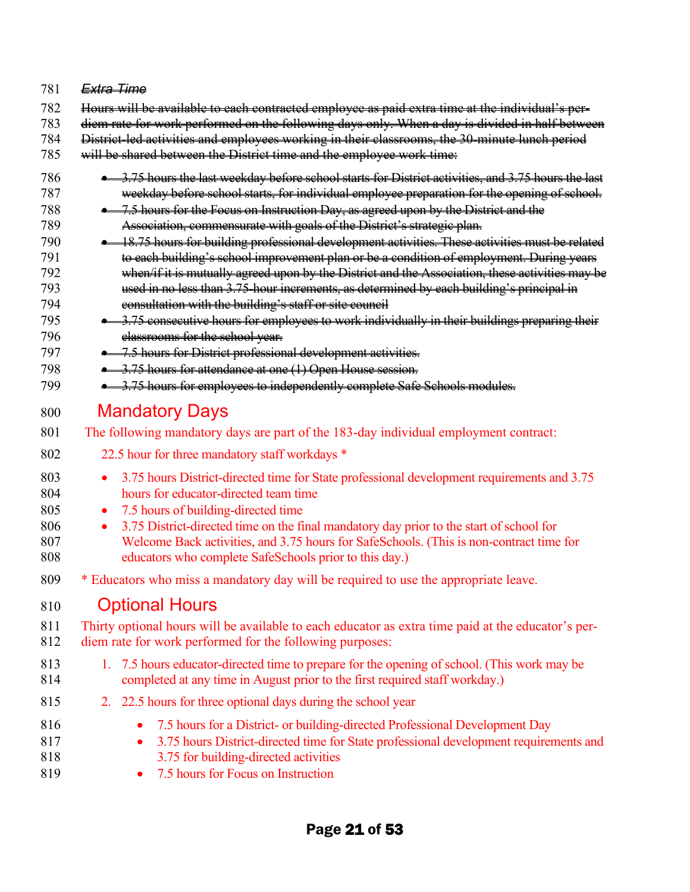~~*Extra Time*~~

~~Hours will be available to each contracted employee as paid extra time at the individual's per-diem rate for work performed on the following days only. When a day is divided in half between District-led activities and employees working in their classrooms, the 30-minute lunch period will be shared between the District time and the employee work time:~~

- ~~3.75 hours the last weekday before school starts for District activities, and 3.75 hours the last weekday before school starts, for individual employee preparation for the opening of school.~~
- ~~7.5 hours for the Focus on Instruction Day, as agreed upon by the District and the Association, commensurate with goals of the District's strategic plan.~~
- ~~18.75 hours for building professional development activities. These activities must be related to each building's school improvement plan or be a condition of employment. During years when/if it is mutually agreed upon by the District and the Association, these activities may be used in no less than 3.75-hour increments, as determined by each building's principal in consultation with the building's staff or site council~~
- ~~3.75 consecutive hours for employees to work individually in their buildings preparing their classrooms for the school year.~~
- ~~7.5 hours for District professional development activities.~~
- ~~3.75 hours for attendance at one (1) Open House session.~~
- ~~3.75 hours for employees to independently complete Safe Schools modules.~~

## Mandatory Days

The following mandatory days are part of the 183-day individual employment contract:

22.5 hour for three mandatory staff workdays *

- 3.75 hours District-directed time for State professional development requirements and 3.75 hours for educator-directed team time
- 7.5 hours of building-directed time
- 3.75 District-directed time on the final mandatory day prior to the start of school for Welcome Back activities, and 3.75 hours for SafeSchools. (This is non-contract time for educators who complete SafeSchools prior to this day.)

* Educators who miss a mandatory day will be required to use the appropriate leave.

## Optional Hours

Thirty optional hours will be available to each educator as extra time paid at the educator's per-diem rate for work performed for the following purposes:

1. 7.5 hours educator-directed time to prepare for the opening of school. (This work may be completed at any time in August prior to the first required staff workday.)
2. 22.5 hours for three optional days during the school year
   - 7.5 hours for a District- or building-directed Professional Development Day
   - 3.75 hours District-directed time for State professional development requirements and 3.75 for building-directed activities
   - 7.5 hours for Focus on Instruction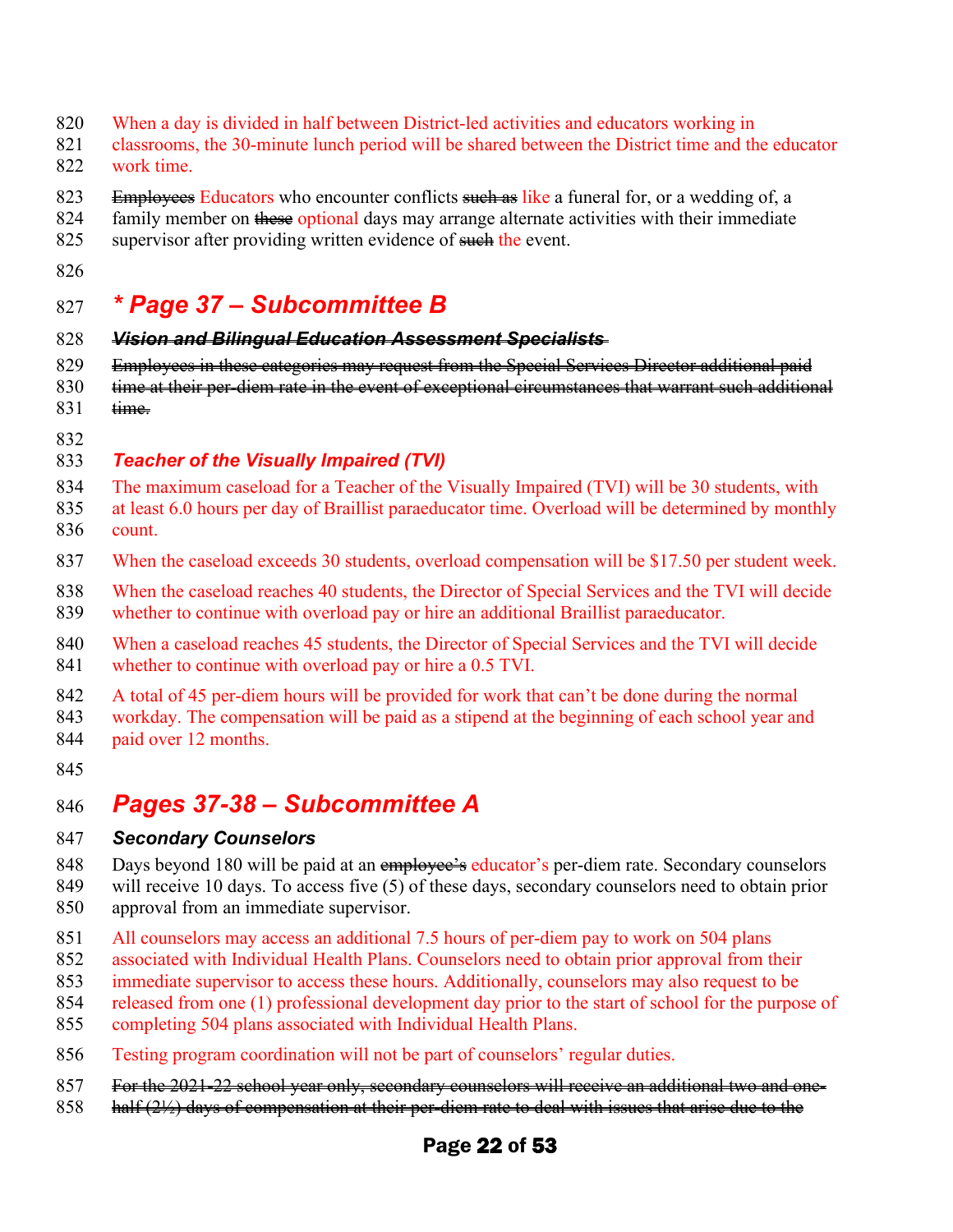When a day is divided in half between District-led activities and educators working in classrooms, the 30-minute lunch period will be shared between the District time and the educator work time.

~~Employees~~ Educators who encounter conflicts ~~such as~~ like a funeral for, or a wedding of, a family member on ~~these~~ optional days may arrange alternate activities with their immediate supervisor after providing written evidence of ~~such~~ the event.

## * Page 37 – Subcommittee B

### ~~*Vision and Bilingual Education Assessment Specialists*~~

~~Employees in these categories may request from the Special Services Director additional paid time at their per-diem rate in the event of exceptional circumstances that warrant such additional time.~~

### *Teacher of the Visually Impaired (TVI)*

The maximum caseload for a Teacher of the Visually Impaired (TVI) will be 30 students, with at least 6.0 hours per day of Braillist paraeducator time. Overload will be determined by monthly count.

When the caseload exceeds 30 students, overload compensation will be $17.50 per student week.

When the caseload reaches 40 students, the Director of Special Services and the TVI will decide whether to continue with overload pay or hire an additional Braillist paraeducator.

When a caseload reaches 45 students, the Director of Special Services and the TVI will decide whether to continue with overload pay or hire a 0.5 TVI.

A total of 45 per-diem hours will be provided for work that can't be done during the normal workday. The compensation will be paid as a stipend at the beginning of each school year and paid over 12 months.

## Pages 37-38 – Subcommittee A

### *Secondary Counselors*

Days beyond 180 will be paid at an ~~employee's~~ educator's per-diem rate. Secondary counselors will receive 10 days. To access five (5) of these days, secondary counselors need to obtain prior approval from an immediate supervisor.

All counselors may access an additional 7.5 hours of per-diem pay to work on 504 plans associated with Individual Health Plans. Counselors need to obtain prior approval from their immediate supervisor to access these hours. Additionally, counselors may also request to be released from one (1) professional development day prior to the start of school for the purpose of completing 504 plans associated with Individual Health Plans.

Testing program coordination will not be part of counselors' regular duties.

~~For the 2021-22 school year only, secondary counselors will receive an additional two and one-half (2½) days of compensation at their per-diem rate to deal with issues that arise due to the~~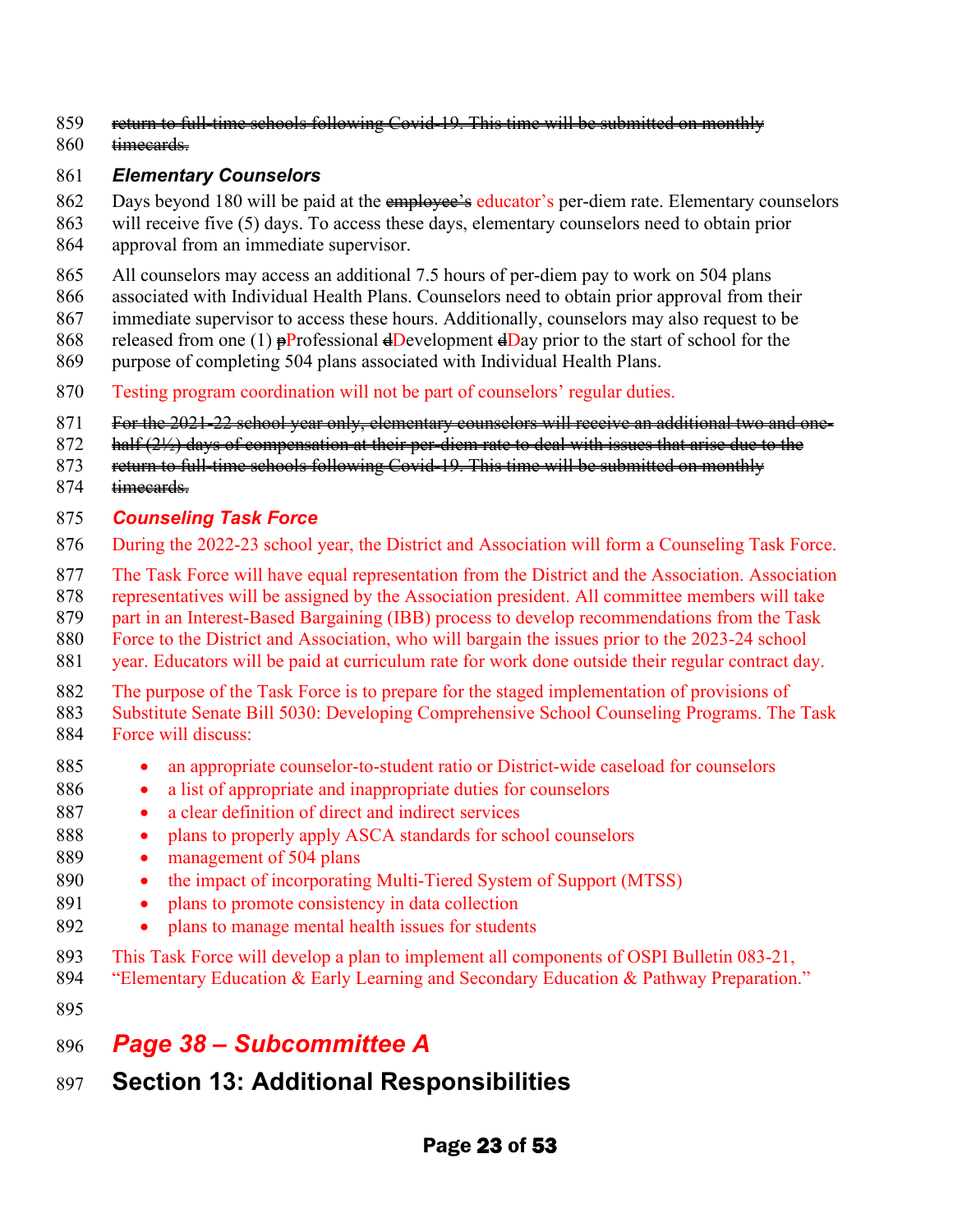~~return to full-time schools following Covid-19. This time will be submitted on monthly timecards.~~

### *Elementary Counselors*

Days beyond 180 will be paid at the ~~employee's~~ educator's per-diem rate. Elementary counselors will receive five (5) days. To access these days, elementary counselors need to obtain prior approval from an immediate supervisor.

All counselors may access an additional 7.5 hours of per-diem pay to work on 504 plans associated with Individual Health Plans. Counselors need to obtain prior approval from their immediate supervisor to access these hours. Additionally, counselors may also request to be released from one (1) ~~p~~Professional ~~d~~Development ~~d~~Day prior to the start of school for the purpose of completing 504 plans associated with Individual Health Plans.

Testing program coordination will not be part of counselors' regular duties.

~~For the 2021-22 school year only, elementary counselors will receive an additional two and one-half (2½) days of compensation at their per-diem rate to deal with issues that arise due to the return to full-time schools following Covid-19. This time will be submitted on monthly timecards.~~

### *Counseling Task Force*

During the 2022-23 school year, the District and Association will form a Counseling Task Force.

The Task Force will have equal representation from the District and the Association. Association representatives will be assigned by the Association president. All committee members will take part in an Interest-Based Bargaining (IBB) process to develop recommendations from the Task Force to the District and Association, who will bargain the issues prior to the 2023-24 school year. Educators will be paid at curriculum rate for work done outside their regular contract day.

The purpose of the Task Force is to prepare for the staged implementation of provisions of Substitute Senate Bill 5030: Developing Comprehensive School Counseling Programs. The Task Force will discuss:

- an appropriate counselor-to-student ratio or District-wide caseload for counselors
- a list of appropriate and inappropriate duties for counselors
- a clear definition of direct and indirect services
- plans to properly apply ASCA standards for school counselors
- management of 504 plans
- the impact of incorporating Multi-Tiered System of Support (MTSS)
- plans to promote consistency in data collection
- plans to manage mental health issues for students

This Task Force will develop a plan to implement all components of OSPI Bulletin 083-21, "Elementary Education & Early Learning and Secondary Education & Pathway Preparation."

## *Page 38 – Subcommittee A*

## Section 13: Additional Responsibilities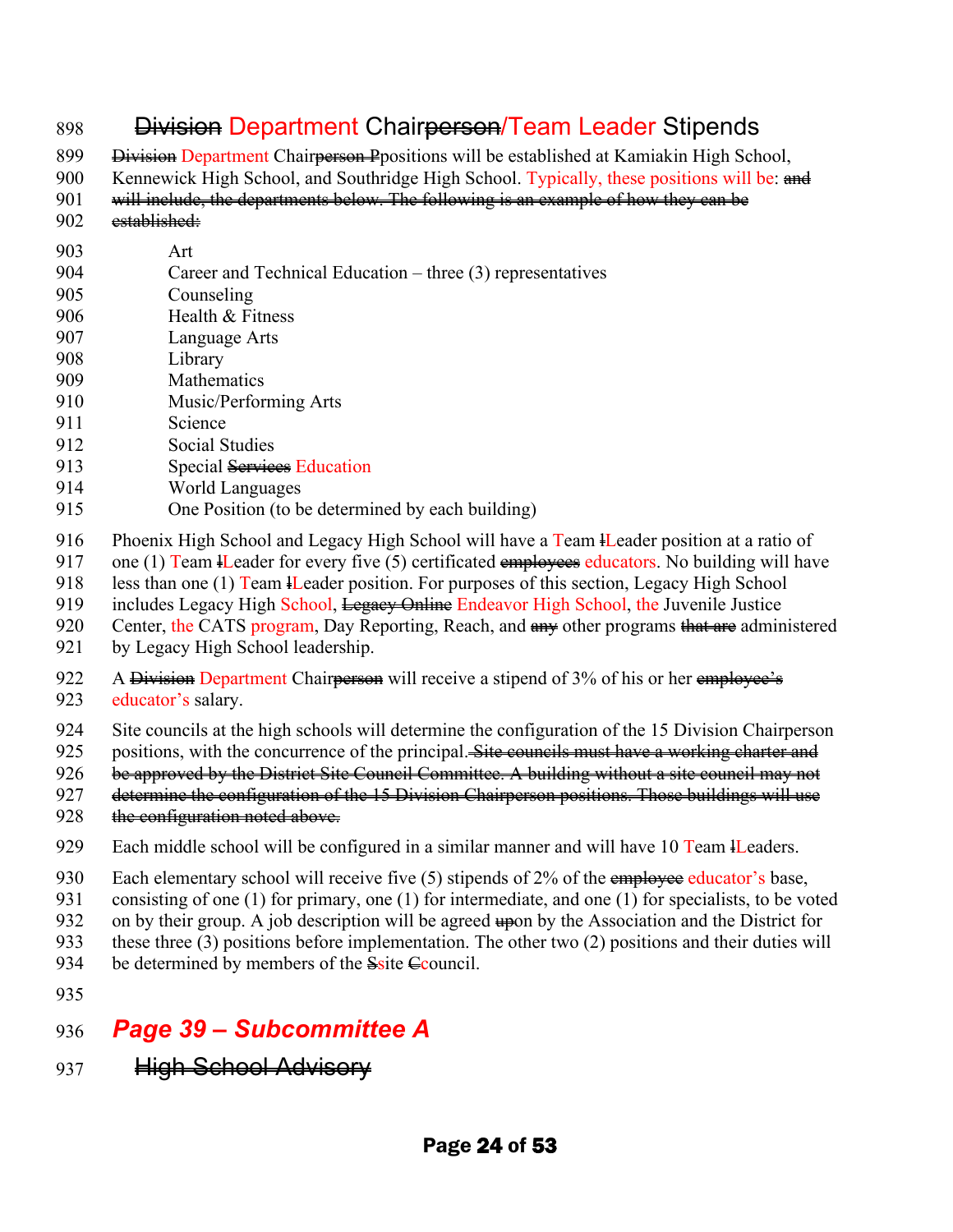## ~~Division~~ Department Chair~~person~~/Team Leader Stipends

~~Division~~ Department Chair~~person P~~positions will be established at Kamiakin High School, Kennewick High School, and Southridge High School. Typically, these positions will be: ~~and will include, the departments below. The following is an example of how they can be established:~~

- Art
- Career and Technical Education – three (3) representatives
- Counseling
- Health & Fitness
- Language Arts
- Library
- Mathematics
- Music/Performing Arts
- Science
- Social Studies
- Special ~~Services~~ Education
- World Languages
- One Position (to be determined by each building)

Phoenix High School and Legacy High School will have a Team ~~l~~Leader position at a ratio of one (1) Team ~~l~~Leader for every five (5) certificated ~~employees~~ educators. No building will have less than one (1) Team ~~l~~Leader position. For purposes of this section, Legacy High School includes Legacy High School, ~~Legacy Online~~ Endeavor High School, the Juvenile Justice Center, the CATS program, Day Reporting, Reach, and ~~any~~ other programs ~~that are~~ administered by Legacy High School leadership.

A ~~Division~~ Department Chair~~person~~ will receive a stipend of 3% of his or her ~~employee's~~ educator's salary.

Site councils at the high schools will determine the configuration of the 15 Division Chairperson positions, with the concurrence of the principal. ~~Site councils must have a working charter and be approved by the District Site Council Committee. A building without a site council may not determine the configuration of the 15 Division Chairperson positions. Those buildings will use the configuration noted above.~~

Each middle school will be configured in a similar manner and will have 10 Team ~~l~~Leaders.

Each elementary school will receive five (5) stipends of 2% of the ~~employee~~ educator's base, consisting of one (1) for primary, one (1) for intermediate, and one (1) for specialists, to be voted on by their group. A job description will be agreed ~~up~~on by the Association and the District for these three (3) positions before implementation. The other two (2) positions and their duties will be determined by members of the ~~S~~site ~~C~~council.

## *Page 39 – Subcommittee A*

## ~~High School Advisory~~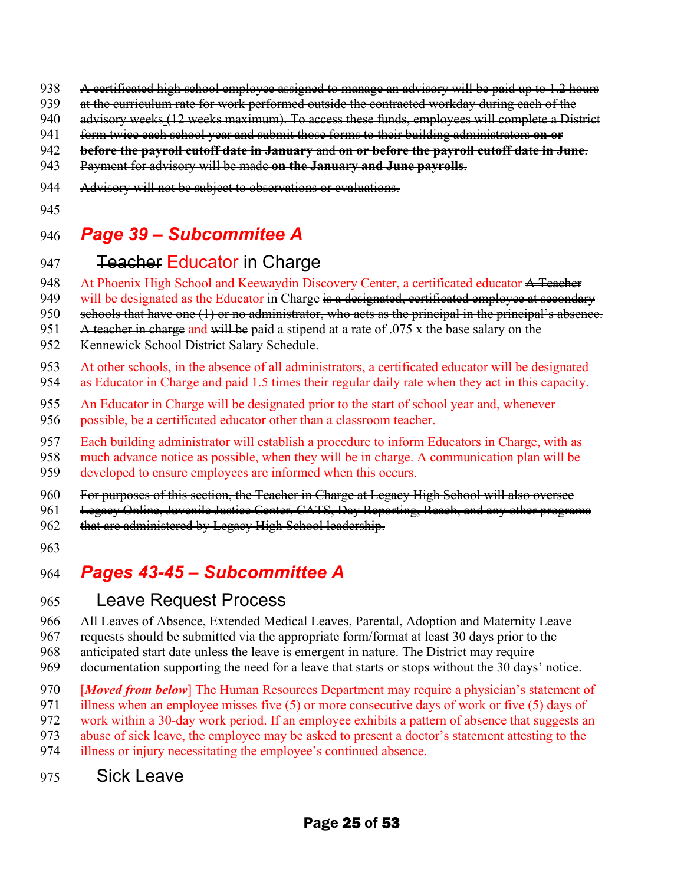~~A certificated high school employee assigned to manage an advisory will be paid up to 1.2 hours at the curriculum rate for work performed outside the contracted workday during each of the advisory weeks (12 weeks maximum). To access these funds, employees will complete a District form twice each school year and submit those forms to their building administrators **on or before the payroll cutoff date in January** and **on or before the payroll cutoff date in June**. Payment for advisory will be made **on the January and June payrolls**.~~

~~Advisory will not be subject to observations or evaluations.~~

## *Page 39 – Subcommitee A*

### ~~Teacher~~ Educator in Charge

At Phoenix High School and Keewaydin Discovery Center, a certificated educator ~~A Teacher~~ will be designated as the Educator in Charge ~~is a designated, certificated employee at secondary schools that have one (1) or no administrator, who acts as the principal in the principal's absence. A teacher in charge~~ and ~~will be~~ paid a stipend at a rate of .075 x the base salary on the Kennewick School District Salary Schedule.

At other schools, in the absence of all administrators, a certificated educator will be designated as Educator in Charge and paid 1.5 times their regular daily rate when they act in this capacity.

An Educator in Charge will be designated prior to the start of school year and, whenever possible, be a certificated educator other than a classroom teacher.

Each building administrator will establish a procedure to inform Educators in Charge, with as much advance notice as possible, when they will be in charge. A communication plan will be developed to ensure employees are informed when this occurs.

~~For purposes of this section, the Teacher in Charge at Legacy High School will also oversee Legacy Online, Juvenile Justice Center, CATS, Day Reporting, Reach, and any other programs that are administered by Legacy High School leadership.~~

## *Pages 43-45 – Subcommittee A*

### Leave Request Process

All Leaves of Absence, Extended Medical Leaves, Parental, Adoption and Maternity Leave requests should be submitted via the appropriate form/format at least 30 days prior to the anticipated start date unless the leave is emergent in nature. The District may require documentation supporting the need for a leave that starts or stops without the 30 days' notice.

[***Moved from below***] The Human Resources Department may require a physician's statement of illness when an employee misses five (5) or more consecutive days of work or five (5) days of work within a 30-day work period. If an employee exhibits a pattern of absence that suggests an abuse of sick leave, the employee may be asked to present a doctor's statement attesting to the illness or injury necessitating the employee's continued absence.

### Sick Leave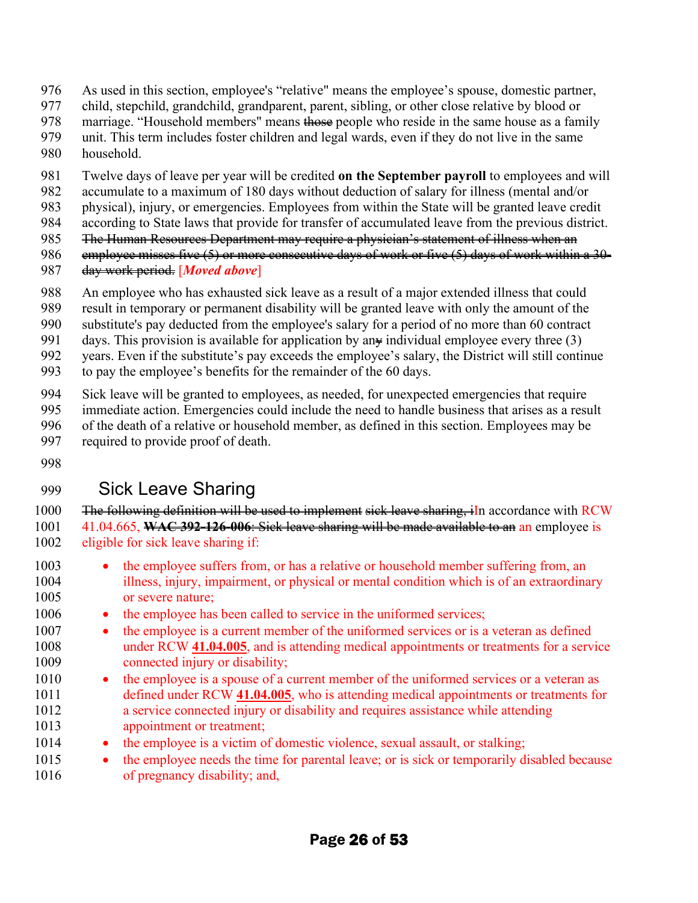As used in this section, employee's “relative" means the employee’s spouse, domestic partner, child, stepchild, grandchild, grandparent, parent, sibling, or other close relative by blood or marriage. “Household members" means ~~those~~ people who reside in the same house as a family unit. This term includes foster children and legal wards, even if they do not live in the same household.

Twelve days of leave per year will be credited **on the September payroll** to employees and will accumulate to a maximum of 180 days without deduction of salary for illness (mental and/or physical), injury, or emergencies. Employees from within the State will be granted leave credit according to State laws that provide for transfer of accumulated leave from the previous district. ~~The Human Resources Department may require a physician’s statement of illness when an employee misses five (5) or more consecutive days of work or five (5) days of work within a 30-day work period.~~ [***Moved above***]

An employee who has exhausted sick leave as a result of a major extended illness that could result in temporary or permanent disability will be granted leave with only the amount of the substitute's pay deducted from the employee's salary for a period of no more than 60 contract days. This provision is available for application by an~~y~~ individual employee every three (3) years. Even if the substitute’s pay exceeds the employee’s salary, the District will still continue to pay the employee’s benefits for the remainder of the 60 days.

Sick leave will be granted to employees, as needed, for unexpected emergencies that require immediate action. Emergencies could include the need to handle business that arises as a result of the death of a relative or household member, as defined in this section. Employees may be required to provide proof of death.

## Sick Leave Sharing

~~The following definition will be used to implement sick leave sharing, i~~In accordance with RCW 41.04.665, ~~**WAC 392-126-006**: Sick leave sharing will be made available to an~~ an employee is eligible for sick leave sharing if:

- the employee suffers from, or has a relative or household member suffering from, an illness, injury, impairment, or physical or mental condition which is of an extraordinary or severe nature;
- the employee has been called to service in the uniformed services;
- the employee is a current member of the uniformed services or is a veteran as defined under RCW **41.04.005**, and is attending medical appointments or treatments for a service connected injury or disability;
- the employee is a spouse of a current member of the uniformed services or a veteran as defined under RCW **41.04.005**, who is attending medical appointments or treatments for a service connected injury or disability and requires assistance while attending appointment or treatment;
- the employee is a victim of domestic violence, sexual assault, or stalking;
- the employee needs the time for parental leave; or is sick or temporarily disabled because of pregnancy disability; and,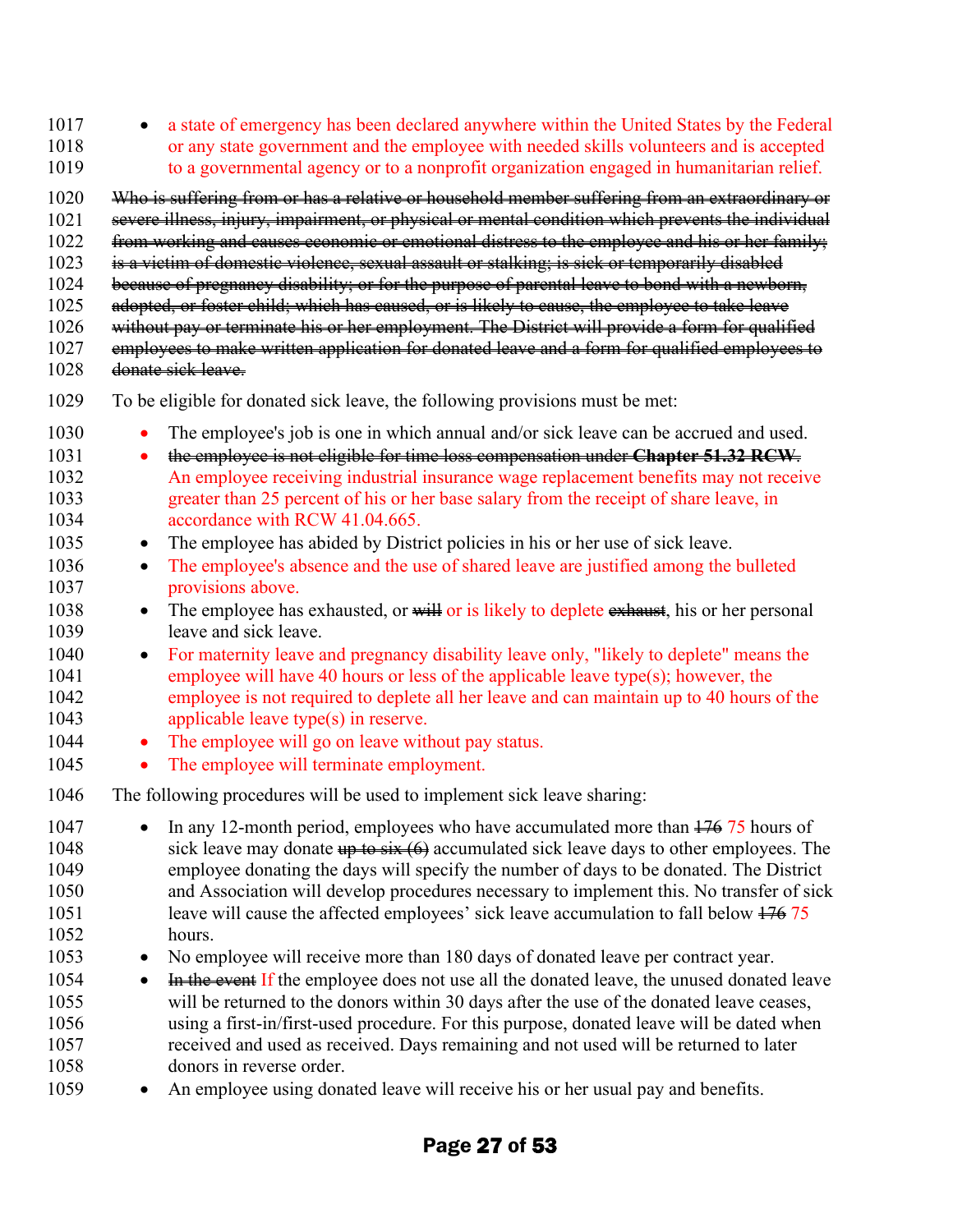- a state of emergency has been declared anywhere within the United States by the Federal or any state government and the employee with needed skills volunteers and is accepted to a governmental agency or to a nonprofit organization engaged in humanitarian relief.

~~Who is suffering from or has a relative or household member suffering from an extraordinary or severe illness, injury, impairment, or physical or mental condition which prevents the individual from working and causes economic or emotional distress to the employee and his or her family; is a victim of domestic violence, sexual assault or stalking; is sick or temporarily disabled because of pregnancy disability; or for the purpose of parental leave to bond with a newborn, adopted, or foster child; which has caused, or is likely to cause, the employee to take leave without pay or terminate his or her employment. The District will provide a form for qualified employees to make written application for donated leave and a form for qualified employees to donate sick leave.~~

To be eligible for donated sick leave, the following provisions must be met:

- The employee's job is one in which annual and/or sick leave can be accrued and used.
- ~~the employee is not eligible for time loss compensation under **Chapter 51.32 RCW**.~~ An employee receiving industrial insurance wage replacement benefits may not receive greater than 25 percent of his or her base salary from the receipt of share leave, in accordance with RCW 41.04.665.
- The employee has abided by District policies in his or her use of sick leave.
- The employee's absence and the use of shared leave are justified among the bulleted provisions above.
- The employee has exhausted, or ~~will~~ or is likely to deplete ~~exhaust~~, his or her personal leave and sick leave.
- For maternity leave and pregnancy disability leave only, "likely to deplete" means the employee will have 40 hours or less of the applicable leave type(s); however, the employee is not required to deplete all her leave and can maintain up to 40 hours of the applicable leave type(s) in reserve.
- The employee will go on leave without pay status.
- The employee will terminate employment.

The following procedures will be used to implement sick leave sharing:

- In any 12-month period, employees who have accumulated more than ~~176~~ 75 hours of sick leave may donate ~~up to six (6)~~ accumulated sick leave days to other employees. The employee donating the days will specify the number of days to be donated. The District and Association will develop procedures necessary to implement this. No transfer of sick leave will cause the affected employees' sick leave accumulation to fall below ~~176~~ 75 hours.
- No employee will receive more than 180 days of donated leave per contract year.
- ~~In the event~~ If the employee does not use all the donated leave, the unused donated leave will be returned to the donors within 30 days after the use of the donated leave ceases, using a first-in/first-used procedure. For this purpose, donated leave will be dated when received and used as received. Days remaining and not used will be returned to later donors in reverse order.
- An employee using donated leave will receive his or her usual pay and benefits.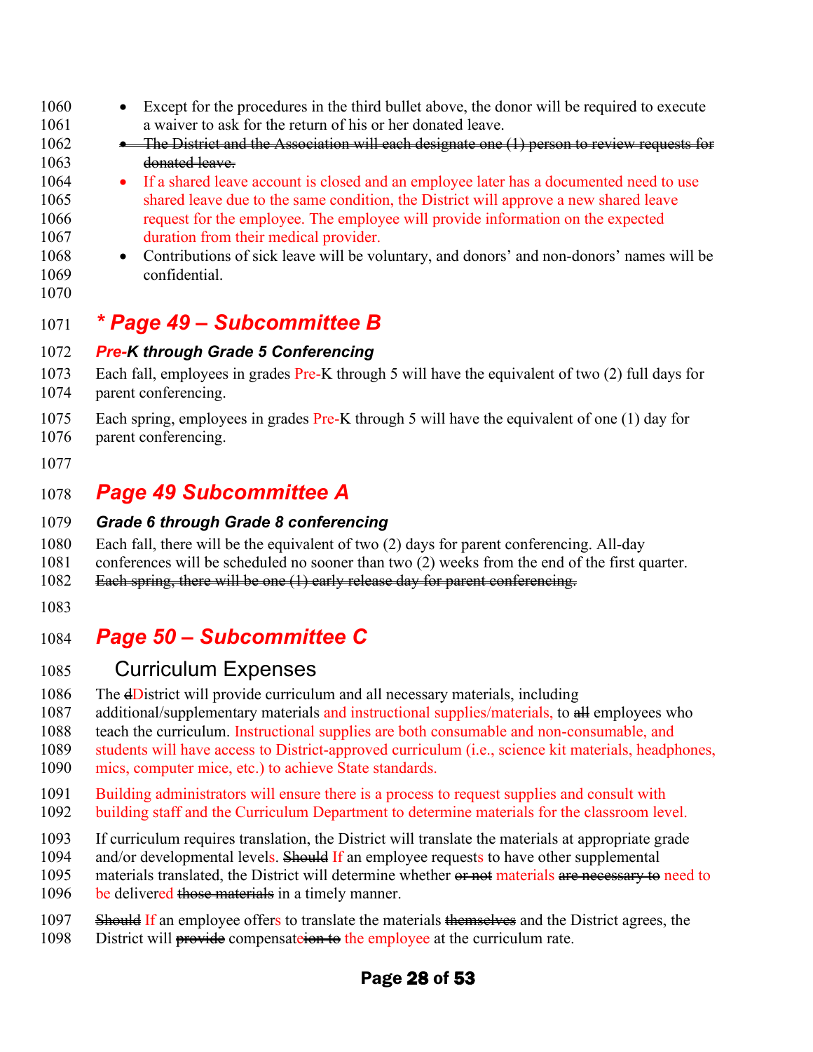- Except for the procedures in the third bullet above, the donor will be required to execute a waiver to ask for the return of his or her donated leave.
- ~~The District and the Association will each designate one (1) person to review requests for donated leave.~~
- If a shared leave account is closed and an employee later has a documented need to use shared leave due to the same condition, the District will approve a new shared leave request for the employee. The employee will provide information on the expected duration from their medical provider.
- Contributions of sick leave will be voluntary, and donors' and non-donors' names will be confidential.

## *** Page 49 – Subcommittee B**

### *Pre-K through Grade 5 Conferencing*

Each fall, employees in grades Pre-K through 5 will have the equivalent of two (2) full days for parent conferencing.

Each spring, employees in grades Pre-K through 5 will have the equivalent of one (1) day for parent conferencing.

## *Page 49 Subcommittee A*

### *Grade 6 through Grade 8 conferencing*

Each fall, there will be the equivalent of two (2) days for parent conferencing. All-day conferences will be scheduled no sooner than two (2) weeks from the end of the first quarter. ~~Each spring, there will be one (1) early release day for parent conferencing.~~

## *Page 50 – Subcommittee C*

### Curriculum Expenses

The ~~d~~District will provide curriculum and all necessary materials, including additional/supplementary materials and instructional supplies/materials, to ~~all~~ employees who teach the curriculum. Instructional supplies are both consumable and non-consumable, and students will have access to District-approved curriculum (i.e., science kit materials, headphones, mics, computer mice, etc.) to achieve State standards.

Building administrators will ensure there is a process to request supplies and consult with building staff and the Curriculum Department to determine materials for the classroom level.

If curriculum requires translation, the District will translate the materials at appropriate grade and/or developmental levels. ~~Should~~ If an employee requests to have other supplemental materials translated, the District will determine whether ~~or not~~ materials ~~are necessary to~~ need to be delivered ~~those materials~~ in a timely manner.

~~Should~~ If an employee offers to translate the materials ~~themselves~~ and the District agrees, the District will ~~provide~~ compensat~~ion to~~e the employee at the curriculum rate.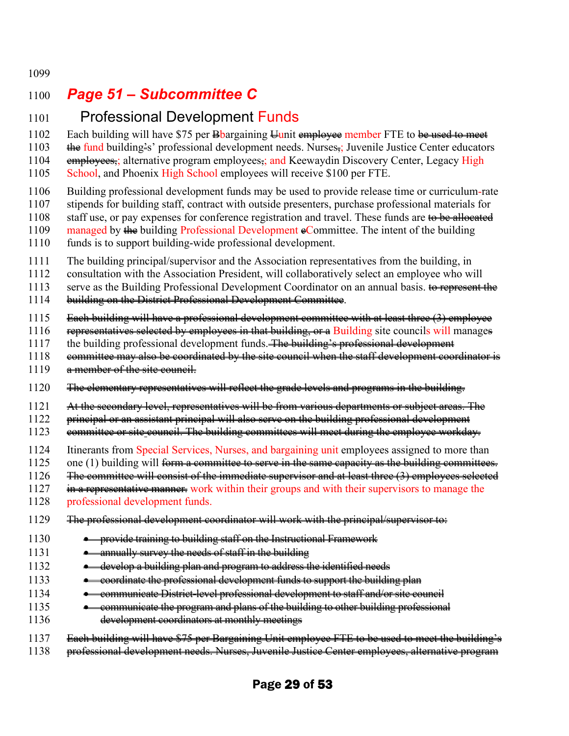# *Page 51 – Subcommittee C*

## Professional Development Funds

Each building will have $75 per ~~B~~bargaining ~~U~~unit ~~employee~~ member FTE to ~~be used to meet the~~ fund building~~'~~s' professional development needs. Nurses~~,~~; Juvenile Justice Center educators ~~employees,~~; alternative program employees~~,~~; and Keewaydin Discovery Center, Legacy High School, and Phoenix High School employees will receive $100 per FTE.

Building professional development funds may be used to provide release time or curriculum-rate stipends for building staff, contract with outside presenters, purchase professional materials for staff use, or pay expenses for conference registration and travel. These funds are ~~to be allocated~~ managed by ~~the~~ building Professional Development ~~c~~Committee. The intent of the building funds is to support building-wide professional development.

The building principal/supervisor and the Association representatives from the building, in consultation with the Association President, will collaboratively select an employee who will serve as the Building Professional Development Coordinator on an annual basis. ~~to represent the building on the District Professional Development Committee~~.

~~Each building will have a professional development committee with at least three (3) employee representatives selected by employees in that building, or a~~ Building site councils will manage~~s~~ the building professional development funds. ~~The building's professional development committee may also be coordinated by the site council when the staff development coordinator is a member of the site council.~~

~~The elementary representatives will reflect the grade levels and programs in the building.~~

~~At the secondary level, representatives will be from various departments or subject areas. The principal or an assistant principal will also serve on the building professional development committee or site council. The building committees will meet during the employee workday.~~

Itinerants from Special Services, Nurses, and bargaining unit employees assigned to more than one (1) building will ~~form a committee to serve in the same capacity as the building committees. The committee will consist of the immediate supervisor and at least three (3) employees selected in a representative manner.~~ work within their groups and with their supervisors to manage the professional development funds.

~~The professional development coordinator will work with the principal/supervisor to:~~

- ~~provide training to building staff on the Instructional Framework~~
- ~~annually survey the needs of staff in the building~~
- ~~develop a building plan and program to address the identified needs~~
- ~~coordinate the professional development funds to support the building plan~~
- ~~communicate District-level professional development to staff and/or site council~~
- ~~communicate the program and plans of the building to other building professional development coordinators at monthly meetings~~

~~Each building will have $75 per Bargaining Unit employee FTE to be used to meet the building's professional development needs. Nurses, Juvenile Justice Center employees, alternative program~~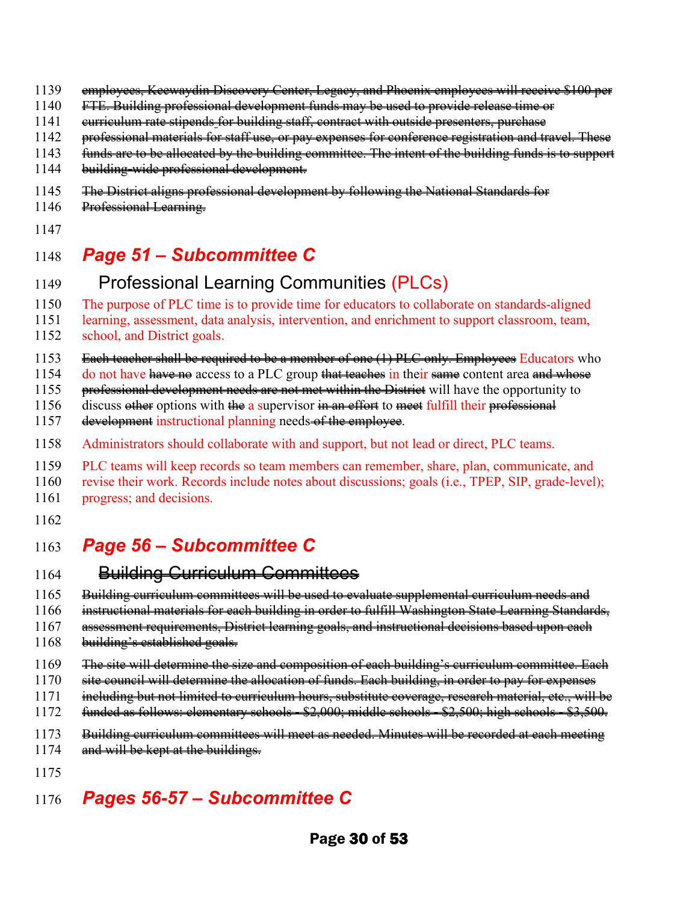~~employees, Keewaydin Discovery Center, Legacy, and Phoenix employees will receive $100 per FTE. Building professional development funds may be used to provide release time or curriculum rate stipends for building staff, contract with outside presenters, purchase professional materials for staff use, or pay expenses for conference registration and travel. These funds are to be allocated by the building committee. The intent of the building funds is to support building-wide professional development.~~

~~The District aligns professional development by following the National Standards for Professional Learning.~~

## *Page 51 – Subcommittee C*

### Professional Learning Communities (PLCs)

The purpose of PLC time is to provide time for educators to collaborate on standards-aligned learning, assessment, data analysis, intervention, and enrichment to support classroom, team, school, and District goals.

~~Each teacher shall be required to be a member of one (1) PLC only. Employees~~ Educators who do not have ~~have no~~ access to a PLC group ~~that teaches~~ in their ~~same~~ content area ~~and whose professional development needs are not met within the District~~ will have the opportunity to discuss ~~other~~ options with ~~the~~ a supervisor ~~in an effort~~ to ~~meet~~ fulfill their ~~professional development~~ instructional planning needs ~~of the employee~~.

Administrators should collaborate with and support, but not lead or direct, PLC teams.

PLC teams will keep records so team members can remember, share, plan, communicate, and revise their work. Records include notes about discussions; goals (i.e., TPEP, SIP, grade-level); progress; and decisions.

## *Page 56 – Subcommittee C*

### ~~Building Curriculum Committees~~

~~Building curriculum committees will be used to evaluate supplemental curriculum needs and instructional materials for each building in order to fulfill Washington State Learning Standards, assessment requirements, District learning goals, and instructional decisions based upon each building's established goals.~~

~~The site will determine the size and composition of each building's curriculum committee. Each site council will determine the allocation of funds. Each building, in order to pay for expenses including but not limited to curriculum hours, substitute coverage, research material, etc., will be funded as follows: elementary schools - $2,000; middle schools - $2,500; high schools - $3,500.~~

~~Building curriculum committees will meet as needed. Minutes will be recorded at each meeting and will be kept at the buildings.~~

## *Pages 56-57 – Subcommittee C*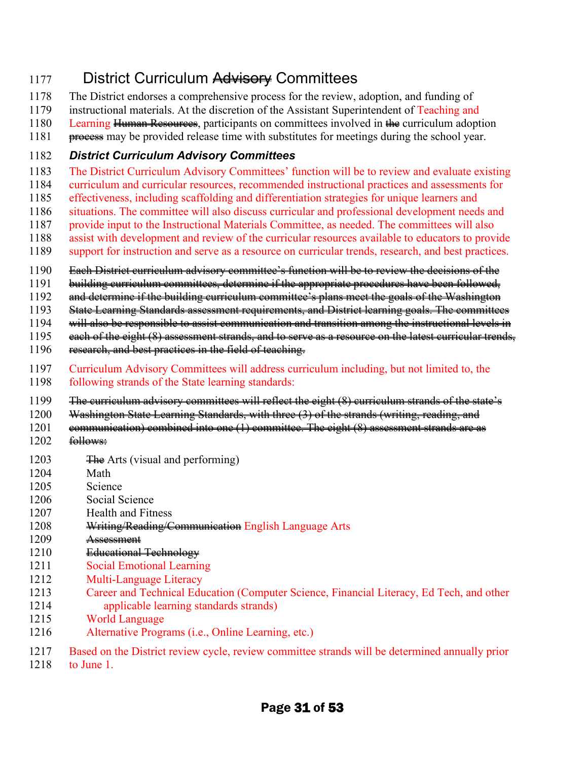# District Curriculum ~~Advisory~~ Committees

The District endorses a comprehensive process for the review, adoption, and funding of instructional materials. At the discretion of the Assistant Superintendent of Teaching and Learning ~~Human Resources~~, participants on committees involved in ~~the~~ curriculum adoption ~~process~~ may be provided release time with substitutes for meetings during the school year.

### ***District Curriculum Advisory Committees***

The District Curriculum Advisory Committees' function will be to review and evaluate existing curriculum and curricular resources, recommended instructional practices and assessments for effectiveness, including scaffolding and differentiation strategies for unique learners and situations. The committee will also discuss curricular and professional development needs and provide input to the Instructional Materials Committee, as needed. The committees will also assist with development and review of the curricular resources available to educators to provide support for instruction and serve as a resource on curricular trends, research, and best practices.

~~Each District curriculum advisory committee's function will be to review the decisions of the building curriculum committees, determine if the appropriate procedures have been followed, and determine if the building curriculum committee's plans meet the goals of the Washington State Learning Standards assessment requirements, and District learning goals. The committees will also be responsible to assist communication and transition among the instructional levels in each of the eight (8) assessment strands, and to serve as a resource on the latest curricular trends, research, and best practices in the field of teaching.~~

Curriculum Advisory Committees will address curriculum including, but not limited to, the following strands of the State learning standards:

~~The curriculum advisory committees will reflect the eight (8) curriculum strands of the state's Washington State Learning Standards, with three (3) of the strands (writing, reading, and communication) combined into one (1) committee. The eight (8) assessment strands are as follows:~~

- ~~The~~ Arts (visual and performing)
- Math
- Science
- Social Science
- Health and Fitness
- ~~Writing/Reading/Communication~~ English Language Arts
- ~~Assessment~~
- ~~Educational Technology~~
- Social Emotional Learning
- Multi-Language Literacy
- Career and Technical Education (Computer Science, Financial Literacy, Ed Tech, and other applicable learning standards strands)
- World Language
- Alternative Programs (i.e., Online Learning, etc.)

Based on the District review cycle, review committee strands will be determined annually prior to June 1.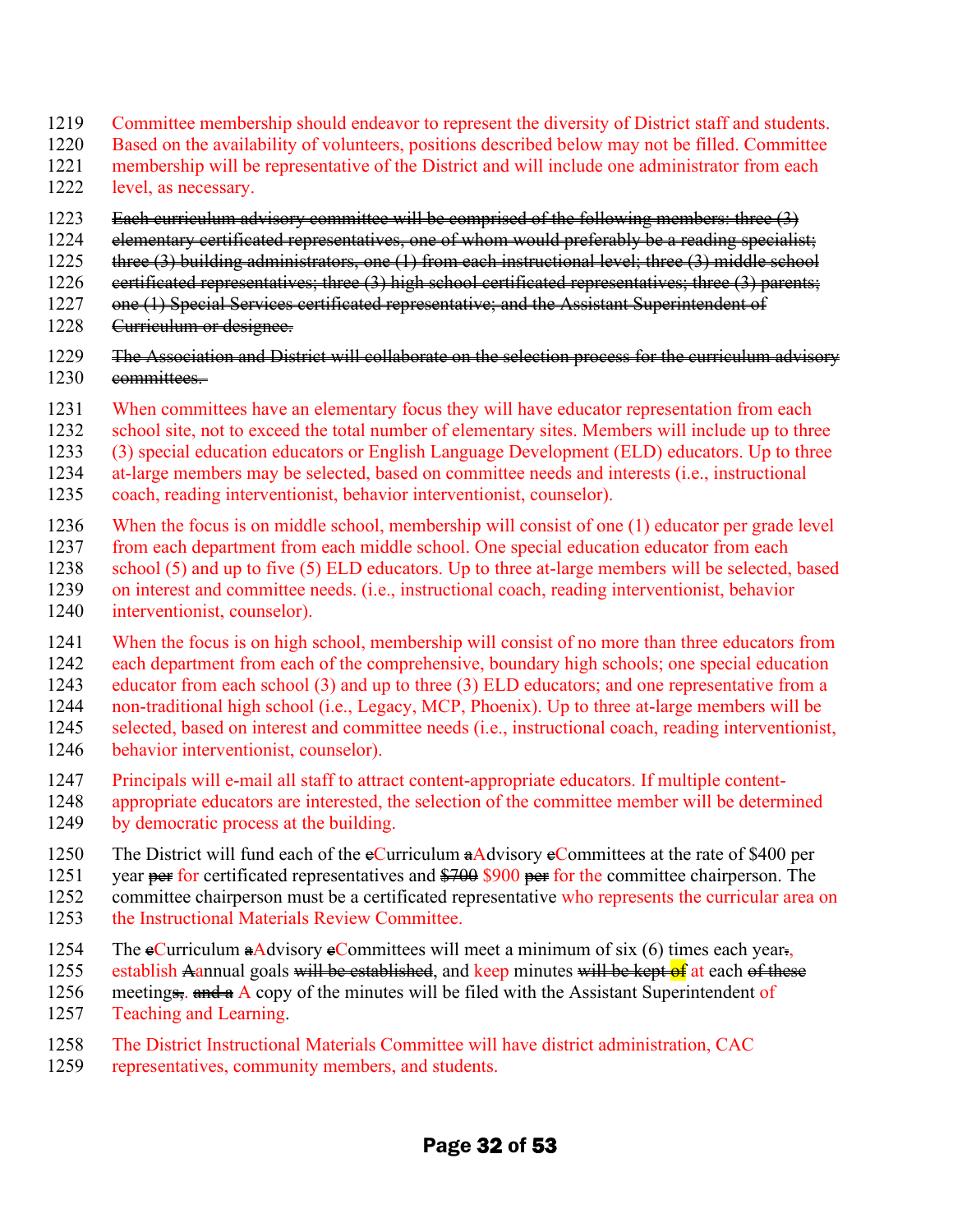Committee membership should endeavor to represent the diversity of District staff and students. Based on the availability of volunteers, positions described below may not be filled. Committee membership will be representative of the District and will include one administrator from each level, as necessary.

~~Each curriculum advisory committee will be comprised of the following members: three (3) elementary certificated representatives, one of whom would preferably be a reading specialist; three (3) building administrators, one (1) from each instructional level; three (3) middle school certificated representatives; three (3) high school certificated representatives; three (3) parents; one (1) Special Services certificated representative; and the Assistant Superintendent of Curriculum or designee.~~

~~The Association and District will collaborate on the selection process for the curriculum advisory committees.~~

When committees have an elementary focus they will have educator representation from each school site, not to exceed the total number of elementary sites. Members will include up to three (3) special education educators or English Language Development (ELD) educators. Up to three at-large members may be selected, based on committee needs and interests (i.e., instructional coach, reading interventionist, behavior interventionist, counselor).

When the focus is on middle school, membership will consist of one (1) educator per grade level from each department from each middle school. One special education educator from each school (5) and up to five (5) ELD educators. Up to three at-large members will be selected, based on interest and committee needs. (i.e., instructional coach, reading interventionist, behavior interventionist, counselor).

When the focus is on high school, membership will consist of no more than three educators from each department from each of the comprehensive, boundary high schools; one special education educator from each school (3) and up to three (3) ELD educators; and one representative from a non-traditional high school (i.e., Legacy, MCP, Phoenix). Up to three at-large members will be selected, based on interest and committee needs (i.e., instructional coach, reading interventionist, behavior interventionist, counselor).

Principals will e-mail all staff to attract content-appropriate educators. If multiple content-appropriate educators are interested, the selection of the committee member will be determined by democratic process at the building.

The District will fund each of the ~~c~~Curriculum ~~a~~Advisory ~~c~~Committees at the rate of $400 per year ~~per~~ for certificated representatives and ~~$700~~ $900 ~~per~~ for the committee chairperson. The committee chairperson must be a certificated representative who represents the curricular area on the Instructional Materials Review Committee.

The ~~c~~Curriculum ~~a~~Advisory ~~c~~Committees will meet a minimum of six (6) times each year~~.~~, establish ~~A~~annual goals ~~will be established~~, and keep minutes ~~will be kept of~~ at each ~~of these~~ meeting~~s,~~. ~~and a~~ A copy of the minutes will be filed with the Assistant Superintendent of Teaching and Learning.

The District Instructional Materials Committee will have district administration, CAC representatives, community members, and students.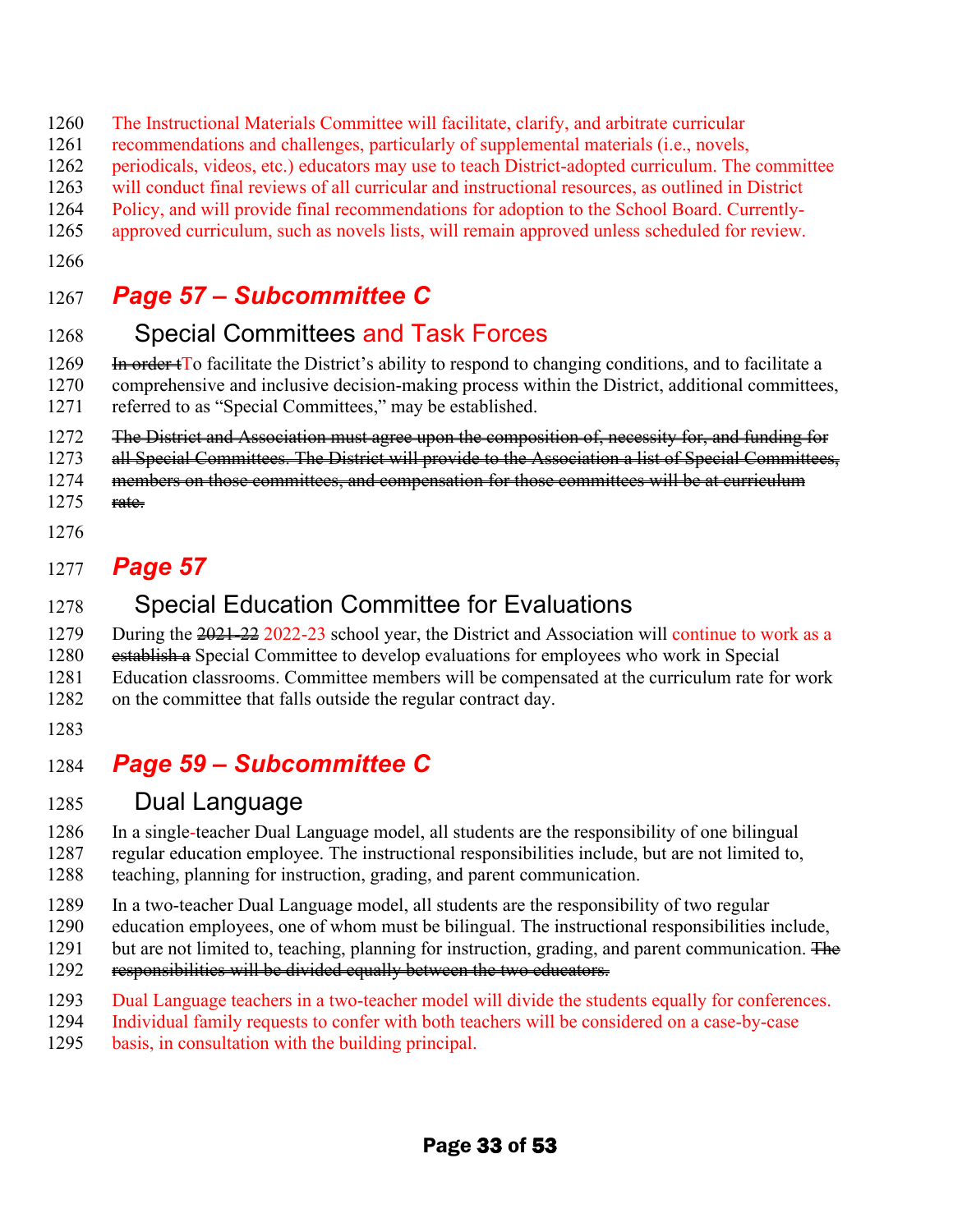The Instructional Materials Committee will facilitate, clarify, and arbitrate curricular recommendations and challenges, particularly of supplemental materials (i.e., novels, periodicals, videos, etc.) educators may use to teach District-adopted curriculum. The committee will conduct final reviews of all curricular and instructional resources, as outlined in District Policy, and will provide final recommendations for adoption to the School Board. Currently-approved curriculum, such as novels lists, will remain approved unless scheduled for review.

## *Page 57 – Subcommittee C*

### Special Committees and Task Forces

~~In order t~~To facilitate the District's ability to respond to changing conditions, and to facilitate a comprehensive and inclusive decision-making process within the District, additional committees, referred to as "Special Committees," may be established.

~~The District and Association must agree upon the composition of, necessity for, and funding for all Special Committees. The District will provide to the Association a list of Special Committees, members on those committees, and compensation for those committees will be at curriculum rate.~~

## *Page 57*

### Special Education Committee for Evaluations

During the ~~2021-22~~ 2022-23 school year, the District and Association will continue to work as a ~~establish a~~ Special Committee to develop evaluations for employees who work in Special Education classrooms. Committee members will be compensated at the curriculum rate for work on the committee that falls outside the regular contract day.

## *Page 59 – Subcommittee C*

### Dual Language

In a single-teacher Dual Language model, all students are the responsibility of one bilingual regular education employee. The instructional responsibilities include, but are not limited to, teaching, planning for instruction, grading, and parent communication.

In a two-teacher Dual Language model, all students are the responsibility of two regular education employees, one of whom must be bilingual. The instructional responsibilities include, but are not limited to, teaching, planning for instruction, grading, and parent communication. ~~The responsibilities will be divided equally between the two educators.~~

Dual Language teachers in a two-teacher model will divide the students equally for conferences. Individual family requests to confer with both teachers will be considered on a case-by-case basis, in consultation with the building principal.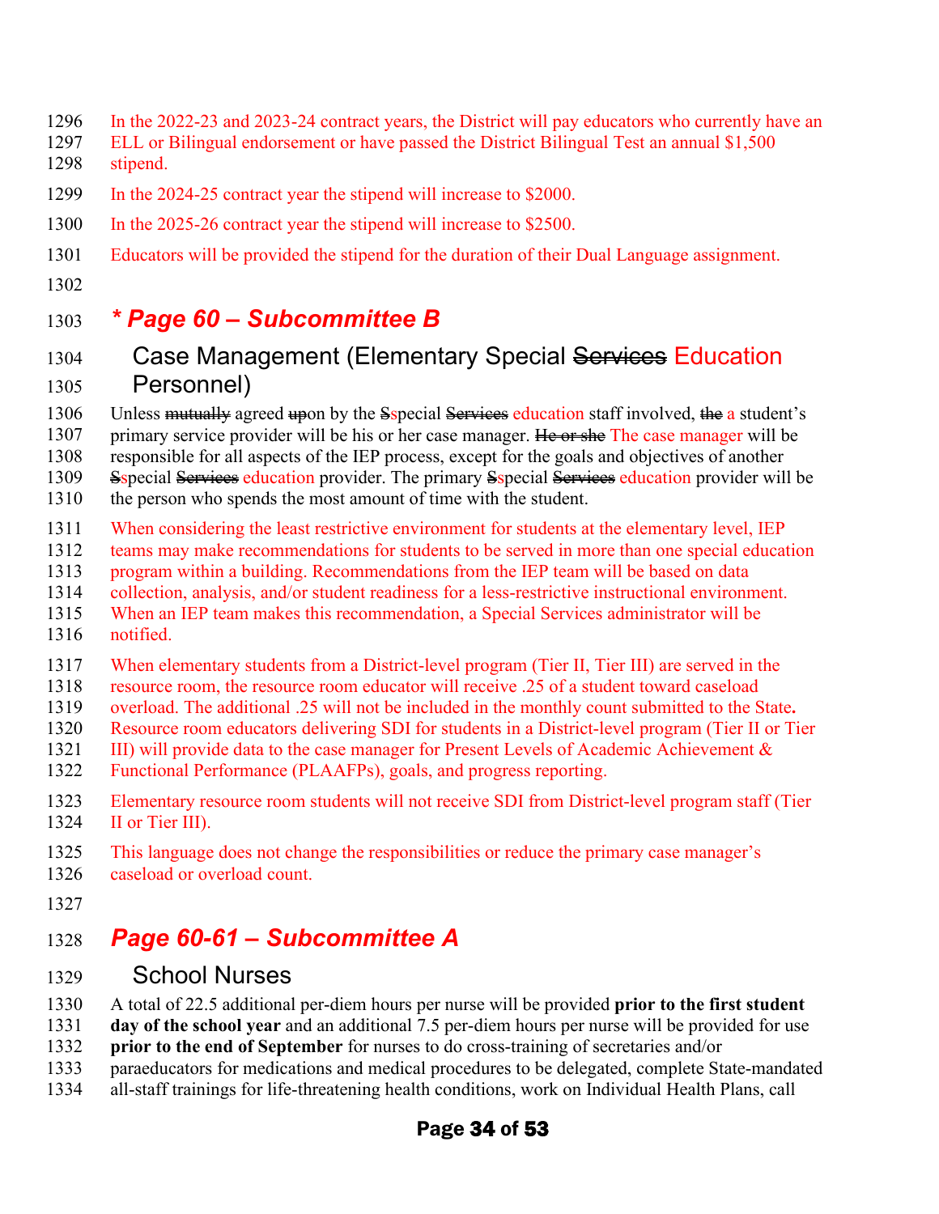In the 2022-23 and 2023-24 contract years, the District will pay educators who currently have an ELL or Bilingual endorsement or have passed the District Bilingual Test an annual $1,500 stipend.

In the 2024-25 contract year the stipend will increase to $2000.

In the 2025-26 contract year the stipend will increase to $2500.

Educators will be provided the stipend for the duration of their Dual Language assignment.

## *** Page 60 – Subcommittee B**

### Case Management (Elementary Special ~~Services~~ Education Personnel)

Unless ~~mutually~~ agreed ~~up~~on by the ~~S~~special ~~Services~~ education staff involved, ~~the~~ a student's primary service provider will be his or her case manager. ~~He or she~~ The case manager will be responsible for all aspects of the IEP process, except for the goals and objectives of another ~~S~~special ~~Services~~ education provider. The primary ~~S~~special ~~Services~~ education provider will be the person who spends the most amount of time with the student.

When considering the least restrictive environment for students at the elementary level, IEP teams may make recommendations for students to be served in more than one special education program within a building. Recommendations from the IEP team will be based on data collection, analysis, and/or student readiness for a less-restrictive instructional environment. When an IEP team makes this recommendation, a Special Services administrator will be notified.

When elementary students from a District-level program (Tier II, Tier III) are served in the resource room, the resource room educator will receive .25 of a student toward caseload overload. The additional .25 will not be included in the monthly count submitted to the State**.** Resource room educators delivering SDI for students in a District-level program (Tier II or Tier III) will provide data to the case manager for Present Levels of Academic Achievement & Functional Performance (PLAAFPs), goals, and progress reporting.

Elementary resource room students will not receive SDI from District-level program staff (Tier II or Tier III).

This language does not change the responsibilities or reduce the primary case manager's caseload or overload count.

## ***Page 60-61 – Subcommittee A***

### School Nurses

A total of 22.5 additional per-diem hours per nurse will be provided **prior to the first student day of the school year** and an additional 7.5 per-diem hours per nurse will be provided for use **prior to the end of September** for nurses to do cross-training of secretaries and/or paraeducators for medications and medical procedures to be delegated, complete State-mandated all-staff trainings for life-threatening health conditions, work on Individual Health Plans, call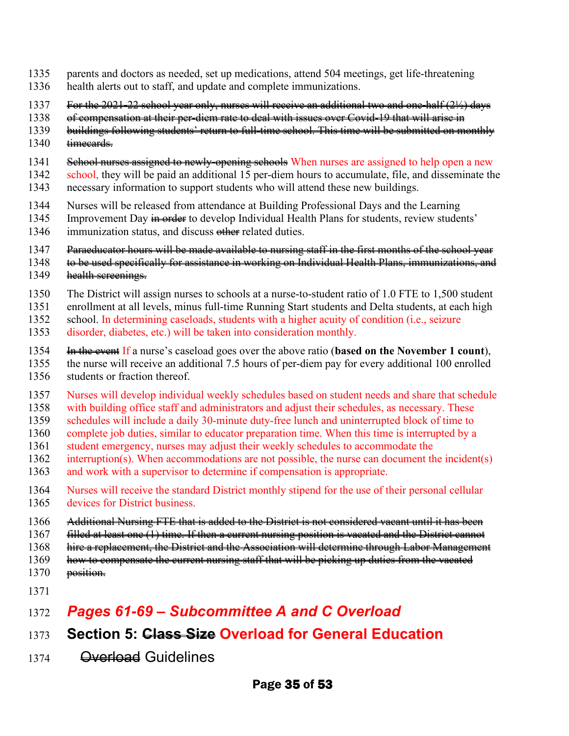parents and doctors as needed, set up medications, attend 504 meetings, get life-threatening health alerts out to staff, and update and complete immunizations.

~~For the 2021-22 school year only, nurses will receive an additional two and one-half (2½) days of compensation at their per-diem rate to deal with issues over Covid-19 that will arise in buildings following students' return to full-time school. This time will be submitted on monthly timecards.~~

~~School nurses assigned to newly-opening schools~~ When nurses are assigned to help open a new school, they will be paid an additional 15 per-diem hours to accumulate, file, and disseminate the necessary information to support students who will attend these new buildings.

Nurses will be released from attendance at Building Professional Days and the Learning Improvement Day ~~in order~~ to develop Individual Health Plans for students, review students' immunization status, and discuss ~~other~~ related duties.

~~Paraeducator hours will be made available to nursing staff in the first months of the school year to be used specifically for assistance in working on Individual Health Plans, immunizations, and health screenings.~~

The District will assign nurses to schools at a nurse-to-student ratio of 1.0 FTE to 1,500 student enrollment at all levels, minus full-time Running Start students and Delta students, at each high school. In determining caseloads, students with a higher acuity of condition (i.e., seizure disorder, diabetes, etc.) will be taken into consideration monthly.

~~In the event~~ If a nurse's caseload goes over the above ratio (**based on the November 1 count**), the nurse will receive an additional 7.5 hours of per-diem pay for every additional 100 enrolled students or fraction thereof.

Nurses will develop individual weekly schedules based on student needs and share that schedule with building office staff and administrators and adjust their schedules, as necessary. These schedules will include a daily 30-minute duty-free lunch and uninterrupted block of time to complete job duties, similar to educator preparation time. When this time is interrupted by a student emergency, nurses may adjust their weekly schedules to accommodate the interruption(s). When accommodations are not possible, the nurse can document the incident(s) and work with a supervisor to determine if compensation is appropriate.

Nurses will receive the standard District monthly stipend for the use of their personal cellular devices for District business.

~~Additional Nursing FTE that is added to the District is not considered vacant until it has been filled at least one (1) time. If then a current nursing position is vacated and the District cannot hire a replacement, the District and the Association will determine through Labor Management how to compensate the current nursing staff that will be picking up duties from the vacated position.~~

## *Pages 61-69 – Subcommittee A and C Overload*

## Section 5: ~~Class Size~~ Overload for General Education

### ~~Overload~~ Guidelines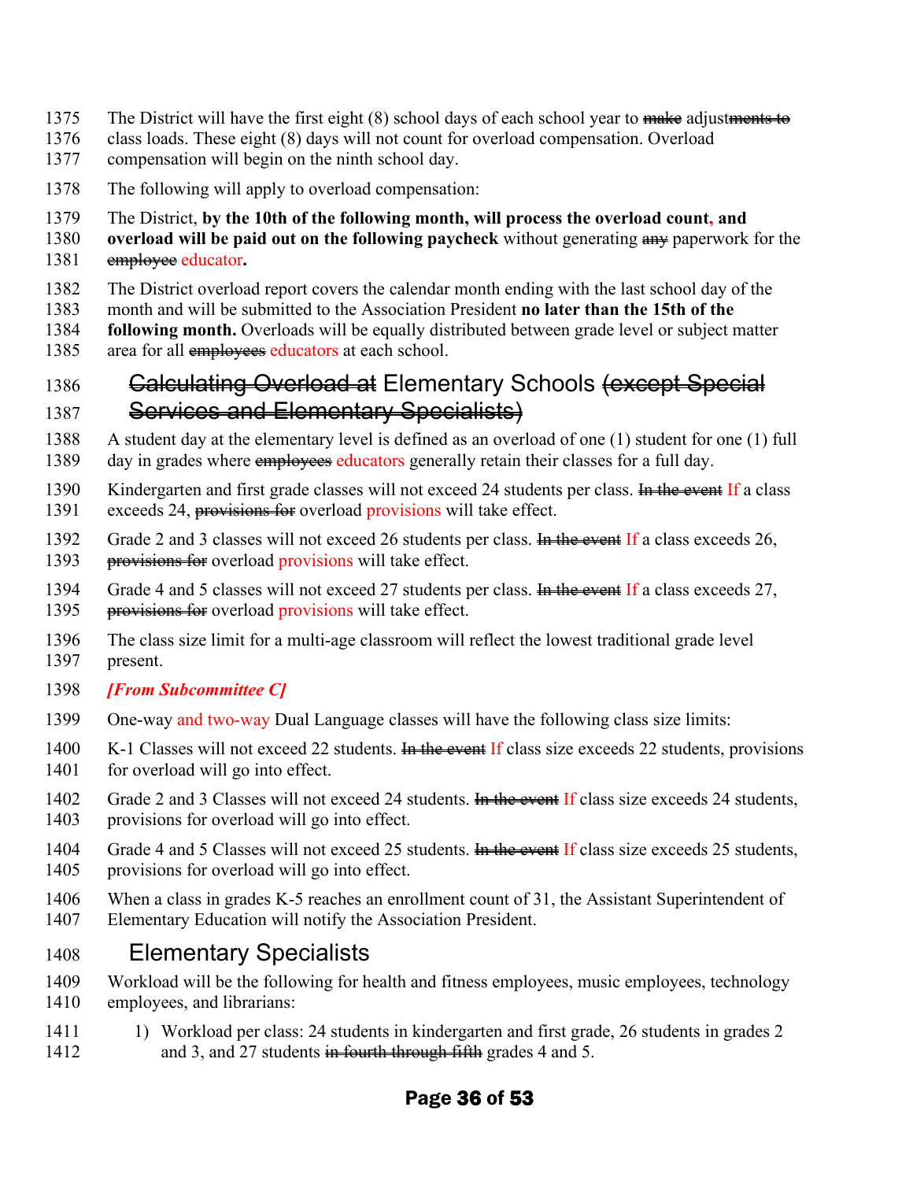The District will have the first eight (8) school days of each school year to ~~make~~ adjust~~ments to~~ class loads. These eight (8) days will not count for overload compensation. Overload compensation will begin on the ninth school day.

The following will apply to overload compensation:

The District, **by the 10th of the following month, will process the overload count, and overload will be paid out on the following paycheck** without generating ~~any~~ paperwork for the ~~employee~~ educator**.**

The District overload report covers the calendar month ending with the last school day of the month and will be submitted to the Association President **no later than the 15th of the following month.** Overloads will be equally distributed between grade level or subject matter area for all ~~employees~~ educators at each school.

## ~~Calculating Overload at~~ Elementary Schools ~~(except Special Services and Elementary Specialists)~~

A student day at the elementary level is defined as an overload of one (1) student for one (1) full day in grades where ~~employees~~ educators generally retain their classes for a full day.

Kindergarten and first grade classes will not exceed 24 students per class. ~~In the event~~ If a class exceeds 24, ~~provisions for~~ overload provisions will take effect.

Grade 2 and 3 classes will not exceed 26 students per class. ~~In the event~~ If a class exceeds 26, ~~provisions for~~ overload provisions will take effect.

Grade 4 and 5 classes will not exceed 27 students per class. ~~In the event~~ If a class exceeds 27, ~~provisions for~~ overload provisions will take effect.

The class size limit for a multi-age classroom will reflect the lowest traditional grade level present.

***[From Subcommittee C]***

One-way and two-way Dual Language classes will have the following class size limits:

K-1 Classes will not exceed 22 students. ~~In the event~~ If class size exceeds 22 students, provisions for overload will go into effect.

Grade 2 and 3 Classes will not exceed 24 students. ~~In the event~~ If class size exceeds 24 students, provisions for overload will go into effect.

Grade 4 and 5 Classes will not exceed 25 students. ~~In the event~~ If class size exceeds 25 students, provisions for overload will go into effect.

When a class in grades K-5 reaches an enrollment count of 31, the Assistant Superintendent of Elementary Education will notify the Association President.

## Elementary Specialists

Workload will be the following for health and fitness employees, music employees, technology employees, and librarians:

1) Workload per class: 24 students in kindergarten and first grade, 26 students in grades 2 and 3, and 27 students ~~in fourth through fifth~~ grades 4 and 5.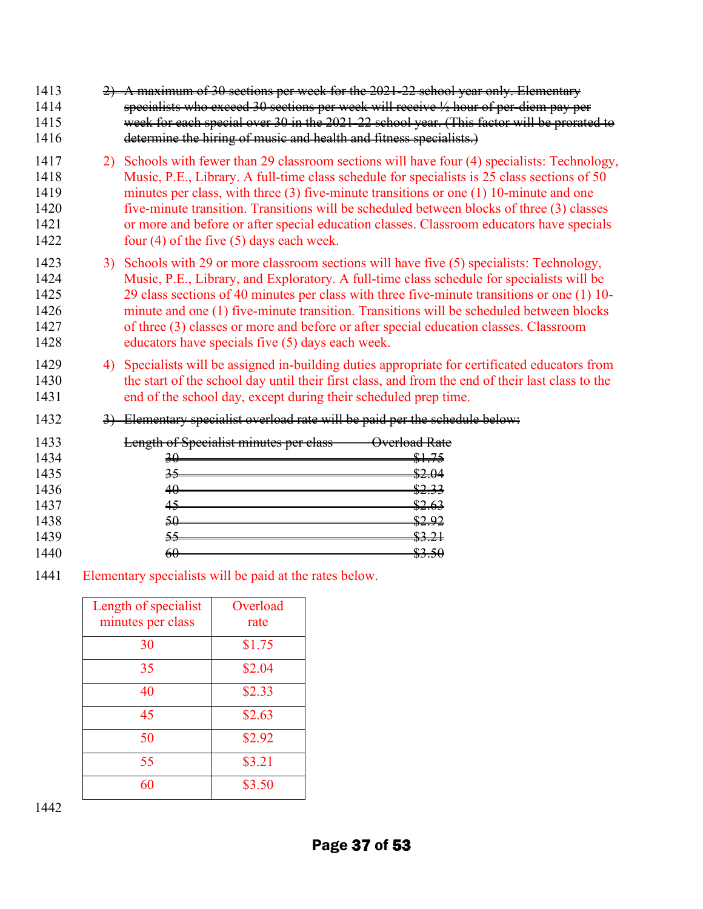~~2) A maximum of 30 sections per week for the 2021-22 school year only. Elementary specialists who exceed 30 sections per week will receive ½ hour of per-diem pay per week for each special over 30 in the 2021-22 school year. (This factor will be prorated to determine the hiring of music and health and fitness specialists.)~~

2) Schools with fewer than 29 classroom sections will have four (4) specialists: Technology, Music, P.E., Library. A full-time class schedule for specialists is 25 class sections of 50 minutes per class, with three (3) five-minute transitions or one (1) 10-minute and one five-minute transition. Transitions will be scheduled between blocks of three (3) classes or more and before or after special education classes. Classroom educators have specials four (4) of the five (5) days each week.

3) Schools with 29 or more classroom sections will have five (5) specialists: Technology, Music, P.E., Library, and Exploratory. A full-time class schedule for specialists will be 29 class sections of 40 minutes per class with three five-minute transitions or one (1) 10-minute and one (1) five-minute transition. Transitions will be scheduled between blocks of three (3) classes or more and before or after special education classes. Classroom educators have specials five (5) days each week.

4) Specialists will be assigned in-building duties appropriate for certificated educators from the start of the school day until their first class, and from the end of their last class to the end of the school day, except during their scheduled prep time.

~~3) Elementary specialist overload rate will be paid per the schedule below:~~

| ~~Length of Specialist minutes per class~~ | ~~Overload Rate~~ |
|---|---|
| ~~30~~ | ~~$1.75~~ |
| ~~35~~ | ~~$2.04~~ |
| ~~40~~ | ~~$2.33~~ |
| ~~45~~ | ~~$2.63~~ |
| ~~50~~ | ~~$2.92~~ |
| ~~55~~ | ~~$3.21~~ |
| ~~60~~ | ~~$3.50~~ |

Elementary specialists will be paid at the rates below.

| Length of specialist minutes per class | Overload rate |
|---|---|
| 30 | $1.75 |
| 35 | $2.04 |
| 40 | $2.33 |
| 45 | $2.63 |
| 50 | $2.92 |
| 55 | $3.21 |
| 60 | $3.50 |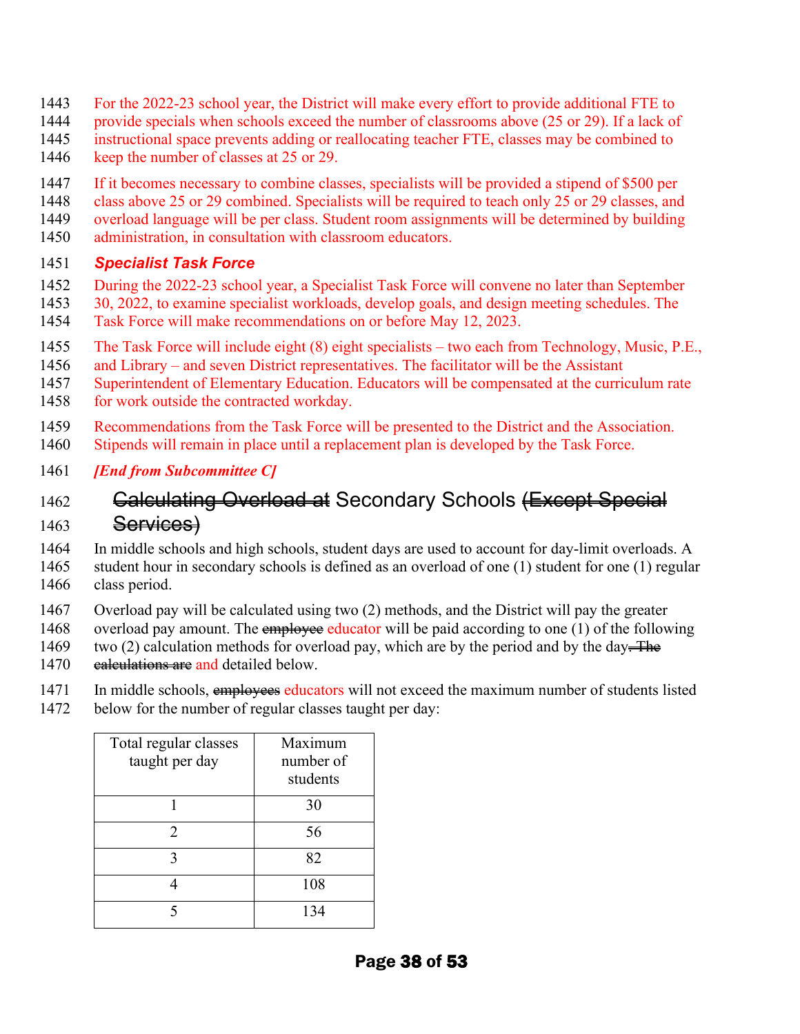For the 2022-23 school year, the District will make every effort to provide additional FTE to provide specials when schools exceed the number of classrooms above (25 or 29). If a lack of instructional space prevents adding or reallocating teacher FTE, classes may be combined to keep the number of classes at 25 or 29.

If it becomes necessary to combine classes, specialists will be provided a stipend of $500 per class above 25 or 29 combined. Specialists will be required to teach only 25 or 29 classes, and overload language will be per class. Student room assignments will be determined by building administration, in consultation with classroom educators.

### *Specialist Task Force*

During the 2022-23 school year, a Specialist Task Force will convene no later than September 30, 2022, to examine specialist workloads, develop goals, and design meeting schedules. The Task Force will make recommendations on or before May 12, 2023.

The Task Force will include eight (8) eight specialists – two each from Technology, Music, P.E., and Library – and seven District representatives. The facilitator will be the Assistant Superintendent of Elementary Education. Educators will be compensated at the curriculum rate for work outside the contracted workday.

Recommendations from the Task Force will be presented to the District and the Association. Stipends will remain in place until a replacement plan is developed by the Task Force.

***[End from Subcommittee C]***

## ~~Calculating Overload at~~ Secondary Schools ~~(Except Special Services)~~

In middle schools and high schools, student days are used to account for day-limit overloads. A student hour in secondary schools is defined as an overload of one (1) student for one (1) regular class period.

Overload pay will be calculated using two (2) methods, and the District will pay the greater overload pay amount. The ~~employee~~ educator will be paid according to one (1) of the following two (2) calculation methods for overload pay, which are by the period and by the day~~. The calculations are~~ and detailed below.

In middle schools, ~~employees~~ educators will not exceed the maximum number of students listed below for the number of regular classes taught per day:

| Total regular classes taught per day | Maximum number of students |
|---|---|
| 1 | 30 |
| 2 | 56 |
| 3 | 82 |
| 4 | 108 |
| 5 | 134 |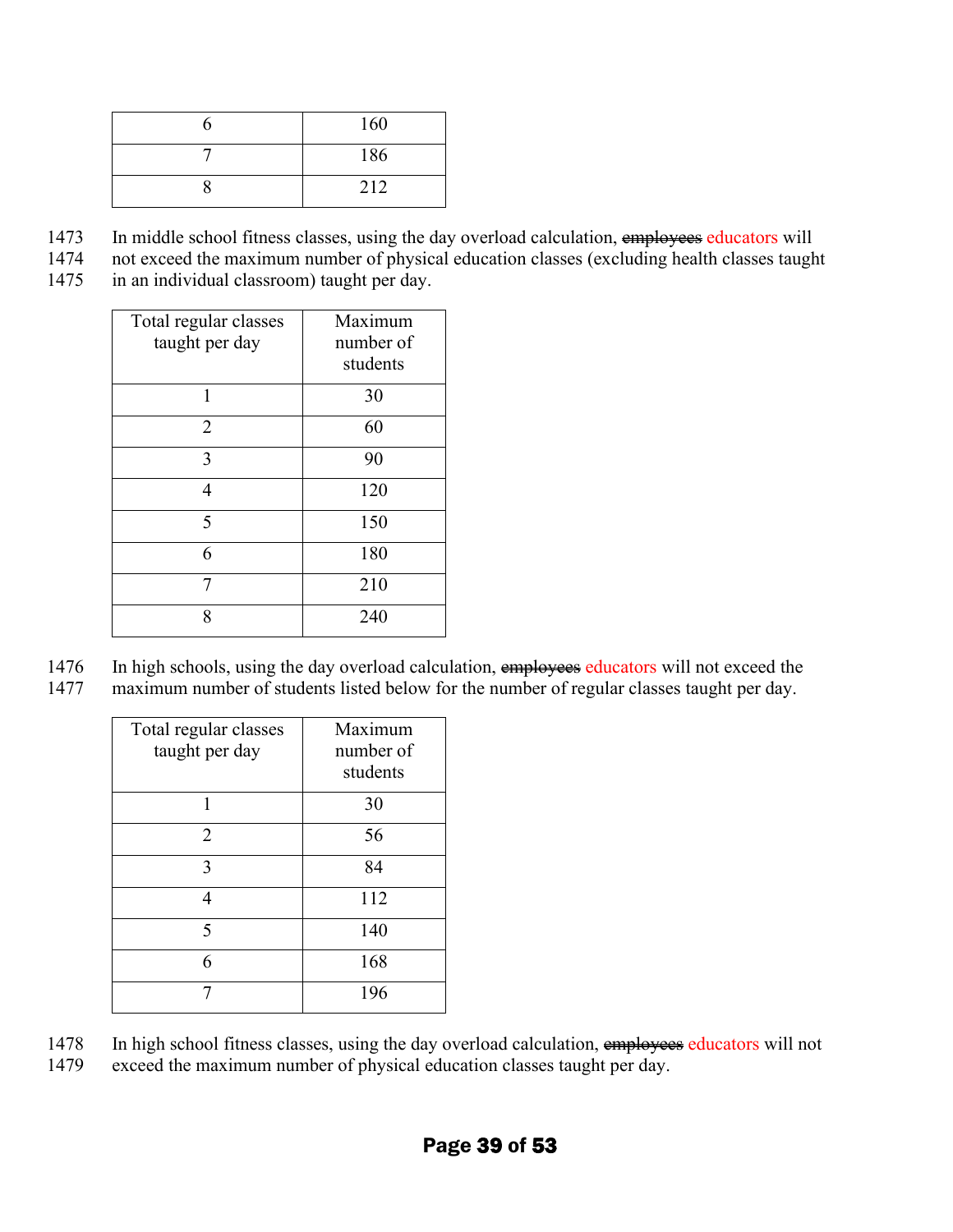| 6 | 160 |
|---|---|
| 7 | 186 |
| 8 | 212 |

1473 In middle school fitness classes, using the day overload calculation, ~~employees~~ educators will
1474 not exceed the maximum number of physical education classes (excluding health classes taught
1475 in an individual classroom) taught per day.

| Total regular classes taught per day | Maximum number of students |
|---|---|
| 1 | 30 |
| 2 | 60 |
| 3 | 90 |
| 4 | 120 |
| 5 | 150 |
| 6 | 180 |
| 7 | 210 |
| 8 | 240 |

1476 In high schools, using the day overload calculation, ~~employees~~ educators will not exceed the
1477 maximum number of students listed below for the number of regular classes taught per day.

| Total regular classes taught per day | Maximum number of students |
|---|---|
| 1 | 30 |
| 2 | 56 |
| 3 | 84 |
| 4 | 112 |
| 5 | 140 |
| 6 | 168 |
| 7 | 196 |

1478 In high school fitness classes, using the day overload calculation, ~~employees~~ educators will not
1479 exceed the maximum number of physical education classes taught per day.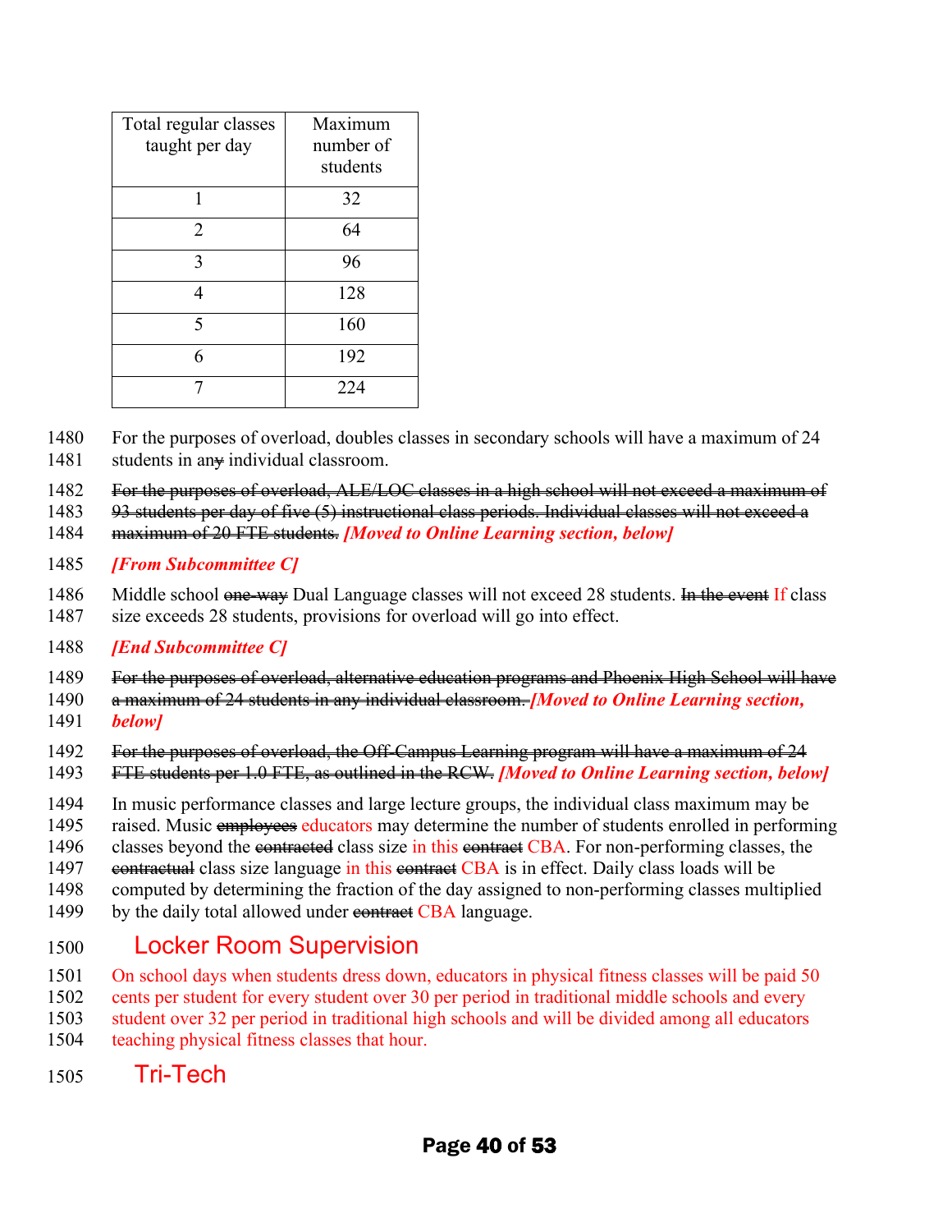| Total regular classes taught per day | Maximum number of students |
|---|---|
| 1 | 32 |
| 2 | 64 |
| 3 | 96 |
| 4 | 128 |
| 5 | 160 |
| 6 | 192 |
| 7 | 224 |

For the purposes of overload, doubles classes in secondary schools will have a maximum of 24 students in ~~any~~ individual classroom.

~~For the purposes of overload, ALE/LOC classes in a high school will not exceed a maximum of 93 students per day of five (5) instructional class periods. Individual classes will not exceed a maximum of 20 FTE students.~~ ***[Moved to Online Learning section, below]***

***[From Subcommittee C]***

Middle school ~~one-way~~ Dual Language classes will not exceed 28 students. ~~In the event~~ If class size exceeds 28 students, provisions for overload will go into effect.

***[End Subcommittee C]***

~~For the purposes of overload, alternative education programs and Phoenix High School will have a maximum of 24 students in any individual classroom.~~ ***[Moved to Online Learning section, below]***

~~For the purposes of overload, the Off-Campus Learning program will have a maximum of 24 FTE students per 1.0 FTE, as outlined in the RCW.~~ ***[Moved to Online Learning section, below]***

In music performance classes and large lecture groups, the individual class maximum may be raised. Music ~~employees~~ educators may determine the number of students enrolled in performing classes beyond the ~~contracted~~ class size in this ~~contract~~ CBA. For non-performing classes, the ~~contractual~~ class size language in this ~~contract~~ CBA is in effect. Daily class loads will be computed by determining the fraction of the day assigned to non-performing classes multiplied by the daily total allowed under ~~contract~~ CBA language.

## Locker Room Supervision

On school days when students dress down, educators in physical fitness classes will be paid 50 cents per student for every student over 30 per period in traditional middle schools and every student over 32 per period in traditional high schools and will be divided among all educators teaching physical fitness classes that hour.

## Tri-Tech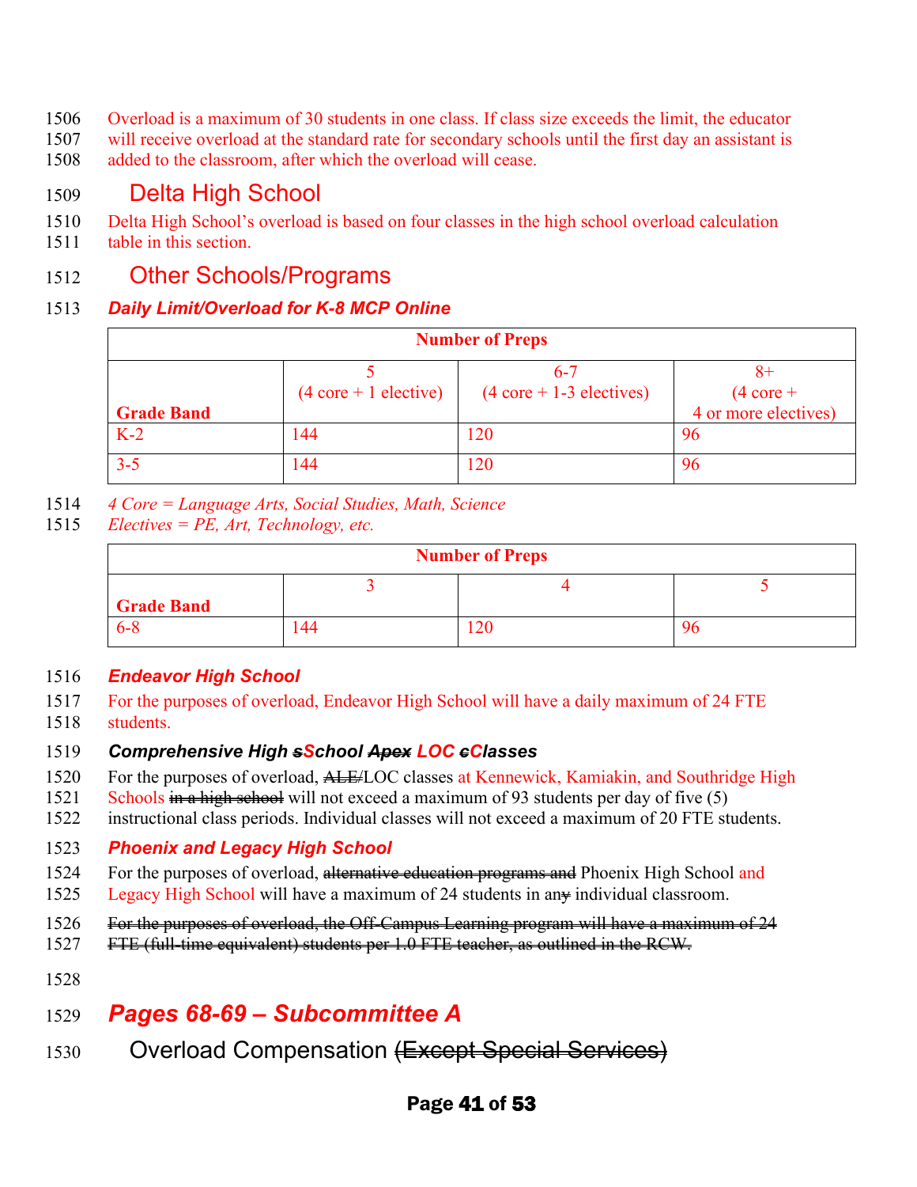Overload is a maximum of 30 students in one class. If class size exceeds the limit, the educator will receive overload at the standard rate for secondary schools until the first day an assistant is added to the classroom, after which the overload will cease.

## Delta High School

Delta High School's overload is based on four classes in the high school overload calculation table in this section.

## Other Schools/Programs

### *Daily Limit/Overload for K-8 MCP Online*

| | Number of Preps | | |
|---|---|---|---|
| **Grade Band** | 5 (4 core + 1 elective) | 6-7 (4 core + 1-3 electives) | 8+ (4 core + 4 or more electives) |
| K-2 | 144 | 120 | 96 |
| 3-5 | 144 | 120 | 96 |

*4 Core = Language Arts, Social Studies, Math, Science*
*Electives = PE, Art, Technology, etc.*

| | Number of Preps | | |
|---|---|---|---|
| **Grade Band** | 3 | 4 | 5 |
| 6-8 | 144 | 120 | 96 |

### *Endeavor High School*

For the purposes of overload, Endeavor High School will have a daily maximum of 24 FTE students.

### *Comprehensive High ~~s~~School ~~Apex~~ LOC ~~c~~Classes*

For the purposes of overload, ~~ALE/~~LOC classes at Kennewick, Kamiakin, and Southridge High Schools ~~in a high school~~ will not exceed a maximum of 93 students per day of five (5) instructional class periods. Individual classes will not exceed a maximum of 20 FTE students.

### *Phoenix and Legacy High School*

For the purposes of overload, ~~alternative education programs and~~ Phoenix High School and Legacy High School will have a maximum of 24 students in an~~y~~ individual classroom.

~~For the purposes of overload, the Off-Campus Learning program will have a maximum of 24 FTE (full-time equivalent) students per 1.0 FTE teacher, as outlined in the RCW.~~

# *Pages 68-69 – Subcommittee A*

## Overload Compensation ~~(Except Special Services)~~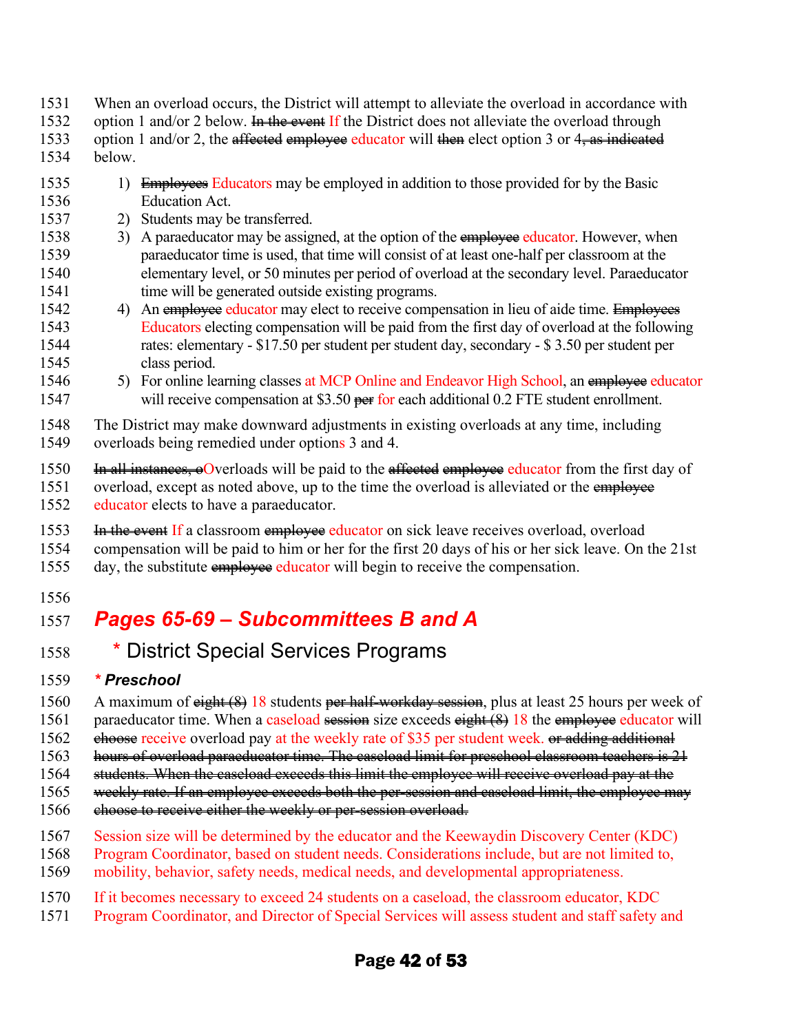When an overload occurs, the District will attempt to alleviate the overload in accordance with option 1 and/or 2 below. ~~In the event~~ If the District does not alleviate the overload through option 1 and/or 2, the ~~affected~~ ~~employee~~ educator will ~~then~~ elect option 3 or 4~~, as indicated~~ below.

1) ~~Employees~~ Educators may be employed in addition to those provided for by the Basic Education Act.
2) Students may be transferred.
3) A paraeducator may be assigned, at the option of the ~~employee~~ educator. However, when paraeducator time is used, that time will consist of at least one-half per classroom at the elementary level, or 50 minutes per period of overload at the secondary level. Paraeducator time will be generated outside existing programs.
4) An ~~employee~~ educator may elect to receive compensation in lieu of aide time. ~~Employees~~ Educators electing compensation will be paid from the first day of overload at the following rates: elementary - $17.50 per student per student day, secondary - $ 3.50 per student per class period.
5) For online learning classes at MCP Online and Endeavor High School, an ~~employee~~ educator will receive compensation at $3.50 ~~per~~ for each additional 0.2 FTE student enrollment.

The District may make downward adjustments in existing overloads at any time, including overloads being remedied under options 3 and 4.

~~In all instances, o~~Overloads will be paid to the ~~affected~~ ~~employee~~ educator from the first day of overload, except as noted above, up to the time the overload is alleviated or the ~~employee~~ educator elects to have a paraeducator.

~~In the event~~ If a classroom ~~employee~~ educator on sick leave receives overload, overload compensation will be paid to him or her for the first 20 days of his or her sick leave. On the 21st day, the substitute ~~employee~~ educator will begin to receive the compensation.

## *Pages 65-69 – Subcommittees B and A*

### * District Special Services Programs

***\* Preschool***

A maximum of ~~eight (8)~~ 18 students ~~per half-workday session~~, plus at least 25 hours per week of paraeducator time. When a caseload ~~session~~ size exceeds ~~eight (8)~~ 18 the ~~employee~~ educator will ~~choose~~ receive overload pay at the weekly rate of $35 per student week. ~~or adding additional hours of overload paraeducator time. The caseload limit for preschool classroom teachers is 21 students. When the caseload exceeds this limit the employee will receive overload pay at the weekly rate. If an employee exceeds both the per-session and caseload limit, the employee may choose to receive either the weekly or per-session overload.~~

Session size will be determined by the educator and the Keewaydin Discovery Center (KDC) Program Coordinator, based on student needs. Considerations include, but are not limited to, mobility, behavior, safety needs, medical needs, and developmental appropriateness.

If it becomes necessary to exceed 24 students on a caseload, the classroom educator, KDC Program Coordinator, and Director of Special Services will assess student and staff safety and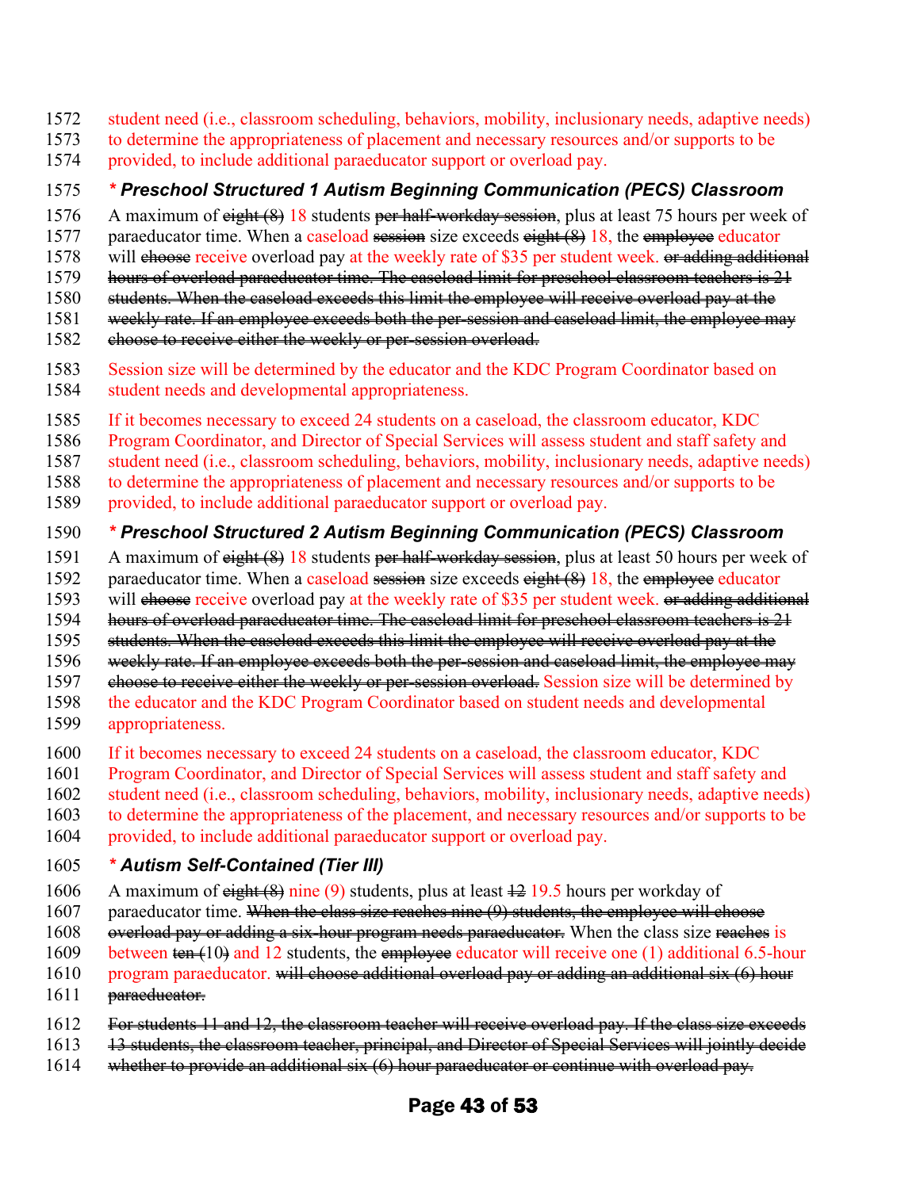student need (i.e., classroom scheduling, behaviors, mobility, inclusionary needs, adaptive needs) to determine the appropriateness of placement and necessary resources and/or supports to be provided, to include additional paraeducator support or overload pay.

### * *Preschool Structured 1 Autism Beginning Communication (PECS) Classroom*

A maximum of ~~eight (8)~~ 18 students ~~per half-workday session~~, plus at least 75 hours per week of paraeducator time. When a caseload ~~session~~ size exceeds ~~eight (8)~~ 18, the ~~employee~~ educator will ~~choose~~ receive overload pay at the weekly rate of $35 per student week. ~~or adding additional hours of overload paraeducator time. The caseload limit for preschool classroom teachers is 21 students. When the caseload exceeds this limit the employee will receive overload pay at the weekly rate. If an employee exceeds both the per-session and caseload limit, the employee may choose to receive either the weekly or per-session overload.~~

Session size will be determined by the educator and the KDC Program Coordinator based on student needs and developmental appropriateness.

If it becomes necessary to exceed 24 students on a caseload, the classroom educator, KDC Program Coordinator, and Director of Special Services will assess student and staff safety and student need (i.e., classroom scheduling, behaviors, mobility, inclusionary needs, adaptive needs) to determine the appropriateness of placement and necessary resources and/or supports to be provided, to include additional paraeducator support or overload pay.

### * *Preschool Structured 2 Autism Beginning Communication (PECS) Classroom*

A maximum of ~~eight (8)~~ 18 students ~~per half-workday session~~, plus at least 50 hours per week of paraeducator time. When a caseload ~~session~~ size exceeds ~~eight (8)~~ 18, the ~~employee~~ educator will ~~choose~~ receive overload pay at the weekly rate of $35 per student week. ~~or adding additional hours of overload paraeducator time. The caseload limit for preschool classroom teachers is 21 students. When the caseload exceeds this limit the employee will receive overload pay at the weekly rate. If an employee exceeds both the per-session and caseload limit, the employee may choose to receive either the weekly or per-session overload.~~ Session size will be determined by the educator and the KDC Program Coordinator based on student needs and developmental appropriateness.

If it becomes necessary to exceed 24 students on a caseload, the classroom educator, KDC Program Coordinator, and Director of Special Services will assess student and staff safety and student need (i.e., classroom scheduling, behaviors, mobility, inclusionary needs, adaptive needs) to determine the appropriateness of the placement, and necessary resources and/or supports to be provided, to include additional paraeducator support or overload pay.

### * *Autism Self-Contained (Tier III)*

A maximum of ~~eight (8)~~ nine (9) students, plus at least ~~12~~ 19.5 hours per workday of paraeducator time. ~~When the class size reaches nine (9) students, the employee will choose overload pay or adding a six-hour program needs paraeducator.~~ When the class size ~~reaches~~ is between ~~ten (10)~~ and 12 students, the ~~employee~~ educator will receive one (1) additional 6.5-hour program paraeducator. ~~will choose additional overload pay or adding an additional six (6) hour paraeducator.~~

~~For students 11 and 12, the classroom teacher will receive overload pay. If the class size exceeds 13 students, the classroom teacher, principal, and Director of Special Services will jointly decide whether to provide an additional six (6) hour paraeducator or continue with overload pay.~~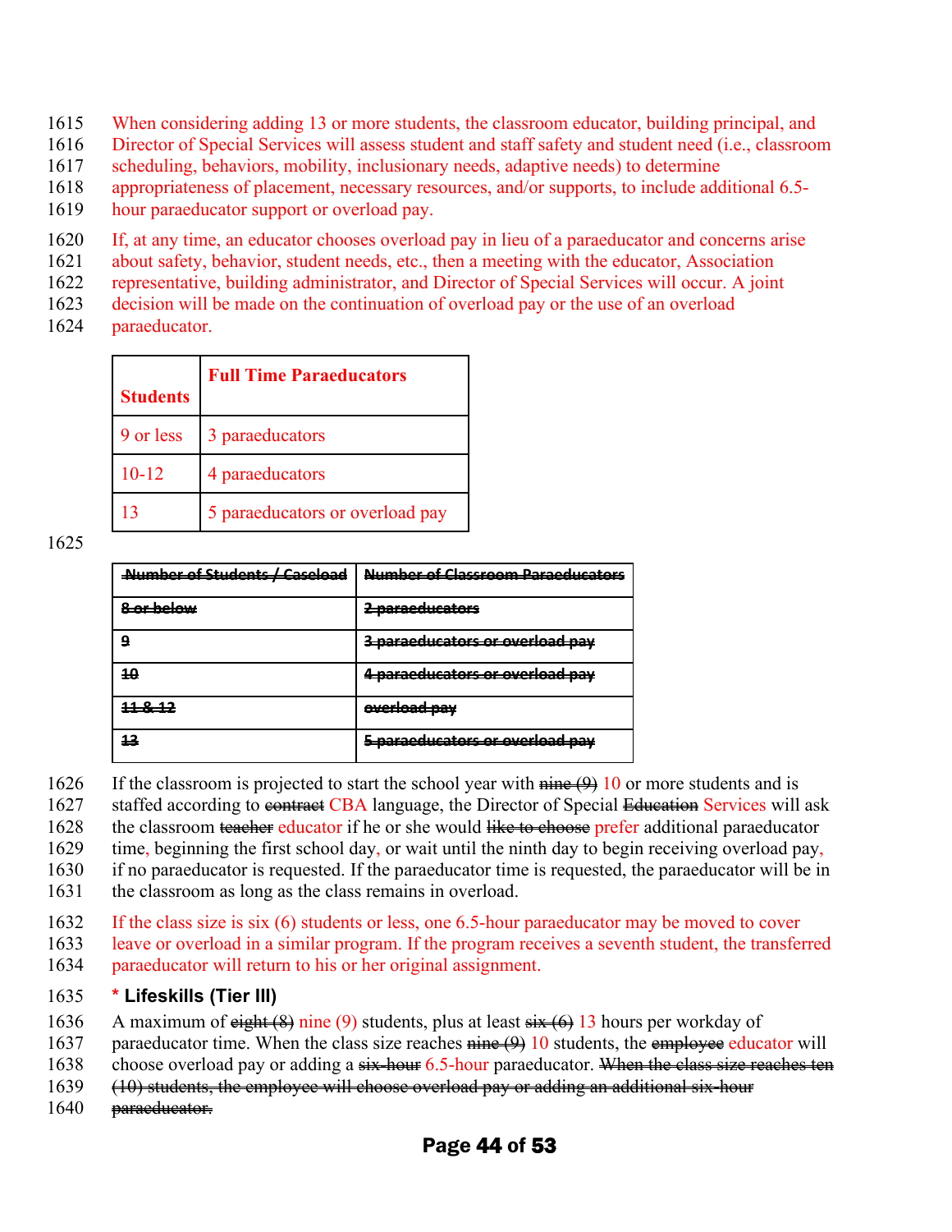When considering adding 13 or more students, the classroom educator, building principal, and Director of Special Services will assess student and staff safety and student need (i.e., classroom scheduling, behaviors, mobility, inclusionary needs, adaptive needs) to determine appropriateness of placement, necessary resources, and/or supports, to include additional 6.5-hour paraeducator support or overload pay.

If, at any time, an educator chooses overload pay in lieu of a paraeducator and concerns arise about safety, behavior, student needs, etc., then a meeting with the educator, Association representative, building administrator, and Director of Special Services will occur. A joint decision will be made on the continuation of overload pay or the use of an overload paraeducator.

| Students | Full Time Paraeducators |
|---|---|
| 9 or less | 3 paraeducators |
| 10-12 | 4 paraeducators |
| 13 | 5 paraeducators or overload pay |

| ~~Number of Students / Caseload~~ | ~~Number of Classroom Paraeducators~~ |
|---|---|
| ~~8 or below~~ | ~~2 paraeducators~~ |
| ~~9~~ | ~~3 paraeducators or overload pay~~ |
| ~~10~~ | ~~4 paraeducators or overload pay~~ |
| ~~11 & 12~~ | ~~overload pay~~ |
| ~~13~~ | ~~5 paraeducators or overload pay~~ |

If the classroom is projected to start the school year with ~~nine (9)~~ 10 or more students and is staffed according to ~~contract~~ CBA language, the Director of Special ~~Education~~ Services will ask the classroom ~~teacher~~ educator if he or she would ~~like to choose~~ prefer additional paraeducator time, beginning the first school day, or wait until the ninth day to begin receiving overload pay, if no paraeducator is requested. If the paraeducator time is requested, the paraeducator will be in the classroom as long as the class remains in overload.

If the class size is six (6) students or less, one 6.5-hour paraeducator may be moved to cover leave or overload in a similar program. If the program receives a seventh student, the transferred paraeducator will return to his or her original assignment.

### * Lifeskills (Tier III)

A maximum of ~~eight (8)~~ nine (9) students, plus at least ~~six (6)~~ 13 hours per workday of paraeducator time. When the class size reaches ~~nine (9)~~ 10 students, the ~~employee~~ educator will choose overload pay or adding a ~~six-hour~~ 6.5-hour paraeducator. ~~When the class size reaches ten (10) students, the employee will choose overload pay or adding an additional six-hour paraeducator.~~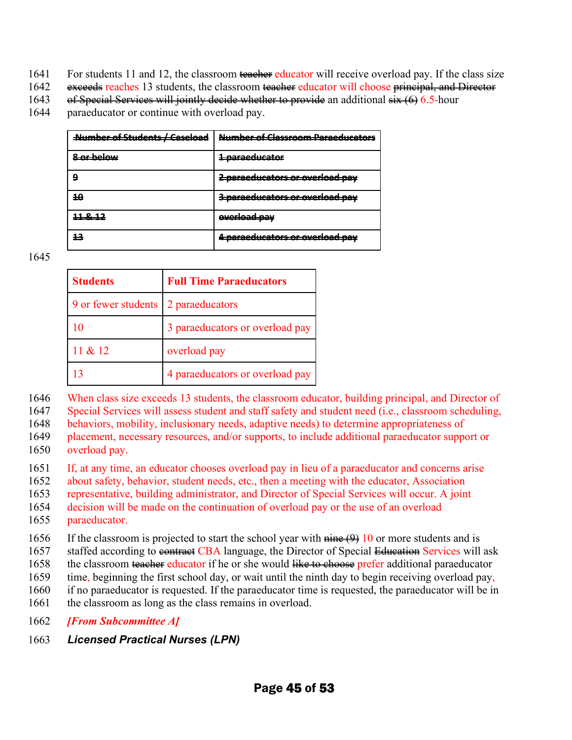1641 For students 11 and 12, the classroom ~~teacher~~ educator will receive overload pay. If the class size
1642 ~~exceeds~~ reaches 13 students, the classroom ~~teacher~~ educator will choose ~~principal, and Director~~
1643 ~~of Special Services will jointly decide whether to provide~~ an additional ~~six (6)~~ 6.5-hour
1644 paraeducator or continue with overload pay.

| ~~Number of Students / Caseload~~ | ~~Number of Classroom Paraeducators~~ |
|---|---|
| ~~8 or below~~ | ~~1 paraeducator~~ |
| ~~9~~ | ~~2 paraeducators or overload pay~~ |
| ~~10~~ | ~~3 paraeducators or overload pay~~ |
| ~~11 & 12~~ | ~~overload pay~~ |
| ~~13~~ | ~~4 paraeducators or overload pay~~ |

1645

| **Students** | **Full Time Paraeducators** |
|---|---|
| 9 or fewer students | 2 paraeducators |
| 10 | 3 paraeducators or overload pay |
| 11 & 12 | overload pay |
| 13 | 4 paraeducators or overload pay |

1646 When class size exceeds 13 students, the classroom educator, building principal, and Director of
1647 Special Services will assess student and staff safety and student need (i.e., classroom scheduling,
1648 behaviors, mobility, inclusionary needs, adaptive needs) to determine appropriateness of
1649 placement, necessary resources, and/or supports, to include additional paraeducator support or
1650 overload pay.

1651 If, at any time, an educator chooses overload pay in lieu of a paraeducator and concerns arise
1652 about safety, behavior, student needs, etc., then a meeting with the educator, Association
1653 representative, building administrator, and Director of Special Services will occur. A joint
1654 decision will be made on the continuation of overload pay or the use of an overload
1655 paraeducator.

1656 If the classroom is projected to start the school year with ~~nine (9)~~ 10 or more students and is
1657 staffed according to ~~contract~~ CBA language, the Director of Special ~~Education~~ Services will ask
1658 the classroom ~~teacher~~ educator if he or she would ~~like to choose~~ prefer additional paraeducator
1659 time, beginning the first school day, or wait until the ninth day to begin receiving overload pay,
1660 if no paraeducator is requested. If the paraeducator time is requested, the paraeducator will be in
1661 the classroom as long as the class remains in overload.

1662 ***[From Subcommittee A]***

1663 ***Licensed Practical Nurses (LPN)***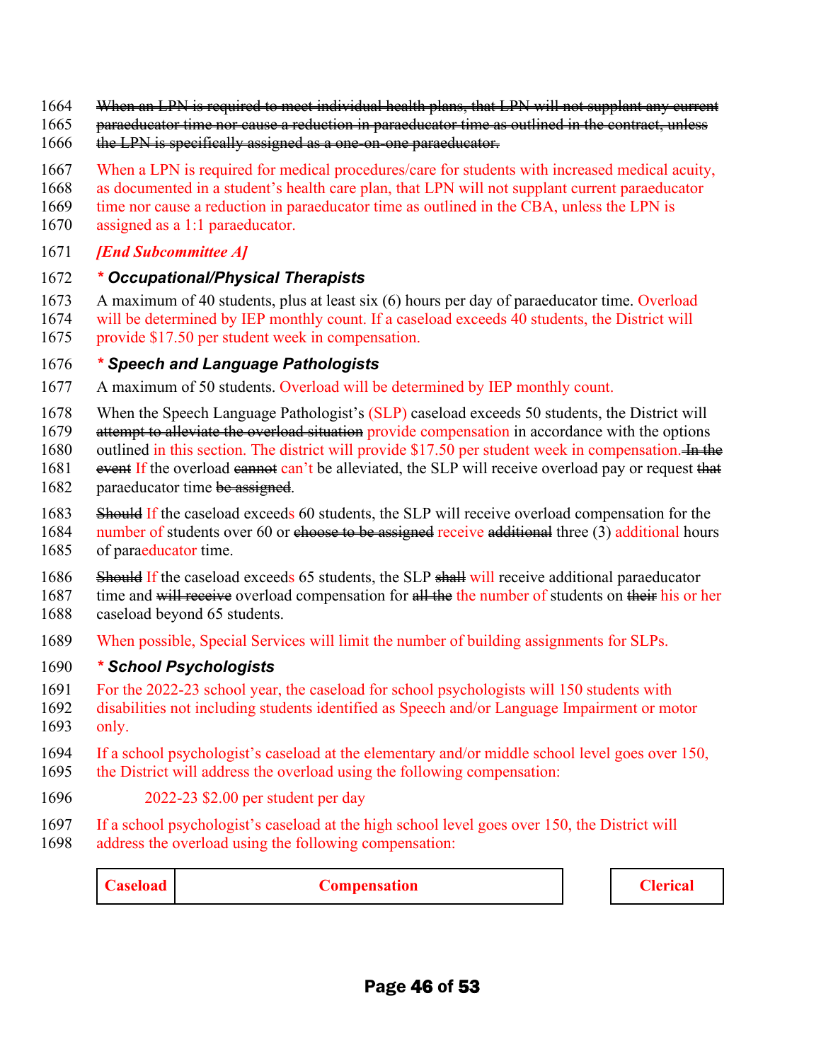~~When an LPN is required to meet individual health plans, that LPN will not supplant any current paraeducator time nor cause a reduction in paraeducator time as outlined in the contract, unless the LPN is specifically assigned as a one-on-one paraeducator.~~

When a LPN is required for medical procedures/care for students with increased medical acuity, as documented in a student's health care plan, that LPN will not supplant current paraeducator time nor cause a reduction in paraeducator time as outlined in the CBA, unless the LPN is assigned as a 1:1 paraeducator.

***[End Subcommittee A]***

### * *Occupational/Physical Therapists*

A maximum of 40 students, plus at least six (6) hours per day of paraeducator time. Overload will be determined by IEP monthly count. If a caseload exceeds 40 students, the District will provide $17.50 per student week in compensation.

### * *Speech and Language Pathologists*

A maximum of 50 students. Overload will be determined by IEP monthly count.

When the Speech Language Pathologist's (SLP) caseload exceeds 50 students, the District will ~~attempt to alleviate the overload situation~~ provide compensation in accordance with the options outlined in this section. The district will provide $17.50 per student week in compensation. ~~In the event~~ If the overload ~~cannot~~ can't be alleviated, the SLP will receive overload pay or request ~~that~~ paraeducator time ~~be assigned~~.

~~Should~~ If the caseload exceeds 60 students, the SLP will receive overload compensation for the number of students over 60 or ~~choose to be assigned~~ receive ~~additional~~ three (3) additional hours of paraeducator time.

~~Should~~ If the caseload exceeds 65 students, the SLP ~~shall~~ will receive additional paraeducator time and ~~will receive~~ overload compensation for ~~all the~~ the number of students on ~~their~~ his or her caseload beyond 65 students.

When possible, Special Services will limit the number of building assignments for SLPs.

### * *School Psychologists*

For the 2022-23 school year, the caseload for school psychologists will 150 students with disabilities not including students identified as Speech and/or Language Impairment or motor only.

If a school psychologist's caseload at the elementary and/or middle school level goes over 150, the District will address the overload using the following compensation:

2022-23 $2.00 per student per day

If a school psychologist's caseload at the high school level goes over 150, the District will address the overload using the following compensation:

| Caseload | Compensation | Clerical |
|---|---|---|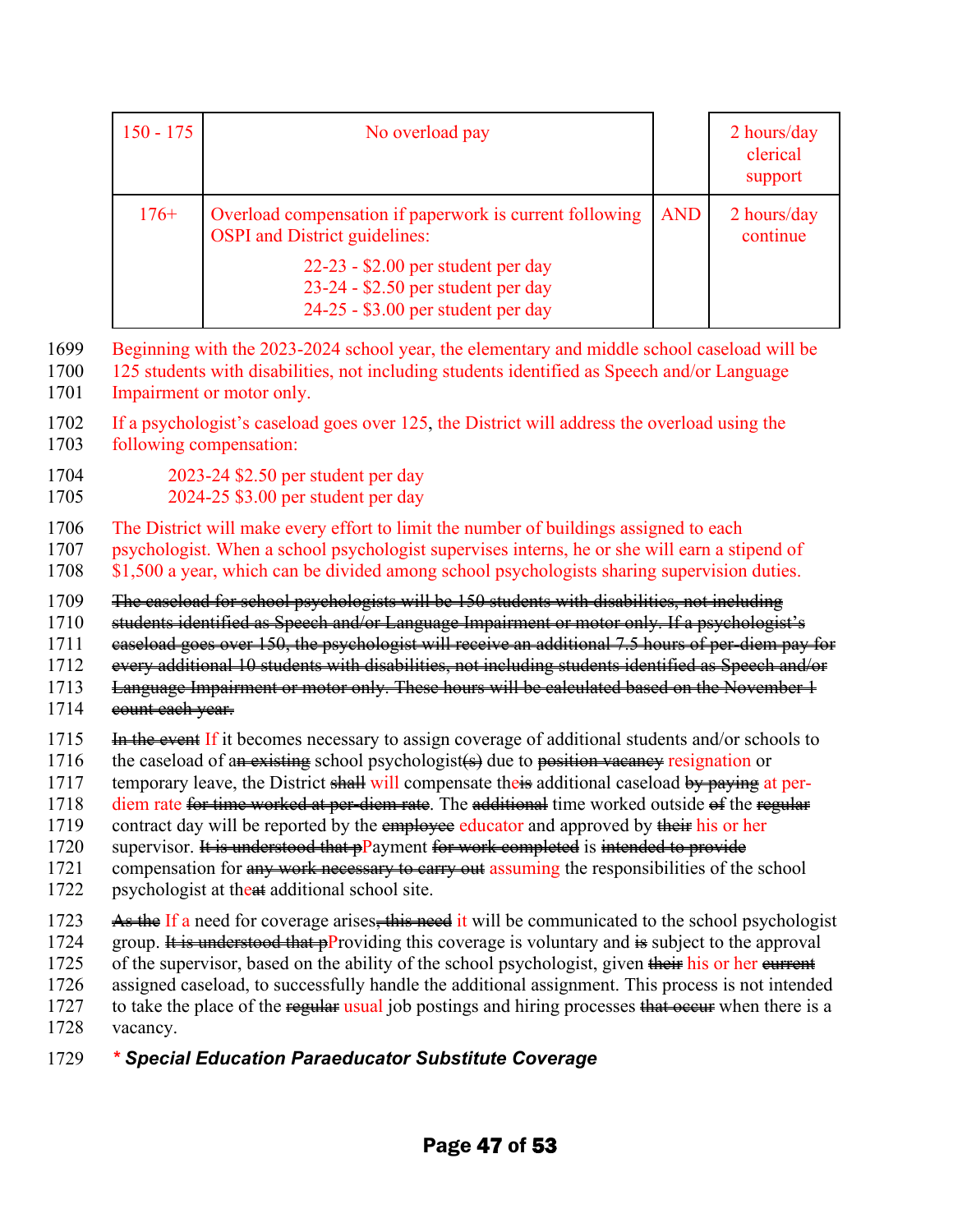| 150 - 175 | No overload pay | | 2 hours/day clerical support |
|---|---|---|---|
| 176+ | Overload compensation if paperwork is current following OSPI and District guidelines:<br>22-23 - $2.00 per student per day<br>23-24 - $2.50 per student per day<br>24-25 - $3.00 per student per day | AND | 2 hours/day continue |

Beginning with the 2023-2024 school year, the elementary and middle school caseload will be 125 students with disabilities, not including students identified as Speech and/or Language Impairment or motor only.

If a psychologist's caseload goes over 125, the District will address the overload using the following compensation:

2023-24 $2.50 per student per day
2024-25 $3.00 per student per day

The District will make every effort to limit the number of buildings assigned to each psychologist. When a school psychologist supervises interns, he or she will earn a stipend of $1,500 a year, which can be divided among school psychologists sharing supervision duties.

~~The caseload for school psychologists will be 150 students with disabilities, not including students identified as Speech and/or Language Impairment or motor only. If a psychologist's caseload goes over 150, the psychologist will receive an additional 7.5 hours of per-diem pay for every additional 10 students with disabilities, not including students identified as Speech and/or Language Impairment or motor only. These hours will be calculated based on the November 1 count each year.~~

~~In the event~~ If it becomes necessary to assign coverage of additional students and/or schools to the caseload of a~~n existing~~ school psychologist~~(s)~~ due to ~~position vacancy~~ resignation or temporary leave, the District ~~shall~~ will compensate the~~is~~ additional caseload ~~by paying~~ at per-diem rate ~~for time worked at per-diem rate~~. The ~~additional~~ time worked outside ~~of~~ the ~~regular~~ contract day will be reported by the ~~employee~~ educator and approved by ~~their~~ his or her supervisor. ~~It is understood that p~~Payment ~~for work completed~~ is ~~intended to provide~~ compensation for ~~any work necessary to carry out~~ assuming the responsibilities of the school psychologist at the~~at~~ additional school site.

~~As the~~ If a need for coverage arises~~, this need~~ it will be communicated to the school psychologist group. ~~It is understood that p~~Providing this coverage is voluntary and ~~is~~ subject to the approval of the supervisor, based on the ability of the school psychologist, given ~~their~~ his or her ~~current~~ assigned caseload, to successfully handle the additional assignment. This process is not intended to take the place of the ~~regular~~ usual job postings and hiring processes ~~that occur~~ when there is a vacancy.

***\* Special Education Paraeducator Substitute Coverage***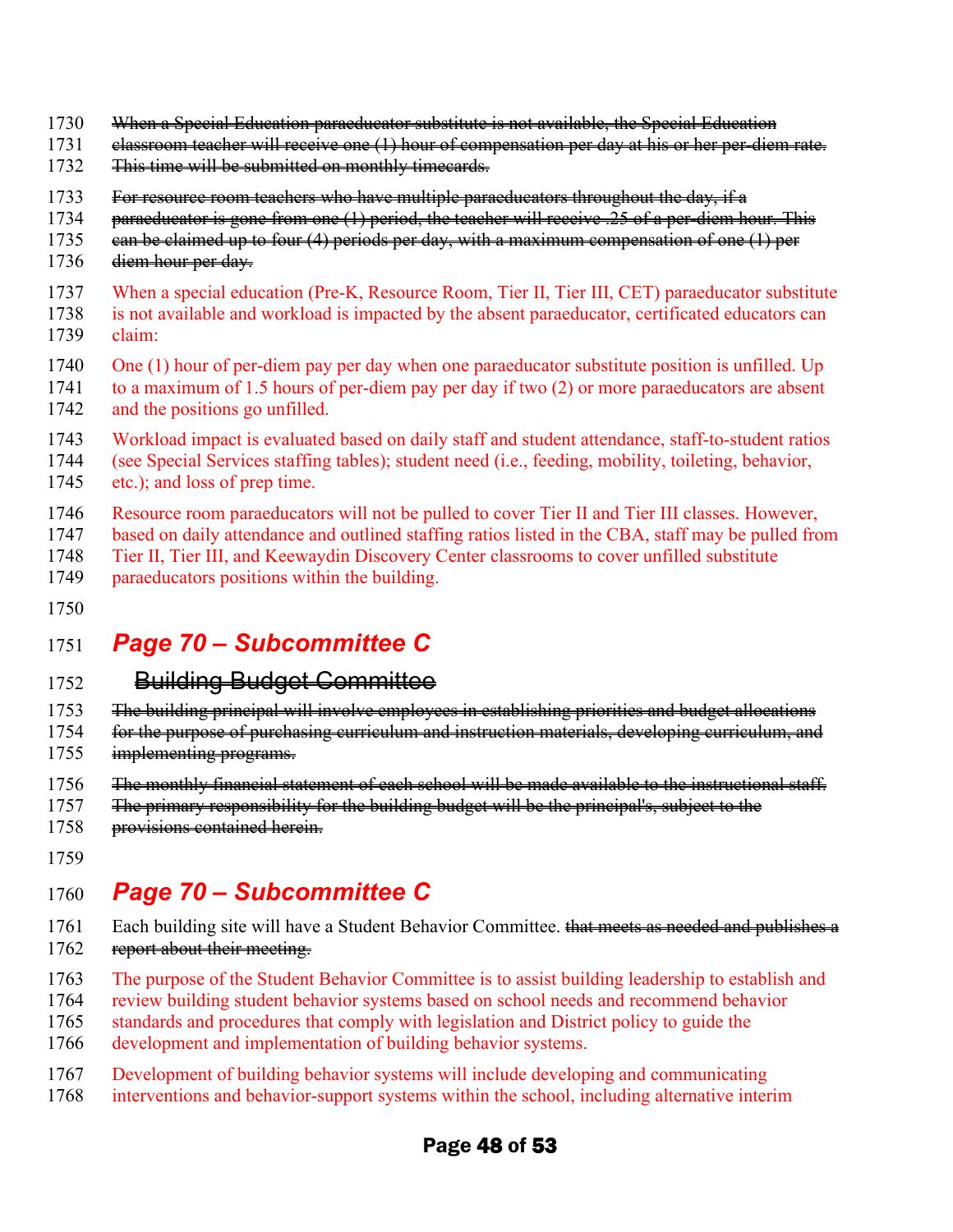~~When a Special Education paraeducator substitute is not available, the Special Education classroom teacher will receive one (1) hour of compensation per day at his or her per-diem rate. This time will be submitted on monthly timecards.~~

~~For resource room teachers who have multiple paraeducators throughout the day, if a paraeducator is gone from one (1) period, the teacher will receive .25 of a per-diem hour. This can be claimed up to four (4) periods per day, with a maximum compensation of one (1) per diem hour per day.~~

When a special education (Pre-K, Resource Room, Tier II, Tier III, CET) paraeducator substitute is not available and workload is impacted by the absent paraeducator, certificated educators can claim:

One (1) hour of per-diem pay per day when one paraeducator substitute position is unfilled. Up to a maximum of 1.5 hours of per-diem pay per day if two (2) or more paraeducators are absent and the positions go unfilled.

Workload impact is evaluated based on daily staff and student attendance, staff-to-student ratios (see Special Services staffing tables); student need (i.e., feeding, mobility, toileting, behavior, etc.); and loss of prep time.

Resource room paraeducators will not be pulled to cover Tier II and Tier III classes. However, based on daily attendance and outlined staffing ratios listed in the CBA, staff may be pulled from Tier II, Tier III, and Keewaydin Discovery Center classrooms to cover unfilled substitute paraeducators positions within the building.

## *Page 70 – Subcommittee C*

### ~~Building Budget Committee~~

~~The building principal will involve employees in establishing priorities and budget allocations for the purpose of purchasing curriculum and instruction materials, developing curriculum, and implementing programs.~~

~~The monthly financial statement of each school will be made available to the instructional staff. The primary responsibility for the building budget will be the principal's, subject to the provisions contained herein.~~

## *Page 70 – Subcommittee C*

Each building site will have a Student Behavior Committee. ~~that meets as needed and publishes a report about their meeting.~~

The purpose of the Student Behavior Committee is to assist building leadership to establish and review building student behavior systems based on school needs and recommend behavior standards and procedures that comply with legislation and District policy to guide the development and implementation of building behavior systems.

Development of building behavior systems will include developing and communicating interventions and behavior-support systems within the school, including alternative interim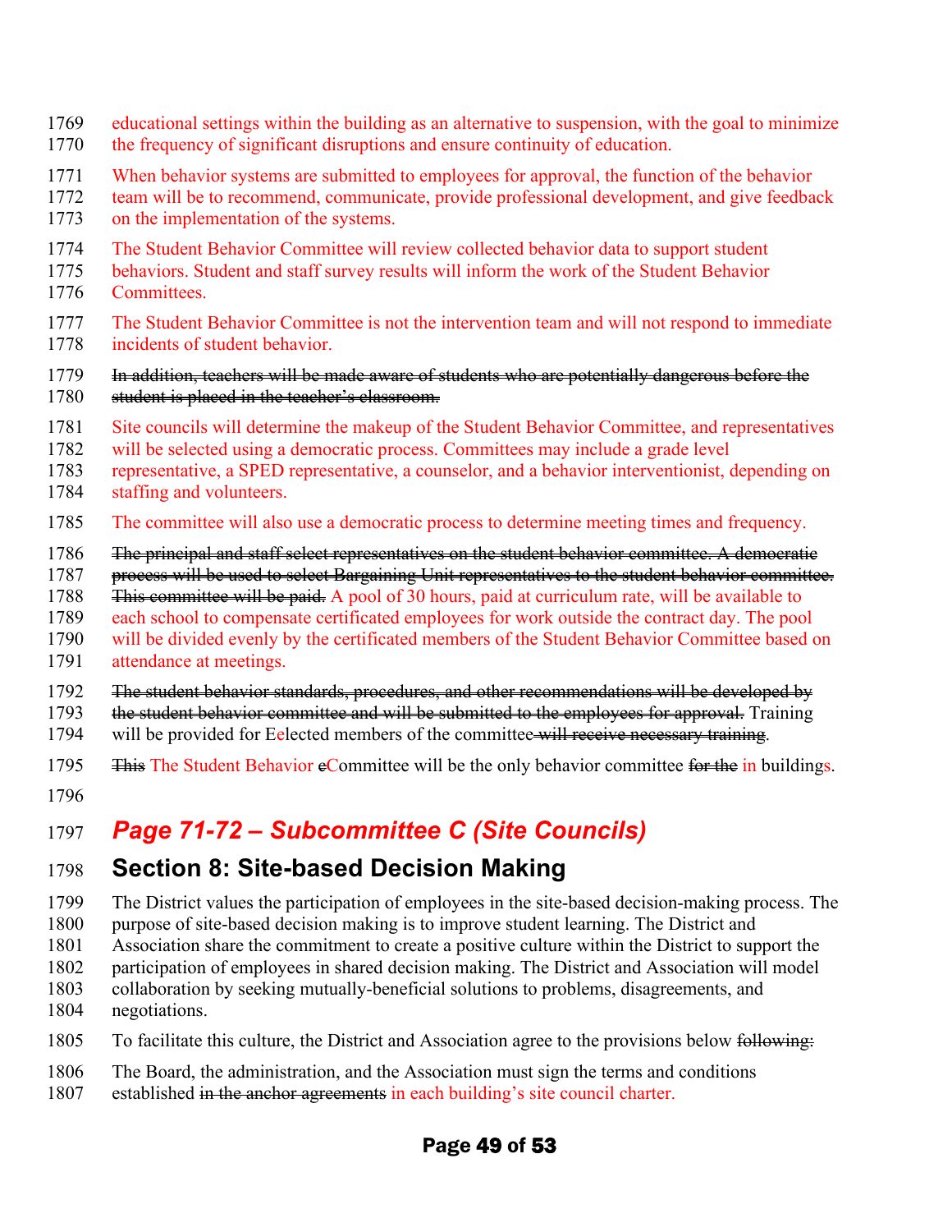educational settings within the building as an alternative to suspension, with the goal to minimize the frequency of significant disruptions and ensure continuity of education.

When behavior systems are submitted to employees for approval, the function of the behavior team will be to recommend, communicate, provide professional development, and give feedback on the implementation of the systems.

The Student Behavior Committee will review collected behavior data to support student behaviors. Student and staff survey results will inform the work of the Student Behavior Committees.

The Student Behavior Committee is not the intervention team and will not respond to immediate incidents of student behavior.

~~In addition, teachers will be made aware of students who are potentially dangerous before the student is placed in the teacher's classroom.~~

Site councils will determine the makeup of the Student Behavior Committee, and representatives will be selected using a democratic process. Committees may include a grade level representative, a SPED representative, a counselor, and a behavior interventionist, depending on staffing and volunteers.

The committee will also use a democratic process to determine meeting times and frequency.

~~The principal and staff select representatives on the student behavior committee. A democratic process will be used to select Bargaining Unit representatives to the student behavior committee. This committee will be paid.~~ A pool of 30 hours, paid at curriculum rate, will be available to each school to compensate certificated employees for work outside the contract day. The pool will be divided evenly by the certificated members of the Student Behavior Committee based on attendance at meetings.

~~The student behavior standards, procedures, and other recommendations will be developed by the student behavior committee and will be submitted to the employees for approval.~~ Training will be provided for ~~E~~elected members of the committee ~~will receive necessary training~~.

~~This~~ The Student Behavior ~~c~~Committee will be the only behavior committee ~~for the~~ in buildings.

## *Page 71-72 – Subcommittee C (Site Councils)*

## Section 8: Site-based Decision Making

The District values the participation of employees in the site-based decision-making process. The purpose of site-based decision making is to improve student learning. The District and Association share the commitment to create a positive culture within the District to support the participation of employees in shared decision making. The District and Association will model collaboration by seeking mutually-beneficial solutions to problems, disagreements, and negotiations.

To facilitate this culture, the District and Association agree to the provisions below ~~following:~~

The Board, the administration, and the Association must sign the terms and conditions established ~~in the anchor agreements~~ in each building's site council charter.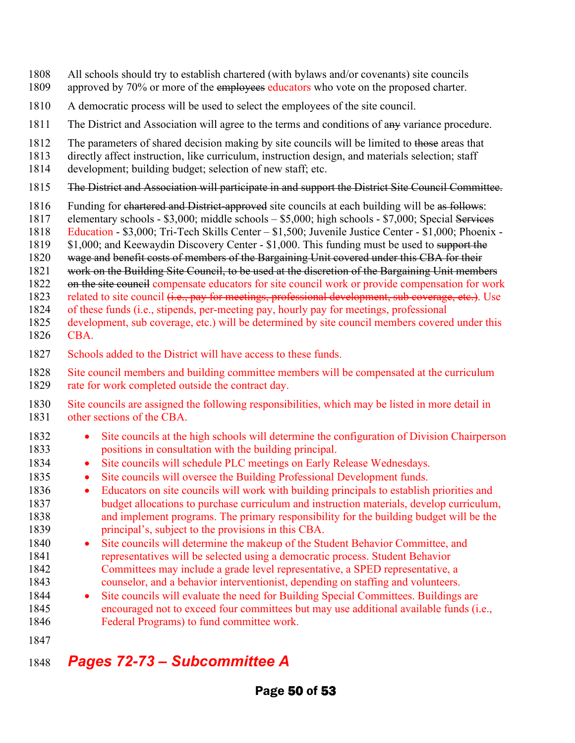1808 All schools should try to establish chartered (with bylaws and/or covenants) site councils
1809 approved by 70% or more of the ~~employees~~ educators who vote on the proposed charter.

1810 A democratic process will be used to select the employees of the site council.

1811 The District and Association will agree to the terms and conditions of ~~any~~ variance procedure.

1812 The parameters of shared decision making by site councils will be limited to ~~those~~ areas that
1813 directly affect instruction, like curriculum, instruction design, and materials selection; staff
1814 development; building budget; selection of new staff; etc.

1815 ~~The District and Association will participate in and support the District Site Council Committee.~~

1816 Funding for ~~chartered and District-approved~~ site councils at each building will be ~~as follows~~:
1817 elementary schools - $3,000; middle schools – $5,000; high schools - $7,000; Special ~~Services~~
1818 Education - $3,000; Tri-Tech Skills Center – $1,500; Juvenile Justice Center - $1,000; Phoenix -
1819 $1,000; and Keewaydin Discovery Center - $1,000. This funding must be used to ~~support the~~
1820 ~~wage and benefit costs of members of the Bargaining Unit covered under this CBA for their~~
1821 ~~work on the Building Site Council, to be used at the discretion of the Bargaining Unit members~~
1822 ~~on the site council~~ compensate educators for site council work or provide compensation for work
1823 related to site council ~~(i.e., pay for meetings, professional development, sub coverage, etc.)~~. Use
1824 of these funds (i.e., stipends, per-meeting pay, hourly pay for meetings, professional
1825 development, sub coverage, etc.) will be determined by site council members covered under this
1826 CBA.

1827 Schools added to the District will have access to these funds.

1828 Site council members and building committee members will be compensated at the curriculum
1829 rate for work completed outside the contract day.

1830 Site councils are assigned the following responsibilities, which may be listed in more detail in
1831 other sections of the CBA.

1832 - Site councils at the high schools will determine the configuration of Division Chairperson
1833 positions in consultation with the building principal.
1834 - Site councils will schedule PLC meetings on Early Release Wednesdays.
1835 - Site councils will oversee the Building Professional Development funds.
1836 - Educators on site councils will work with building principals to establish priorities and
1837 budget allocations to purchase curriculum and instruction materials, develop curriculum,
1838 and implement programs. The primary responsibility for the building budget will be the
1839 principal's, subject to the provisions in this CBA.
1840 - Site councils will determine the makeup of the Student Behavior Committee, and
1841 representatives will be selected using a democratic process. Student Behavior
1842 Committees may include a grade level representative, a SPED representative, a
1843 counselor, and a behavior interventionist, depending on staffing and volunteers.
1844 - Site councils will evaluate the need for Building Special Committees. Buildings are
1845 encouraged not to exceed four committees but may use additional available funds (i.e.,
1846 Federal Programs) to fund committee work.

1847

1848 ***Pages 72-73 – Subcommittee A***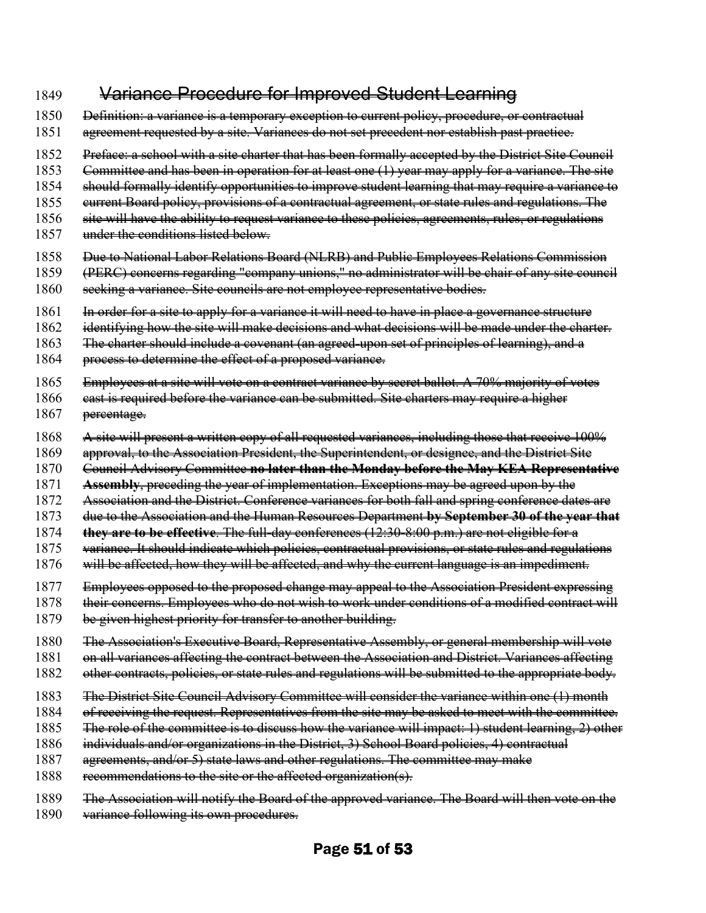## ~~Variance Procedure for Improved Student Learning~~

~~Definition: a variance is a temporary exception to current policy, procedure, or contractual agreement requested by a site. Variances do not set precedent nor establish past practice.~~

~~Preface: a school with a site charter that has been formally accepted by the District Site Council Committee and has been in operation for at least one (1) year may apply for a variance. The site should formally identify opportunities to improve student learning that may require a variance to current Board policy, provisions of a contractual agreement, or state rules and regulations. The site will have the ability to request variance to these policies, agreements, rules, or regulations under the conditions listed below.~~

~~Due to National Labor Relations Board (NLRB) and Public Employees Relations Commission (PERC) concerns regarding "company unions," no administrator will be chair of any site council seeking a variance. Site councils are not employee representative bodies.~~

~~In order for a site to apply for a variance it will need to have in place a governance structure identifying how the site will make decisions and what decisions will be made under the charter. The charter should include a covenant (an agreed-upon set of principles of learning), and a process to determine the effect of a proposed variance.~~

~~Employees at a site will vote on a contract variance by secret ballot. A 70% majority of votes cast is required before the variance can be submitted. Site charters may require a higher percentage.~~

~~A site will present a written copy of all requested variances, including those that receive 100% approval, to the Association President, the Superintendent, or designee, and the District Site Council Advisory Committee~~ ~~**no later than the Monday before the May KEA Representative Assembly**~~~~, preceding the year of implementation. Exceptions may be agreed upon by the Association and the District. Conference variances for both fall and spring conference dates are due to the Association and the Human Resources Department~~ ~~**by September 30 of the year that they are to be effective**~~~~. The full-day conferences (12:30-8:00 p.m.) are not eligible for a variance. It should indicate which policies, contractual provisions, or state rules and regulations will be affected, how they will be affected, and why the current language is an impediment.~~

~~Employees opposed to the proposed change may appeal to the Association President expressing their concerns. Employees who do not wish to work under conditions of a modified contract will be given highest priority for transfer to another building.~~

~~The Association's Executive Board, Representative Assembly, or general membership will vote on all variances affecting the contract between the Association and District. Variances affecting other contracts, policies, or state rules and regulations will be submitted to the appropriate body.~~

~~The District Site Council Advisory Committee will consider the variance within one (1) month of receiving the request. Representatives from the site may be asked to meet with the committee. The role of the committee is to discuss how the variance will impact: 1) student learning, 2) other individuals and/or organizations in the District, 3) School Board policies, 4) contractual agreements, and/or 5) state laws and other regulations. The committee may make recommendations to the site or the affected organization(s).~~

~~The Association will notify the Board of the approved variance. The Board will then vote on the variance following its own procedures.~~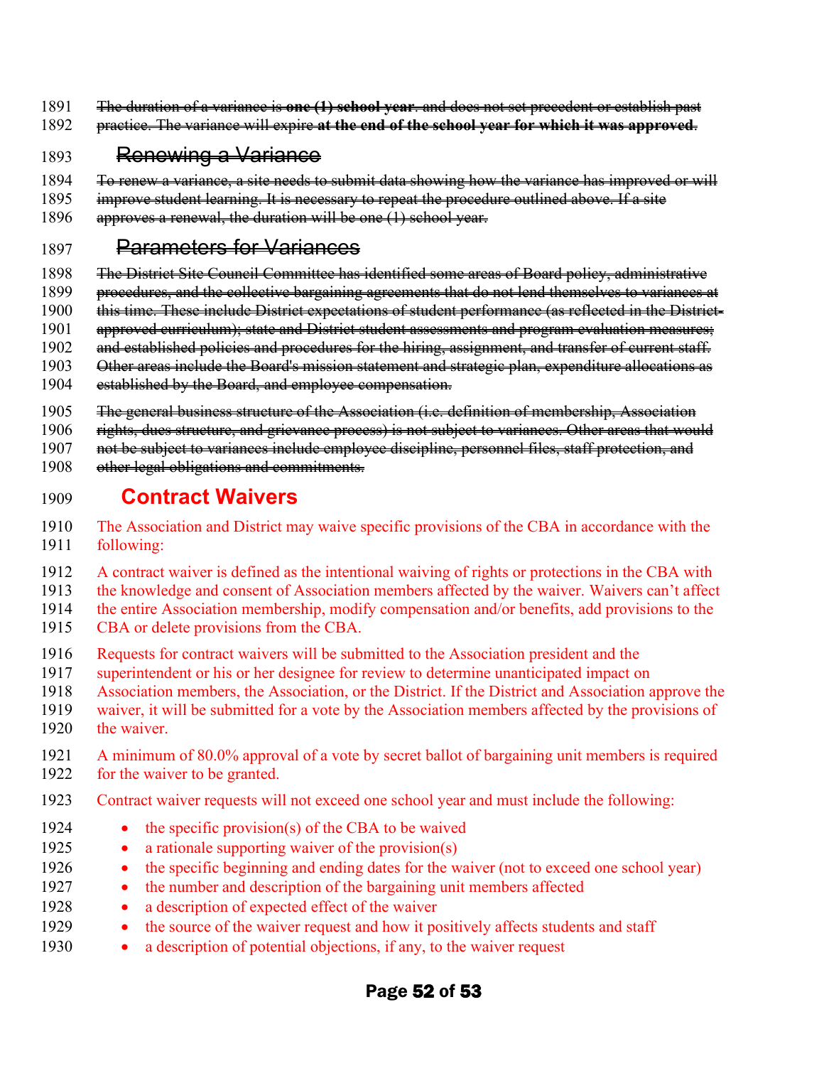~~The duration of a variance is **one (1) school year**. and does not set precedent or establish past practice. The variance will expire **at the end of the school year for which it was approved**.~~

## ~~Renewing a Variance~~

~~To renew a variance, a site needs to submit data showing how the variance has improved or will improve student learning. It is necessary to repeat the procedure outlined above. If a site approves a renewal, the duration will be one (1) school year.~~

## ~~Parameters for Variances~~

~~The District Site Council Committee has identified some areas of Board policy, administrative procedures, and the collective bargaining agreements that do not lend themselves to variances at this time. These include District expectations of student performance (as reflected in the District-approved curriculum); state and District student assessments and program evaluation measures; and established policies and procedures for the hiring, assignment, and transfer of current staff. Other areas include the Board's mission statement and strategic plan, expenditure allocations as established by the Board, and employee compensation.~~

~~The general business structure of the Association (i.e. definition of membership, Association rights, dues structure, and grievance process) is not subject to variances. Other areas that would not be subject to variances include employee discipline, personnel files, staff protection, and other legal obligations and commitments.~~

## Contract Waivers

The Association and District may waive specific provisions of the CBA in accordance with the following:

A contract waiver is defined as the intentional waiving of rights or protections in the CBA with the knowledge and consent of Association members affected by the waiver. Waivers can't affect the entire Association membership, modify compensation and/or benefits, add provisions to the CBA or delete provisions from the CBA.

Requests for contract waivers will be submitted to the Association president and the superintendent or his or her designee for review to determine unanticipated impact on Association members, the Association, or the District. If the District and Association approve the waiver, it will be submitted for a vote by the Association members affected by the provisions of the waiver.

A minimum of 80.0% approval of a vote by secret ballot of bargaining unit members is required for the waiver to be granted.

Contract waiver requests will not exceed one school year and must include the following:

- the specific provision(s) of the CBA to be waived
- a rationale supporting waiver of the provision(s)
- the specific beginning and ending dates for the waiver (not to exceed one school year)
- the number and description of the bargaining unit members affected
- a description of expected effect of the waiver
- the source of the waiver request and how it positively affects students and staff
- a description of potential objections, if any, to the waiver request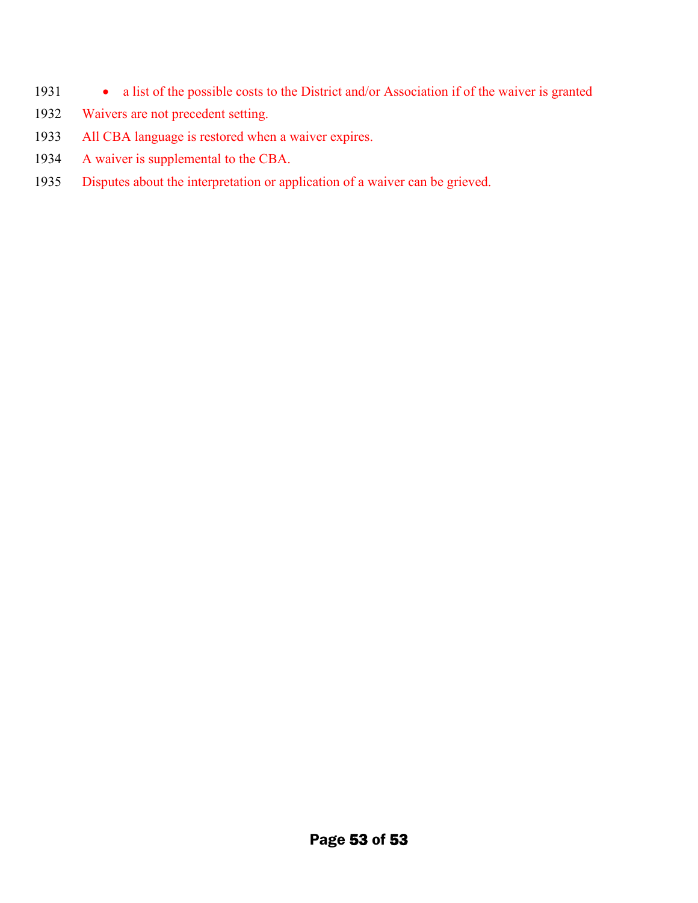- a list of the possible costs to the District and/or Association if of the waiver is granted

Waivers are not precedent setting.

All CBA language is restored when a waiver expires.

A waiver is supplemental to the CBA.

Disputes about the interpretation or application of a waiver can be grieved.